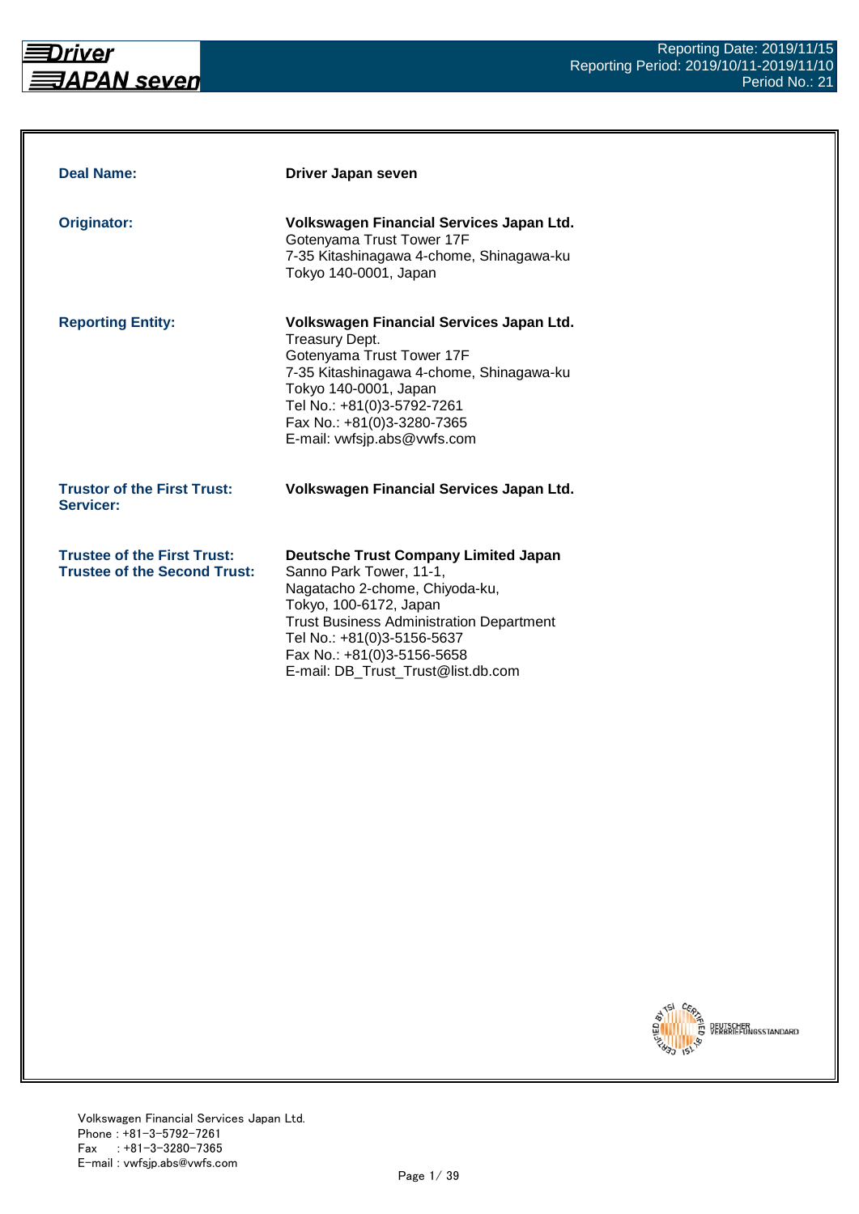Reporting Date: 2019/11/15
Reporting Period: 2019/10/11-2019/11/10
Period No.: 21

| | |
|---|---|
| **Deal Name:** | **Driver Japan seven** |
| **Originator:** | **Volkswagen Financial Services Japan Ltd.**<br>Gotenyama Trust Tower 17F<br>7-35 Kitashinagawa 4-chome, Shinagawa-ku<br>Tokyo 140-0001, Japan |
| **Reporting Entity:** | **Volkswagen Financial Services Japan Ltd.**<br>Treasury Dept.<br>Gotenyama Trust Tower 17F<br>7-35 Kitashinagawa 4-chome, Shinagawa-ku<br>Tokyo 140-0001, Japan<br>Tel No.: +81(0)3-5792-7261<br>Fax No.: +81(0)3-3280-7365<br>E-mail: vwfsjp.abs@vwfs.com |
| **Trustor of the First Trust:**<br>**Servicer:** | **Volkswagen Financial Services Japan Ltd.** |
| **Trustee of the First Trust:**<br>**Trustee of the Second Trust:** | **Deutsche Trust Company Limited Japan**<br>Sanno Park Tower, 11-1,<br>Nagatacho 2-chome, Chiyoda-ku,<br>Tokyo, 100-6172, Japan<br>Trust Business Administration Department<br>Tel No.: +81(0)3-5156-5637<br>Fax No.: +81(0)3-5156-5658<br>E-mail: DB_Trust_Trust@list.db.com |

Volkswagen Financial Services Japan Ltd.
Phone : +81-3-5792-7261
Fax : +81-3-3280-7365
E-mail : vwfsjp.abs@vwfs.com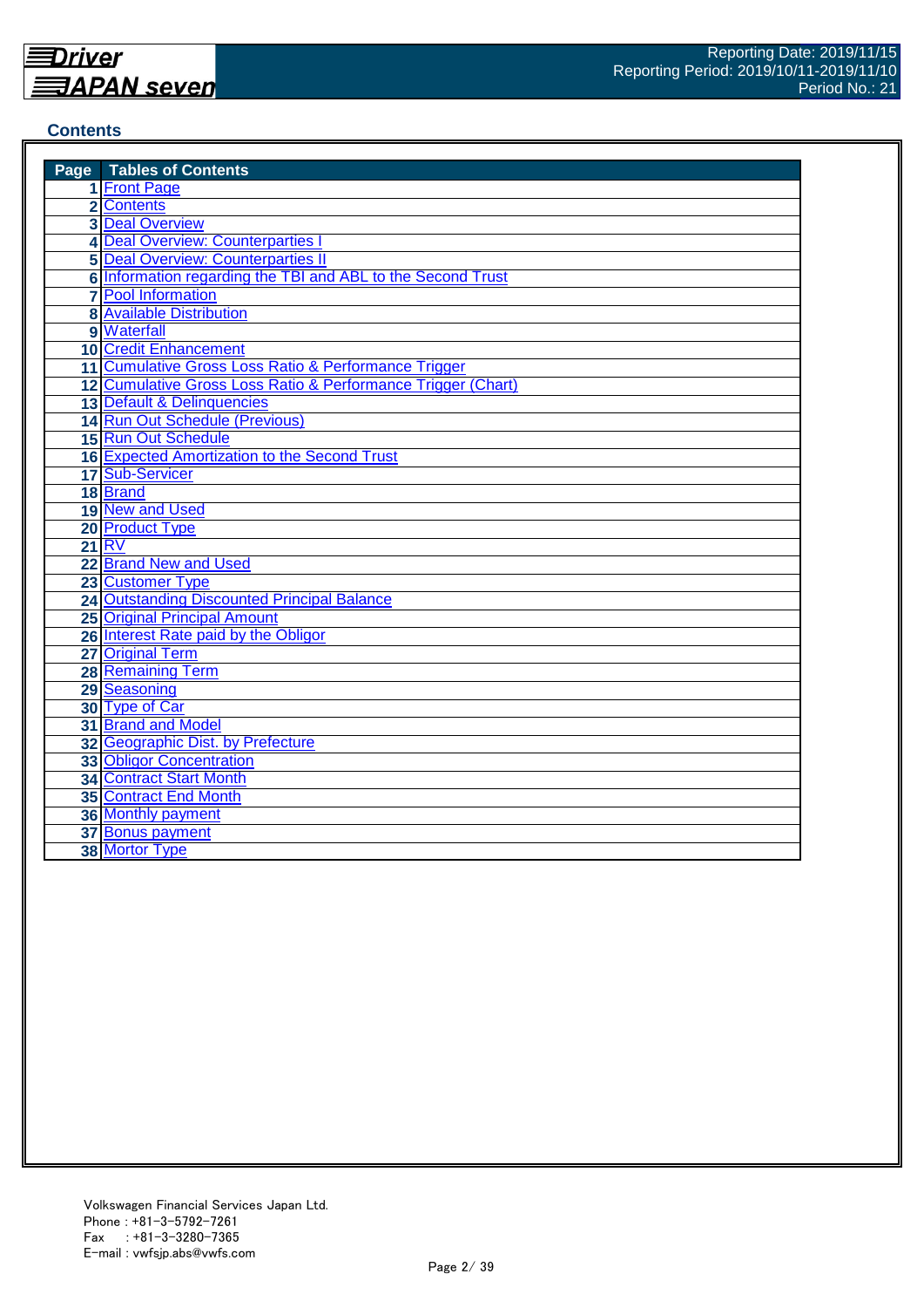## Contents

| Page | Tables of Contents |
|---|---|
| 1 | Front Page |
| 2 | Contents |
| 3 | Deal Overview |
| 4 | Deal Overview: Counterparties I |
| 5 | Deal Overview: Counterparties II |
| 6 | Information regarding the TBI and ABL to the Second Trust |
| 7 | Pool Information |
| 8 | Available Distribution |
| 9 | Waterfall |
| 10 | Credit Enhancement |
| 11 | Cumulative Gross Loss Ratio & Performance Trigger |
| 12 | Cumulative Gross Loss Ratio & Performance Trigger (Chart) |
| 13 | Default & Delinquencies |
| 14 | Run Out Schedule (Previous) |
| 15 | Run Out Schedule |
| 16 | Expected Amortization to the Second Trust |
| 17 | Sub-Servicer |
| 18 | Brand |
| 19 | New and Used |
| 20 | Product Type |
| 21 | RV |
| 22 | Brand New and Used |
| 23 | Customer Type |
| 24 | Outstanding Discounted Principal Balance |
| 25 | Original Principal Amount |
| 26 | Interest Rate paid by the Obligor |
| 27 | Original Term |
| 28 | Remaining Term |
| 29 | Seasoning |
| 30 | Type of Car |
| 31 | Brand and Model |
| 32 | Geographic Dist. by Prefecture |
| 33 | Obligor Concentration |
| 34 | Contract Start Month |
| 35 | Contract End Month |
| 36 | Monthly payment |
| 37 | Bonus payment |
| 38 | Mortor Type |

Volkswagen Financial Services Japan Ltd.
Phone : +81-3-5792-7261
Fax　 : +81-3-3280-7365
E-mail : vwfsjp.abs@vwfs.com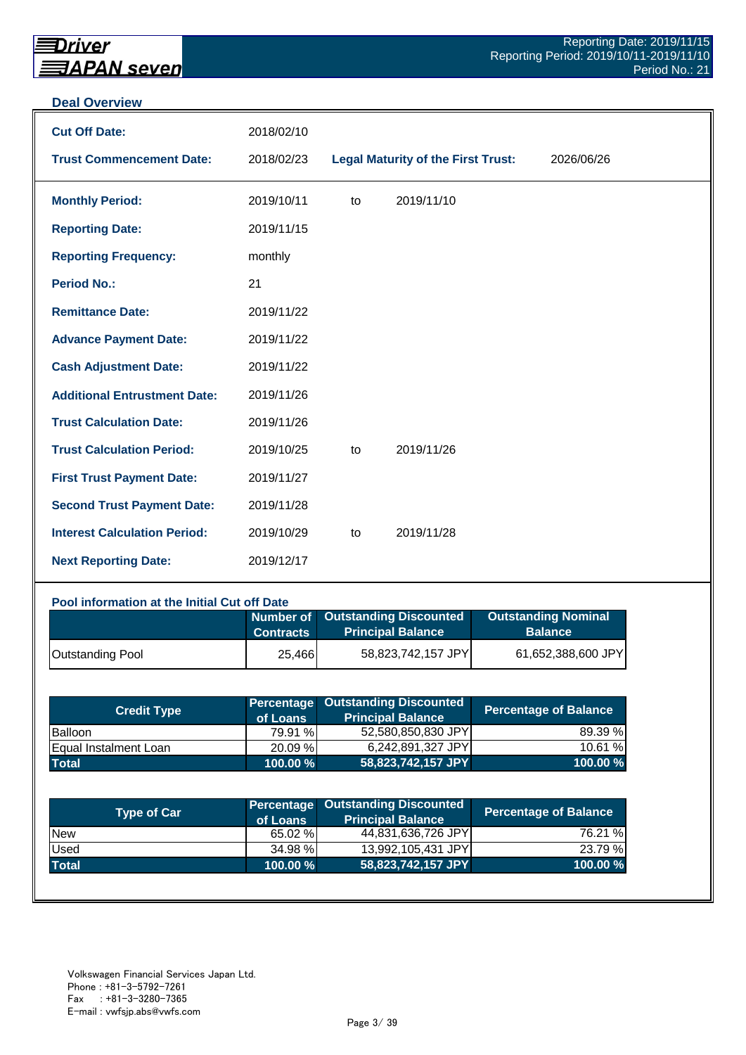## Deal Overview

| | | | |
|---|---|---|---|
| **Cut Off Date:** | 2018/02/10 | | |
| **Trust Commencement Date:** | 2018/02/23 | **Legal Maturity of the First Trust:** | 2026/06/26 |

| | | | |
|---|---|---|---|
| **Monthly Period:** | 2019/10/11 | to | 2019/11/10 |
| **Reporting Date:** | 2019/11/15 | | |
| **Reporting Frequency:** | monthly | | |
| **Period No.:** | 21 | | |
| **Remittance Date:** | 2019/11/22 | | |
| **Advance Payment Date:** | 2019/11/22 | | |
| **Cash Adjustment Date:** | 2019/11/22 | | |
| **Additional Entrustment Date:** | 2019/11/26 | | |
| **Trust Calculation Date:** | 2019/11/26 | | |
| **Trust Calculation Period:** | 2019/10/25 | to | 2019/11/26 |
| **First Trust Payment Date:** | 2019/11/27 | | |
| **Second Trust Payment Date:** | 2019/11/28 | | |
| **Interest Calculation Period:** | 2019/10/29 | to | 2019/11/28 |
| **Next Reporting Date:** | 2019/12/17 | | |

### Pool information at the Initial Cut off Date

| | Number of Contracts | Outstanding Discounted Principal Balance | Outstanding Nominal Balance |
|---|---|---|---|
| Outstanding Pool | 25,466 | 58,823,742,157 JPY | 61,652,388,600 JPY |

| Credit Type | Percentage of Loans | Outstanding Discounted Principal Balance | Percentage of Balance |
|---|---|---|---|
| Balloon | 79.91 % | 52,580,850,830 JPY | 89.39 % |
| Equal Instalment Loan | 20.09 % | 6,242,891,327 JPY | 10.61 % |
| **Total** | **100.00 %** | **58,823,742,157 JPY** | **100.00 %** |

| Type of Car | Percentage of Loans | Outstanding Discounted Principal Balance | Percentage of Balance |
|---|---|---|---|
| New | 65.02 % | 44,831,636,726 JPY | 76.21 % |
| Used | 34.98 % | 13,992,105,431 JPY | 23.79 % |
| **Total** | **100.00 %** | **58,823,742,157 JPY** | **100.00 %** |

Volkswagen Financial Services Japan Ltd.
Phone : +81-3-5792-7261
Fax : +81-3-3280-7365
E-mail : vwfsjp.abs@vwfs.com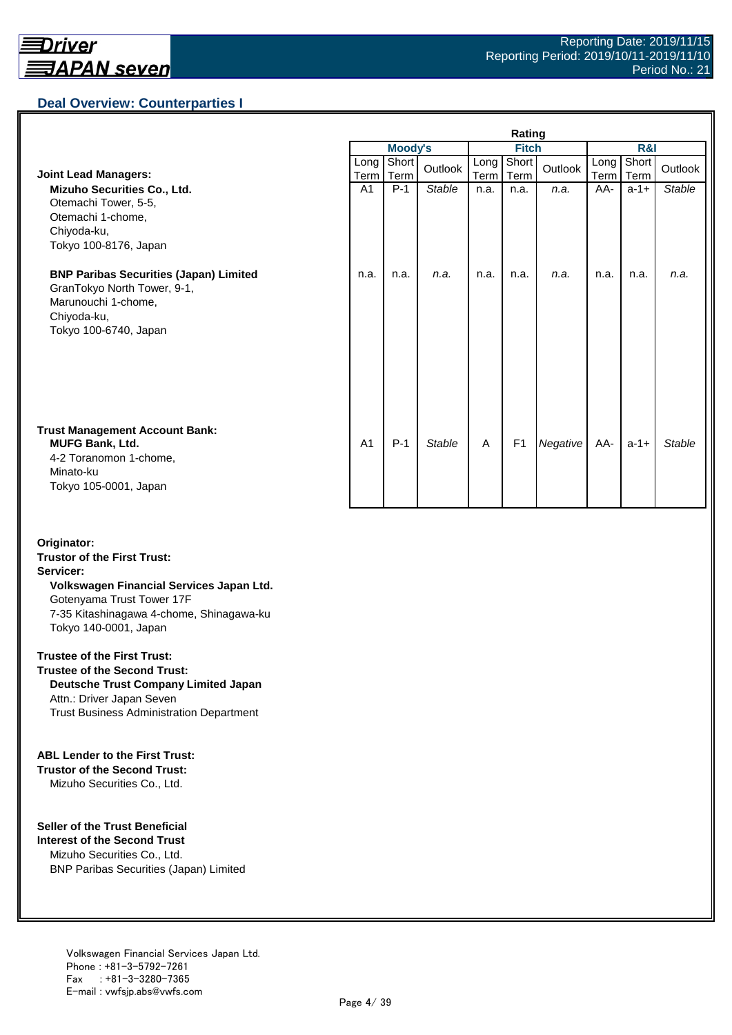## Deal Overview: Counterparties I

| | Rating | | | | | | | | |
|---|---|---|---|---|---|---|---|---|---|
| | Moody's | | | Fitch | | | R&I | | |
| | Long Term | Short Term | Outlook | Long Term | Short Term | Outlook | Long Term | Short Term | Outlook |
| **Joint Lead Managers:**<br>**Mizuho Securities Co., Ltd.**<br>Otemachi Tower, 5-5,<br>Otemachi 1-chome,<br>Chiyoda-ku,<br>Tokyo 100-8176, Japan | A1 | P-1 | *Stable* | n.a. | n.a. | *n.a.* | AA- | a-1+ | *Stable* |
| **BNP Paribas Securities (Japan) Limited**<br>GranTokyo North Tower, 9-1,<br>Marunouchi 1-chome,<br>Chiyoda-ku,<br>Tokyo 100-6740, Japan | n.a. | n.a. | *n.a.* | n.a. | n.a. | *n.a.* | n.a. | n.a. | *n.a.* |
| **Trust Management Account Bank:**<br>**MUFG Bank, Ltd.**<br>4-2 Toranomon 1-chome,<br>Minato-ku<br>Tokyo 105-0001, Japan | A1 | P-1 | *Stable* | A | F1 | *Negative* | AA- | a-1+ | *Stable* |

**Originator:**
**Trustor of the First Trust:**
**Servicer:**
**Volkswagen Financial Services Japan Ltd.**
Gotenyama Trust Tower 17F
7-35 Kitashinagawa 4-chome, Shinagawa-ku
Tokyo 140-0001, Japan

**Trustee of the First Trust:**
**Trustee of the Second Trust:**
**Deutsche Trust Company Limited Japan**
Attn.: Driver Japan Seven
Trust Business Administration Department

**ABL Lender to the First Trust:**
**Trustor of the Second Trust:**
Mizuho Securities Co., Ltd.

**Seller of the Trust Beneficial Interest of the Second Trust**
Mizuho Securities Co., Ltd.
BNP Paribas Securities (Japan) Limited

Volkswagen Financial Services Japan Ltd.
Phone : +81-3-5792-7261
Fax : +81-3-3280-7365
E-mail : vwfsjp.abs@vwfs.com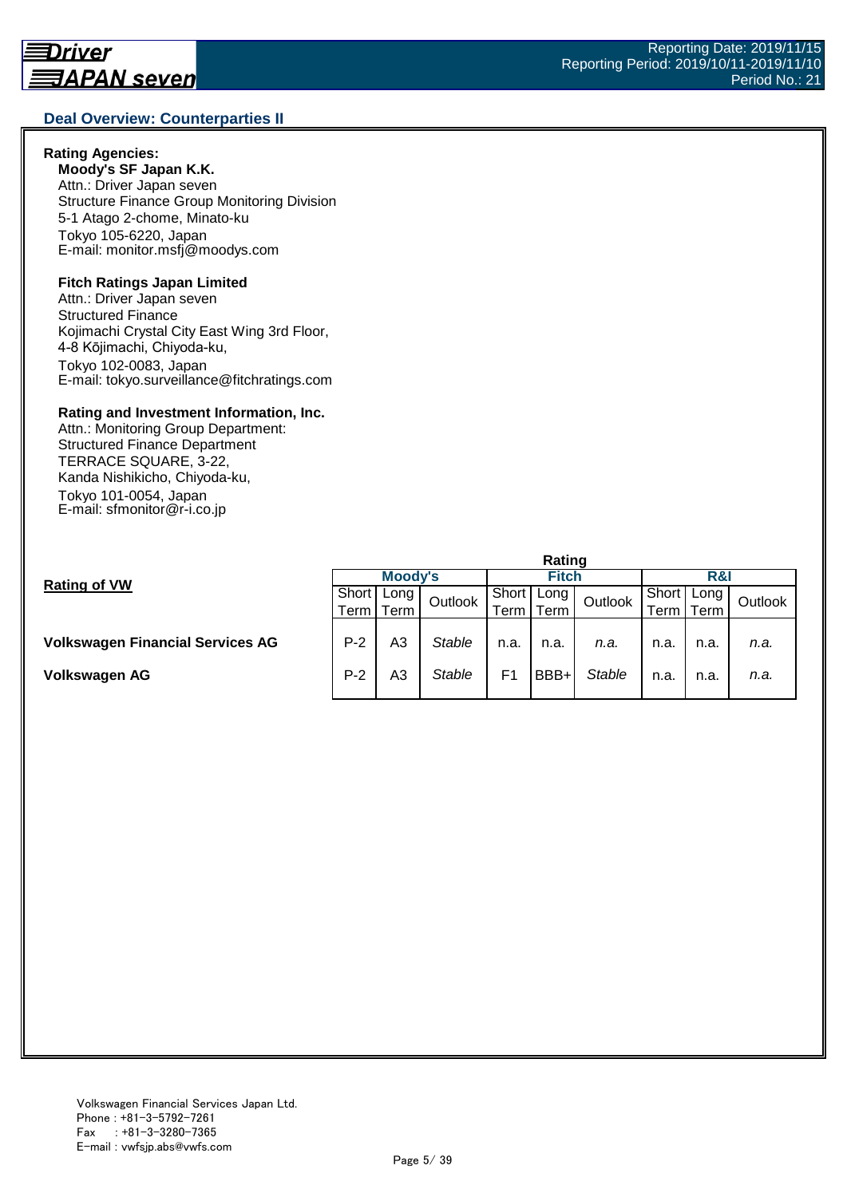## Deal Overview: Counterparties II

**Rating Agencies:**

**Moody's SF Japan K.K.**
Attn.: Driver Japan seven
Structure Finance Group Monitoring Division
5-1 Atago 2-chome, Minato-ku
Tokyo 105-6220, Japan
E-mail: monitor.msfj@moodys.com

**Fitch Ratings Japan Limited**
Attn.: Driver Japan seven
Structured Finance
Kojimachi Crystal City East Wing 3rd Floor,
4-8 Kōjimachi, Chiyoda-ku,
Tokyo 102-0083, Japan
E-mail: tokyo.surveillance@fitchratings.com

**Rating and Investment Information, Inc.**
Attn.: Monitoring Group Department:
Structured Finance Department
TERRACE SQUARE, 3-22,
Kanda Nishikicho, Chiyoda-ku,
Tokyo 101-0054, Japan
E-mail: sfmonitor@r-i.co.jp

**Rating of VW**

| | Rating | | | | | | | | |
|---|---|---|---|---|---|---|---|---|---|
| | Moody's | | | Fitch | | | R&I | | |
| | Short Term | Long Term | Outlook | Short Term | Long Term | Outlook | Short Term | Long Term | Outlook |
| **Volkswagen Financial Services AG** | P-2 | A3 | *Stable* | n.a. | n.a. | *n.a.* | n.a. | n.a. | *n.a.* |
| **Volkswagen AG** | P-2 | A3 | *Stable* | F1 | BBB+ | *Stable* | n.a. | n.a. | *n.a.* |

Volkswagen Financial Services Japan Ltd.
Phone : +81-3-5792-7261
Fax : +81-3-3280-7365
E-mail : vwfsjp.abs@vwfs.com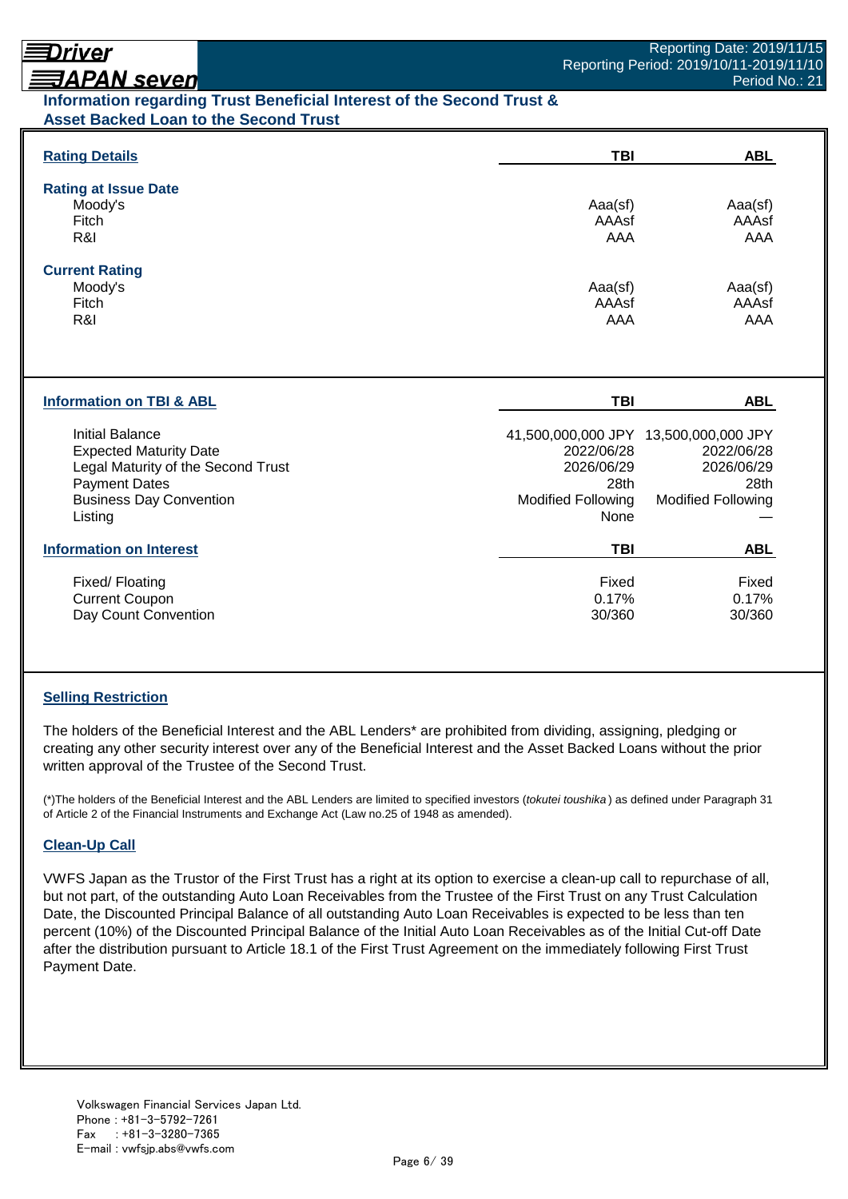## Information regarding Trust Beneficial Interest of the Second Trust & Asset Backed Loan to the Second Trust

### Rating Details

| Rating Details | TBI | ABL |
|---|---|---|
| **Rating at Issue Date** | | |
| Moody's | Aaa(sf) | Aaa(sf) |
| Fitch | AAAsf | AAAsf |
| R&I | AAA | AAA |
| **Current Rating** | | |
| Moody's | Aaa(sf) | Aaa(sf) |
| Fitch | AAAsf | AAAsf |
| R&I | AAA | AAA |

### Information on TBI & ABL

| Information on TBI & ABL | TBI | ABL |
|---|---|---|
| Initial Balance | 41,500,000,000 JPY | 13,500,000,000 JPY |
| Expected Maturity Date | 2022/06/28 | 2022/06/28 |
| Legal Maturity of the Second Trust | 2026/06/29 | 2026/06/29 |
| Payment Dates | 28th | 28th |
| Business Day Convention | Modified Following | Modified Following |
| Listing | None | — |

### Information on Interest

| Information on Interest | TBI | ABL |
|---|---|---|
| Fixed/ Floating | Fixed | Fixed |
| Current Coupon | 0.17% | 0.17% |
| Day Count Convention | 30/360 | 30/360 |

### Selling Restriction

The holders of the Beneficial Interest and the ABL Lenders* are prohibited from dividing, assigning, pledging or creating any other security interest over any of the Beneficial Interest and the Asset Backed Loans without the prior written approval of the Trustee of the Second Trust.

(*)The holders of the Beneficial Interest and the ABL Lenders are limited to specified investors (*tokutei toushika*) as defined under Paragraph 31 of Article 2 of the Financial Instruments and Exchange Act (Law no.25 of 1948 as amended).

### Clean-Up Call

VWFS Japan as the Trustor of the First Trust has a right at its option to exercise a clean-up call to repurchase of all, but not part, of the outstanding Auto Loan Receivables from the Trustee of the First Trust on any Trust Calculation Date, the Discounted Principal Balance of all outstanding Auto Loan Receivables is expected to be less than ten percent (10%) of the Discounted Principal Balance of the Initial Auto Loan Receivables as of the Initial Cut-off Date after the distribution pursuant to Article 18.1 of the First Trust Agreement on the immediately following First Trust Payment Date.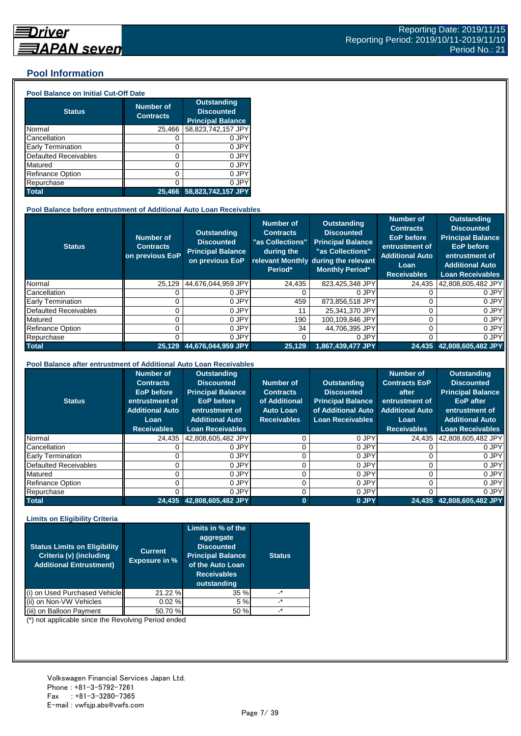## Pool Information

### Pool Balance on Initial Cut-Off Date

| Status | Number of Contracts | Outstanding Discounted Principal Balance |
|---|---|---|
| Normal | 25,466 | 58,823,742,157 JPY |
| Cancellation | 0 | 0 JPY |
| Early Termination | 0 | 0 JPY |
| Defaulted Receivables | 0 | 0 JPY |
| Matured | 0 | 0 JPY |
| Refinance Option | 0 | 0 JPY |
| Repurchase | 0 | 0 JPY |
| **Total** | **25,466** | **58,823,742,157 JPY** |

### Pool Balance before entrustment of Additional Auto Loan Receivables

| Status | Number of Contracts on previous EoP | Outstanding Discounted Principal Balance on previous EoP | Number of Contracts "as Collections" during the relevant Monthly Period* | Outstanding Discounted Principal Balance "as Collections" during the relevant Monthly Period* | Number of Contracts EoP before entrustment of Additional Auto Loan Receivables | Outstanding Discounted Principal Balance EoP before entrustment of Additional Auto Loan Receivables |
|---|---|---|---|---|---|---|
| Normal | 25,129 | 44,676,044,959 JPY | 24,435 | 823,425,348 JPY | 24,435 | 42,808,605,482 JPY |
| Cancellation | 0 | 0 JPY | 0 | 0 JPY | 0 | 0 JPY |
| Early Termination | 0 | 0 JPY | 459 | 873,856,518 JPY | 0 | 0 JPY |
| Defaulted Receivables | 0 | 0 JPY | 11 | 25,341,370 JPY | 0 | 0 JPY |
| Matured | 0 | 0 JPY | 190 | 100,109,846 JPY | 0 | 0 JPY |
| Refinance Option | 0 | 0 JPY | 34 | 44,706,395 JPY | 0 | 0 JPY |
| Repurchase | 0 | 0 JPY | 0 | 0 JPY | 0 | 0 JPY |
| **Total** | **25,129** | **44,676,044,959 JPY** | **25,129** | **1,867,439,477 JPY** | **24,435** | **42,808,605,482 JPY** |

### Pool Balance after entrustment of Additional Auto Loan Receivables

| Status | Number of Contracts EoP before entrustment of Additional Auto Loan Receivables | Outstanding Discounted Principal Balance EoP before entrustment of Additional Auto Loan Receivables | Number of Contracts of Additional Auto Loan Receivables | Outstanding Discounted Principal Balance of Additional Auto Loan Receivables | Number of Contracts EoP after entrustment of Additional Auto Loan Receivables | Outstanding Discounted Principal Balance EoP after entrustment of Additional Auto Loan Receivables |
|---|---|---|---|---|---|---|
| Normal | 24,435 | 42,808,605,482 JPY | 0 | 0 JPY | 24,435 | 42,808,605,482 JPY |
| Cancellation | 0 | 0 JPY | 0 | 0 JPY | 0 | 0 JPY |
| Early Termination | 0 | 0 JPY | 0 | 0 JPY | 0 | 0 JPY |
| Defaulted Receivables | 0 | 0 JPY | 0 | 0 JPY | 0 | 0 JPY |
| Matured | 0 | 0 JPY | 0 | 0 JPY | 0 | 0 JPY |
| Refinance Option | 0 | 0 JPY | 0 | 0 JPY | 0 | 0 JPY |
| Repurchase | 0 | 0 JPY | 0 | 0 JPY | 0 | 0 JPY |
| **Total** | **24,435** | **42,808,605,482 JPY** | **0** | **0 JPY** | **24,435** | **42,808,605,482 JPY** |

### Limits on Eligibility Criteria

| Status Limits on Eligibility Criteria (v) (including Additional Entrustment) | Current Exposure in % | Limits in % of the aggregate Discounted Principal Balance of the Auto Loan Receivables outstanding | Status |
|---|---|---|---|
| (i) on Used Purchased Vehicle | 21.22 % | 35 % | -* |
| (ii) on Non-VW Vehicles | 0.02 % | 5 % | -* |
| (iii) on Balloon Payment | 50.70 % | 50 % | -* |

(*) not applicable since the Revolving Period ended

Volkswagen Financial Services Japan Ltd.
Phone : +81-3-5792-7261
Fax : +81-3-3280-7365
E-mail : vwfsjp.abs@vwfs.com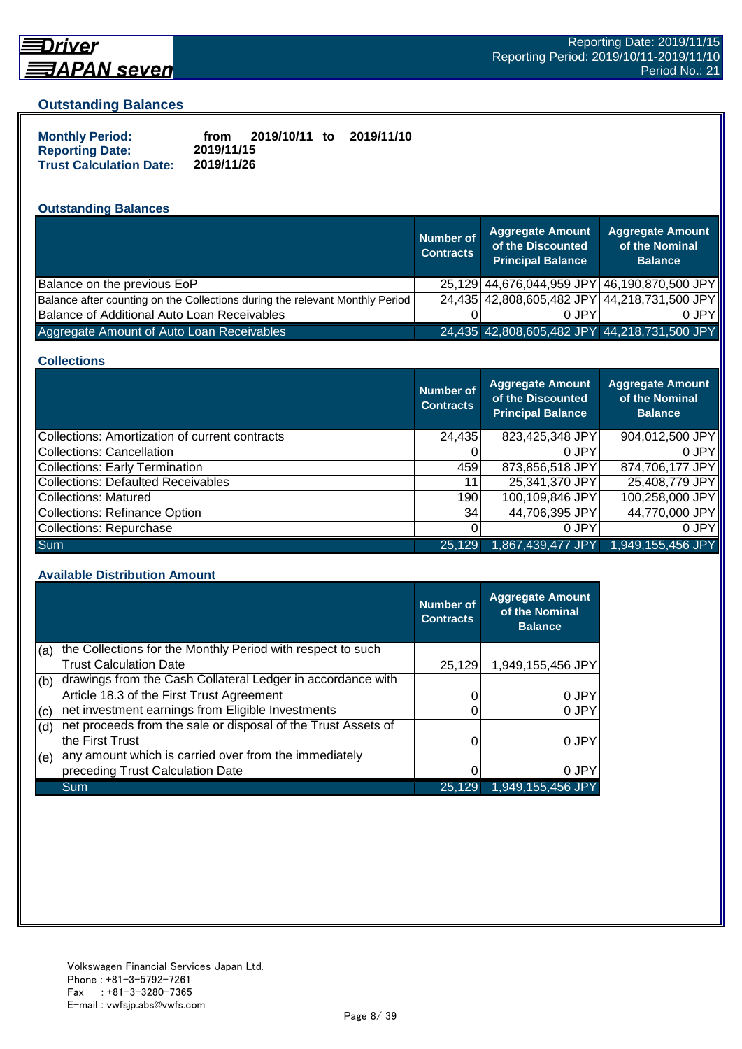## Outstanding Balances

**Monthly Period:** from 2019/11/11 to 2019/11/10

Wait—correcting to exact reading:

**Monthly Period:** from 2019/10/11 to 2019/11/10
**Reporting Date:** 2019/11/15
**Trust Calculation Date:** 2019/11/26

### Outstanding Balances

| | Number of Contracts | Aggregate Amount of the Discounted Principal Balance | Aggregate Amount of the Nominal Balance |
|---|---|---|---|
| Balance on the previous EoP | 25,129 | 44,676,044,959 JPY | 46,190,870,500 JPY |
| Balance after counting on the Collections during the relevant Monthly Period | 24,435 | 42,808,605,482 JPY | 44,218,731,500 JPY |
| Balance of Additional Auto Loan Receivables | 0 | 0 JPY | 0 JPY |
| Aggregate Amount of Auto Loan Receivables | 24,435 | 42,808,605,482 JPY | 44,218,731,500 JPY |

### Collections

| | Number of Contracts | Aggregate Amount of the Discounted Principal Balance | Aggregate Amount of the Nominal Balance |
|---|---|---|---|
| Collections: Amortization of current contracts | 24,435 | 823,425,348 JPY | 904,012,500 JPY |
| Collections: Cancellation | 0 | 0 JPY | 0 JPY |
| Collections: Early Termination | 459 | 873,856,518 JPY | 874,706,177 JPY |
| Collections: Defaulted Receivables | 11 | 25,341,370 JPY | 25,408,779 JPY |
| Collections: Matured | 190 | 100,109,846 JPY | 100,258,000 JPY |
| Collections: Refinance Option | 34 | 44,706,395 JPY | 44,770,000 JPY |
| Collections: Repurchase | 0 | 0 JPY | 0 JPY |
| Sum | 25,129 | 1,867,439,477 JPY | 1,949,155,456 JPY |

### Available Distribution Amount

| | | Number of Contracts | Aggregate Amount of the Nominal Balance |
|---|---|---|---|
| (a) | the Collections for the Monthly Period with respect to such Trust Calculation Date | 25,129 | 1,949,155,456 JPY |
| (b) | drawings from the Cash Collateral Ledger in accordance with Article 18.3 of the First Trust Agreement | 0 | 0 JPY |
| (c) | net investment earnings from Eligible Investments | 0 | 0 JPY |
| (d) | net proceeds from the sale or disposal of the Trust Assets of the First Trust | 0 | 0 JPY |
| (e) | any amount which is carried over from the immediately preceding Trust Calculation Date | 0 | 0 JPY |
| | Sum | 25,129 | 1,949,155,456 JPY |

Volkswagen Financial Services Japan Ltd.
Phone : +81-3-5792-7261
Fax : +81-3-3280-7365
E-mail : vwfsjp.abs@vwfs.com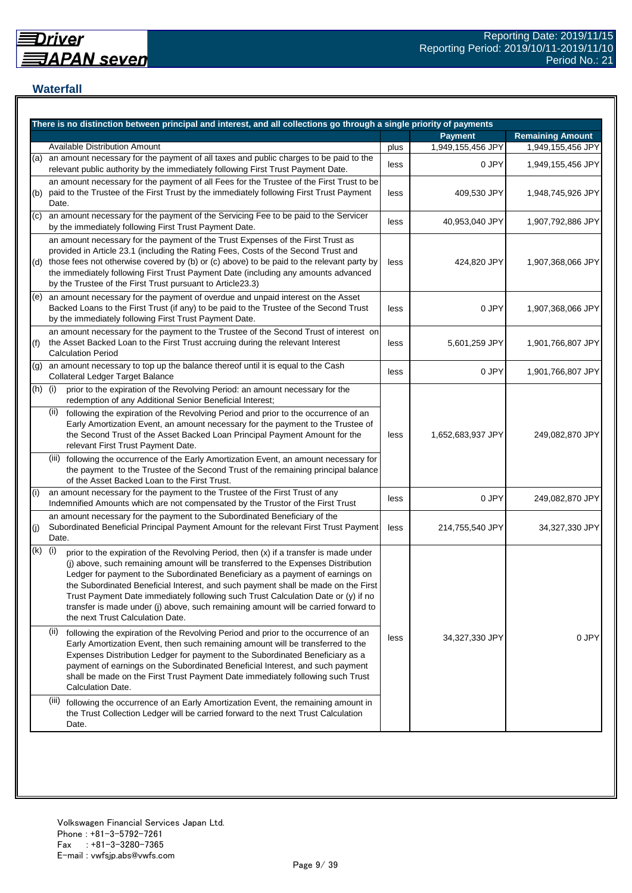## Waterfall

| | | | Payment | Remaining Amount |
|---|---|---|---|---|
| There is no distinction between principal and interest, and all collections go through a single priority of payments | | | | |
| | Available Distribution Amount | plus | 1,949,155,456 JPY | 1,949,155,456 JPY |
| (a) | an amount necessary for the payment of all taxes and public charges to be paid to the relevant public authority by the immediately following First Trust Payment Date. | less | 0 JPY | 1,949,155,456 JPY |
| (b) | an amount necessary for the payment of all Fees for the Trustee of the First Trust to be paid to the Trustee of the First Trust by the immediately following First Trust Payment Date. | less | 409,530 JPY | 1,948,745,926 JPY |
| (c) | an amount necessary for the payment of the Servicing Fee to be paid to the Servicer by the immediately following First Trust Payment Date. | less | 40,953,040 JPY | 1,907,792,886 JPY |
| (d) | an amount necessary for the payment of the Trust Expenses of the First Trust as provided in Article 23.1 (including the Rating Fees, Costs of the Second Trust and those fees not otherwise covered by (b) or (c) above) to be paid to the relevant party by the immediately following First Trust Payment Date (including any amounts advanced by the Trustee of the First Trust pursuant to Article23.3) | less | 424,820 JPY | 1,907,368,066 JPY |
| (e) | an amount necessary for the payment of overdue and unpaid interest on the Asset Backed Loans to the First Trust (if any) to be paid to the Trustee of the Second Trust by the immediately following First Trust Payment Date. | less | 0 JPY | 1,907,368,066 JPY |
| (f) | an amount necessary for the payment to the Trustee of the Second Trust of interest on the Asset Backed Loan to the First Trust accruing during the relevant Interest Calculation Period | less | 5,601,259 JPY | 1,901,766,807 JPY |
| (g) | an amount necessary to top up the balance thereof until it is equal to the Cash Collateral Ledger Target Balance | less | 0 JPY | 1,901,766,807 JPY |
| (h) | (i) prior to the expiration of the Revolving Period: an amount necessary for the redemption of any Additional Senior Beneficial Interest;<br>(ii) following the expiration of the Revolving Period and prior to the occurrence of an Early Amortization Event, an amount necessary for the payment to the Trustee of the Second Trust of the Asset Backed Loan Principal Payment Amount for the relevant First Trust Payment Date.<br>(iii) following the occurrence of the Early Amortization Event, an amount necessary for the payment to the Trustee of the Second Trust of the remaining principal balance of the Asset Backed Loan to the First Trust. | less | 1,652,683,937 JPY | 249,082,870 JPY |
| (i) | an amount necessary for the payment to the Trustee of the First Trust of any Indemnified Amounts which are not compensated by the Trustor of the First Trust | less | 0 JPY | 249,082,870 JPY |
| (j) | an amount necessary for the payment to the Subordinated Beneficiary of the Subordinated Beneficial Principal Payment Amount for the relevant First Trust Payment Date. | less | 214,755,540 JPY | 34,327,330 JPY |
| (k) | (i) prior to the expiration of the Revolving Period, then (x) if a transfer is made under (j) above, such remaining amount will be transferred to the Expenses Distribution Ledger for payment to the Subordinated Beneficiary as a payment of earnings on the Subordinated Beneficial Interest, and such payment shall be made on the First Trust Payment Date immediately following such Trust Calculation Date or (y) if no transfer is made under (j) above, such remaining amount will be carried forward to the next Trust Calculation Date.<br>(ii) following the expiration of the Revolving Period and prior to the occurrence of an Early Amortization Event, then such remaining amount will be transferred to the Expenses Distribution Ledger for payment to the Subordinated Beneficiary as a payment of earnings on the Subordinated Beneficial Interest, and such payment shall be made on the First Trust Payment Date immediately following such Trust Calculation Date.<br>(iii) following the occurrence of an Early Amortization Event, the remaining amount in the Trust Collection Ledger will be carried forward to the next Trust Calculation Date. | less | 34,327,330 JPY | 0 JPY |

Volkswagen Financial Services Japan Ltd.
Phone : +81-3-5792-7261
Fax : +81-3-3280-7365
E-mail : vwfsjp.abs@vwfs.com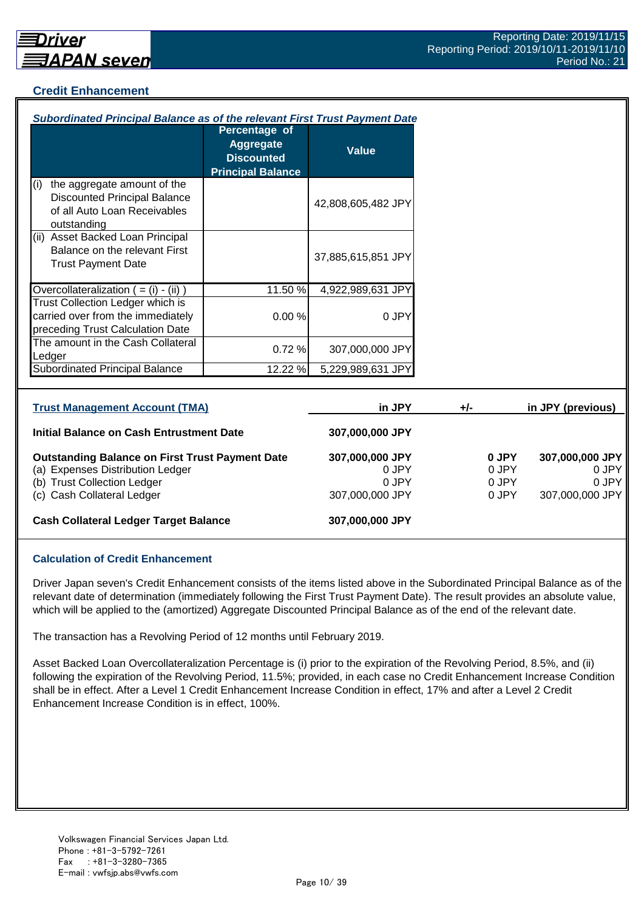## Credit Enhancement

### *Subordinated Principal Balance as of the relevant First Trust Payment Date*

| | Percentage of Aggregate Discounted Principal Balance | Value |
|---|---|---|
| (i) the aggregate amount of the Discounted Principal Balance of all Auto Loan Receivables outstanding | | 42,808,605,482 JPY |
| (ii) Asset Backed Loan Principal Balance on the relevant First Trust Payment Date | | 37,885,615,851 JPY |
| Overcollateralization ( = (i) - (ii) ) | 11.50 % | 4,922,989,631 JPY |
| Trust Collection Ledger which is carried over from the immediately preceding Trust Calculation Date | 0.00 % | 0 JPY |
| The amount in the Cash Collateral Ledger | 0.72 % | 307,000,000 JPY |
| Subordinated Principal Balance | 12.22 % | 5,229,989,631 JPY |

| Trust Management Account (TMA) | in JPY | +/- | in JPY (previous) |
|---|---|---|---|
| **Initial Balance on Cash Entrustment Date** | **307,000,000 JPY** | | |
| **Outstanding Balance on First Trust Payment Date** | **307,000,000 JPY** | **0 JPY** | **307,000,000 JPY** |
| (a) Expenses Distribution Ledger | 0 JPY | 0 JPY | 0 JPY |
| (b) Trust Collection Ledger | 0 JPY | 0 JPY | 0 JPY |
| (c) Cash Collateral Ledger | 307,000,000 JPY | 0 JPY | 307,000,000 JPY |
| **Cash Collateral Ledger Target Balance** | **307,000,000 JPY** | | |

### Calculation of Credit Enhancement

Driver Japan seven's Credit Enhancement consists of the items listed above in the Subordinated Principal Balance as of the relevant date of determination (immediately following the First Trust Payment Date). The result provides an absolute value, which will be applied to the (amortized) Aggregate Discounted Principal Balance as of the end of the relevant date.

The transaction has a Revolving Period of 12 months until February 2019.

Asset Backed Loan Overcollateralization Percentage is (i) prior to the expiration of the Revolving Period, 8.5%, and (ii) following the expiration of the Revolving Period, 11.5%; provided, in each case no Credit Enhancement Increase Condition shall be in effect. After a Level 1 Credit Enhancement Increase Condition in effect, 17% and after a Level 2 Credit Enhancement Increase Condition is in effect, 100%.

Volkswagen Financial Services Japan Ltd.
Phone : +81-3-5792-7261
Fax : +81-3-3280-7365
E-mail : vwfsjp.abs@vwfs.com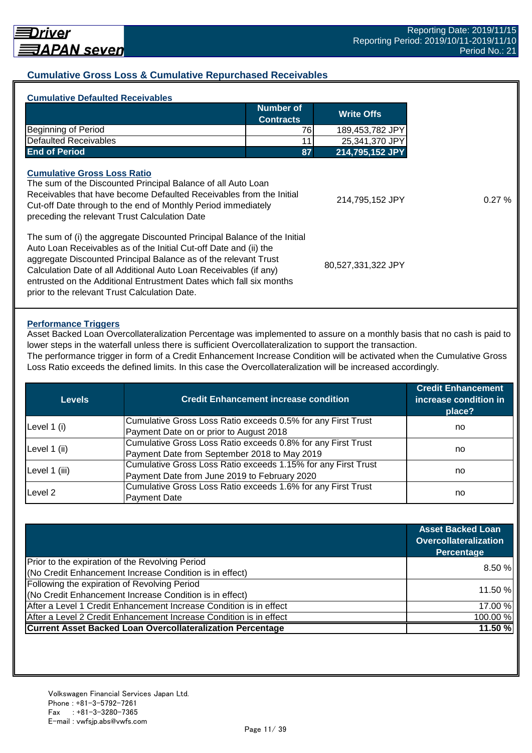## Cumulative Gross Loss & Cumulative Repurchased Receivables

### Cumulative Defaulted Receivables

| | Number of Contracts | Write Offs |
|---|---|---|
| Beginning of Period | 76 | 189,453,782 JPY |
| Defaulted Receivables | 11 | 25,341,370 JPY |
| **End of Period** | **87** | **214,795,152 JPY** |

### Cumulative Gross Loss Ratio

| | | |
|---|---|---|
| The sum of the Discounted Principal Balance of all Auto Loan Receivables that have become Defaulted Receivables from the Initial Cut-off Date through to the end of Monthly Period immediately preceding the relevant Trust Calculation Date | 214,795,152 JPY | 0.27 % |
| The sum of (i) the aggregate Discounted Principal Balance of the Initial Auto Loan Receivables as of the Initial Cut-off Date and (ii) the aggregate Discounted Principal Balance as of the relevant Trust Calculation Date of all Additional Auto Loan Receivables (if any) entrusted on the Additional Entrustment Dates which fall six months prior to the relevant Trust Calculation Date. | 80,527,331,322 JPY | |

### Performance Triggers

Asset Backed Loan Overcollateralization Percentage was implemented to assure on a monthly basis that no cash is paid to lower steps in the waterfall unless there is sufficient Overcollateralization to support the transaction.
The performance trigger in form of a Credit Enhancement Increase Condition will be activated when the Cumulative Gross Loss Ratio exceeds the defined limits. In this case the Overcollateralization will be increased accordingly.

| Levels | Credit Enhancement increase condition | Credit Enhancement increase condition in place? |
|---|---|---|
| Level 1 (i) | Cumulative Gross Loss Ratio exceeds 0.5% for any First Trust Payment Date on or prior to August 2018 | no |
| Level 1 (ii) | Cumulative Gross Loss Ratio exceeds 0.8% for any First Trust Payment Date from September 2018 to May 2019 | no |
| Level 1 (iii) | Cumulative Gross Loss Ratio exceeds 1.15% for any First Trust Payment Date from June 2019 to February 2020 | no |
| Level 2 | Cumulative Gross Loss Ratio exceeds 1.6% for any First Trust Payment Date | no |

| | Asset Backed Loan Overcollateralization Percentage |
|---|---|
| Prior to the expiration of the Revolving Period (No Credit Enhancement Increase Condition is in effect) | 8.50 % |
| Following the expiration of Revolving Period (No Credit Enhancement Increase Condition is in effect) | 11.50 % |
| After a Level 1 Credit Enhancement Increase Condition is in effect | 17.00 % |
| After a Level 2 Credit Enhancement Increase Condition is in effect | 100.00 % |
| **Current Asset Backed Loan Overcollateralization Percentage** | **11.50 %** |

Volkswagen Financial Services Japan Ltd.
Phone : +81-3-5792-7261
Fax : +81-3-3280-7365
E-mail : vwfsjp.abs@vwfs.com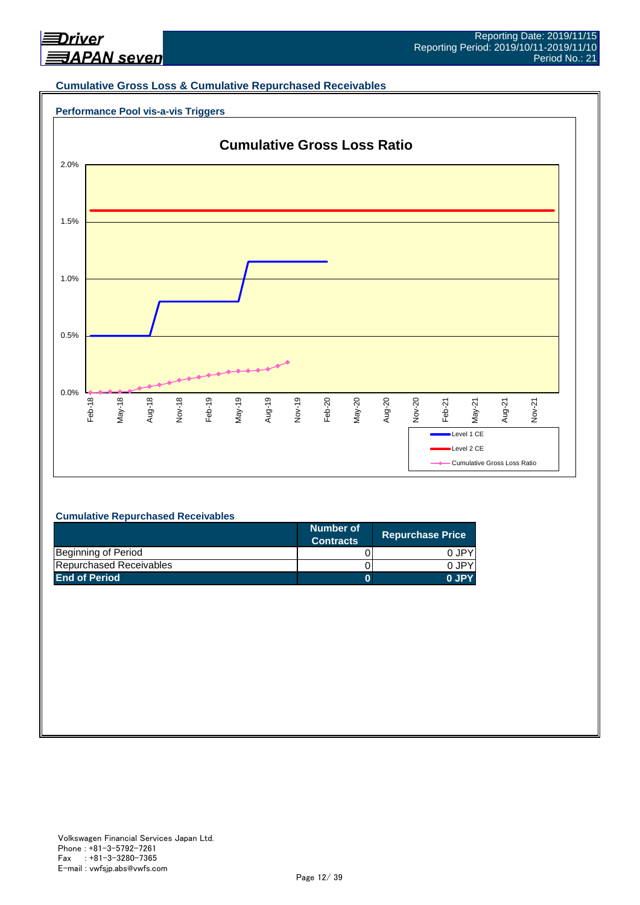Driver JAPAN seven

Reporting Date: 2019/11/15
Reporting Period: 2019/10/11-2019/11/10
Period No.: 21

## Cumulative Gross Loss & Cumulative Repurchased Receivables

### Performance Pool vis-a-vis Triggers

Cumulative Gross Loss Ratio

2.0%
1.5%
1.0%
0.5%
0.0%

Feb-18
May-18
Aug-18
Nov-18
Feb-19
May-19
Aug-19
Nov-19
Feb-20
May-20
Aug-20
Nov-20
Feb-21
May-21
Aug-21
Nov-21

Level 1 CE
Level 2 CE
Cumulative Gross Loss Ratio

### Cumulative Repurchased Receivables

| | Number of Contracts | Repurchase Price |
|---|---|---|
| Beginning of Period | 0 | 0 JPY |
| Repurchased Receivables | 0 | 0 JPY |
| **End of Period** | **0** | **0 JPY** |

Volkswagen Financial Services Japan Ltd.
Phone : +81-3-5792-7261
Fax : +81-3-3280-7365
E-mail : vwfsjp.abs@vwfs.com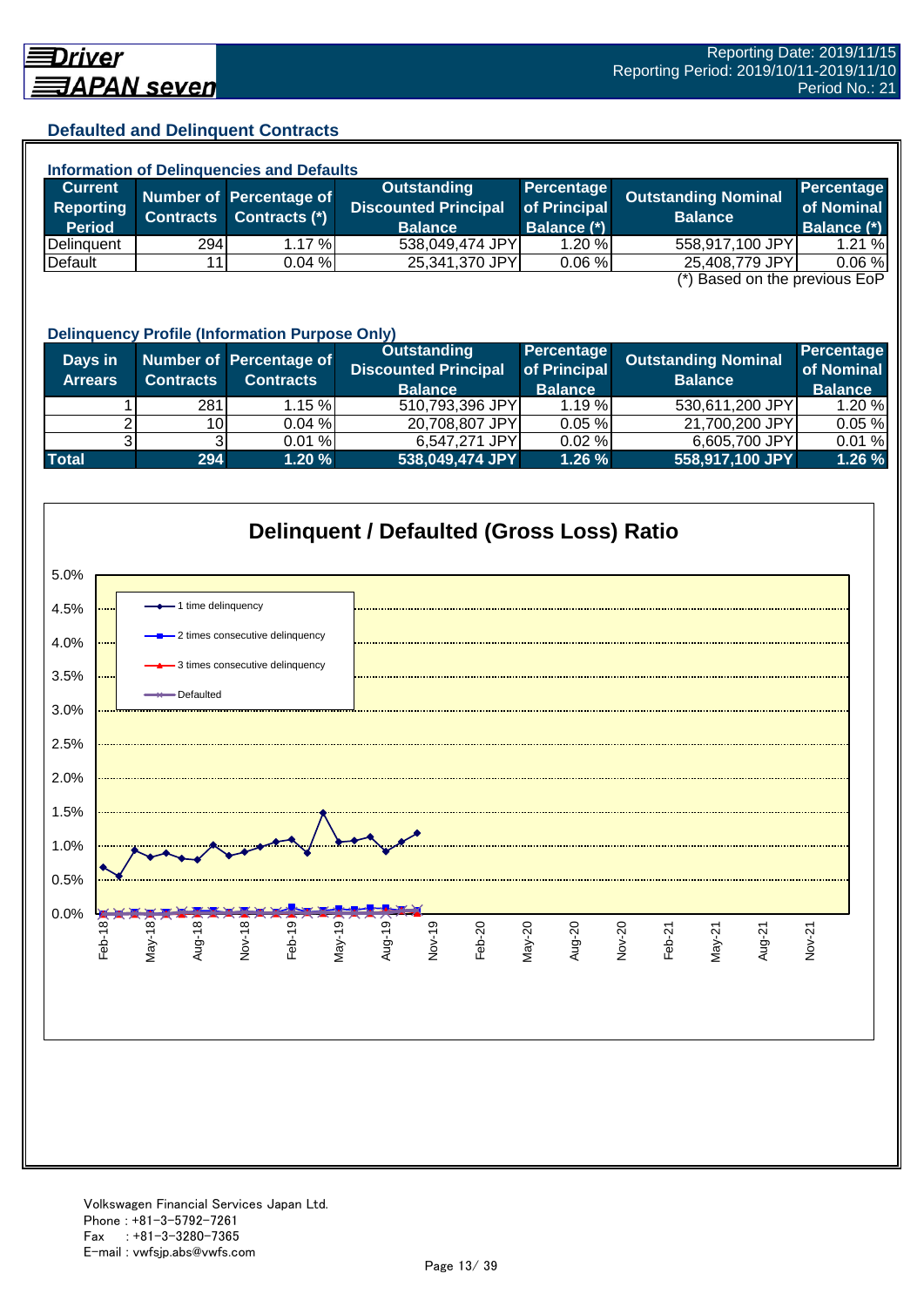Reporting Date: 2019/11/15
Reporting Period: 2019/10/11-2019/11/10
Period No.: 21

## Defaulted and Delinquent Contracts

### Information of Delinquencies and Defaults

| Current Reporting Period | Number of Contracts | Percentage of Contracts (*) | Outstanding Discounted Principal Balance | Percentage of Principal Balance (*) | Outstanding Nominal Balance | Percentage of Nominal Balance (*) |
|---|---|---|---|---|---|---|
| Delinquent | 294 | 1.17 % | 538,049,474 JPY | 1.20 % | 558,917,100 JPY | 1.21 % |
| Default | 11 | 0.04 % | 25,341,370 JPY | 0.06 % | 25,408,779 JPY | 0.06 % |

(*) Based on the previous EoP

### Delinquency Profile (Information Purpose Only)

| Days in Arrears | Number of Contracts | Percentage of Contracts | Outstanding Discounted Principal Balance | Percentage of Principal Balance | Outstanding Nominal Balance | Percentage of Nominal Balance |
|---|---|---|---|---|---|---|
| 1 | 281 | 1.15 % | 510,793,396 JPY | 1.19 % | 530,611,200 JPY | 1.20 % |
| 2 | 10 | 0.04 % | 20,708,807 JPY | 0.05 % | 21,700,200 JPY | 0.05 % |
| 3 | 3 | 0.01 % | 6,547,271 JPY | 0.02 % | 6,605,700 JPY | 0.01 % |
| **Total** | **294** | **1.20 %** | **538,049,474 JPY** | **1.26 %** | **558,917,100 JPY** | **1.26 %** |

Delinquent / Defaulted (Gross Loss) Ratio

5.0%
4.5%
4.0%
3.5%
3.0%
2.5%
2.0%
1.5%
1.0%
0.5%
0.0%

1 time delinquency
2 times consecutive delinquency
3 times consecutive delinquency
Defaulted

Feb-18, May-18, Aug-18, Nov-18, Feb-19, May-19, Aug-19, Nov-19, Feb-20, May-20, Aug-20, Nov-20, Feb-21, May-21, Aug-21, Nov-21

Volkswagen Financial Services Japan Ltd.
Phone : +81-3-5792-7261
Fax : +81-3-3280-7365
E-mail : vwfsjp.abs@vwfs.com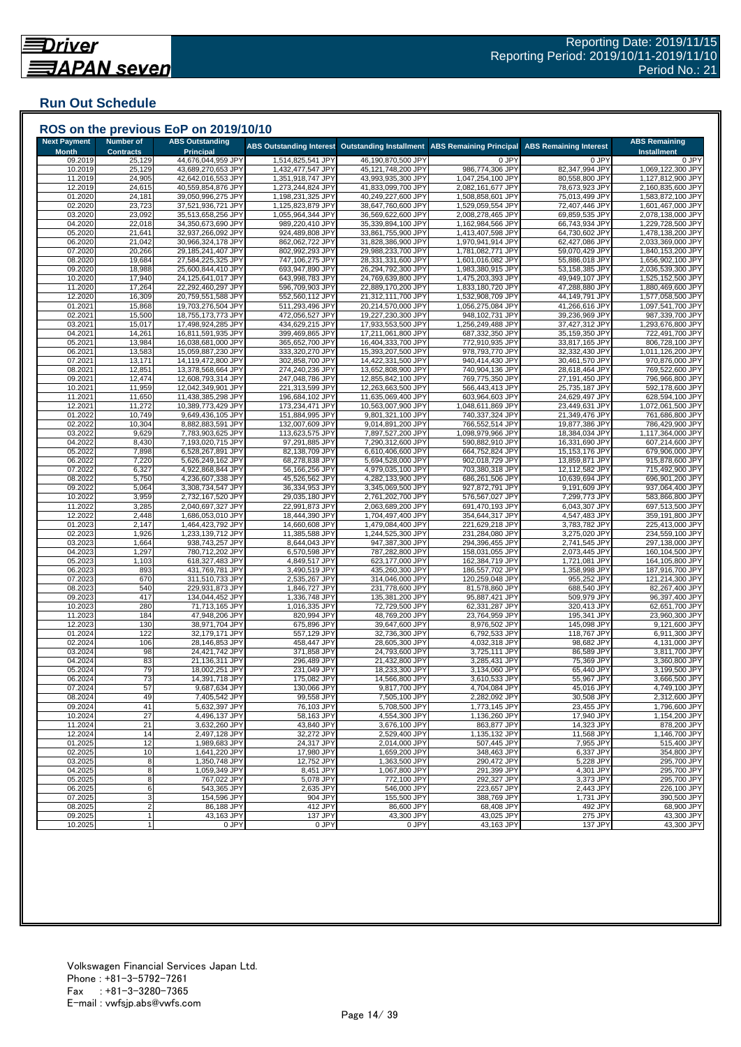## Run Out Schedule

### ROS on the previous EoP on 2019/10/10

| Next Payment Month | Number of Contracts | ABS Outstanding Principal | ABS Outstanding Interest | Outstanding Installment | ABS Remaining Principal | ABS Remaining Interest | ABS Remaining Installment |
|---|---|---|---|---|---|---|---|
| 09.2019 | 25,129 | 44,676,044,959 JPY | 1,514,825,541 JPY | 46,190,870,500 JPY | 0 JPY | 0 JPY | 0 JPY |
| 10.2019 | 25,129 | 43,689,270,653 JPY | 1,432,477,547 JPY | 45,121,748,200 JPY | 986,774,306 JPY | 82,347,994 JPY | 1,069,122,300 JPY |
| 11.2019 | 24,905 | 42,642,016,553 JPY | 1,351,918,747 JPY | 43,993,935,300 JPY | 1,047,254,100 JPY | 80,558,800 JPY | 1,127,812,900 JPY |
| 12.2019 | 24,615 | 40,559,854,876 JPY | 1,273,244,824 JPY | 41,833,099,700 JPY | 2,082,161,677 JPY | 78,673,923 JPY | 2,160,835,600 JPY |
| 01.2020 | 24,181 | 39,050,996,275 JPY | 1,198,231,325 JPY | 40,249,227,600 JPY | 1,508,858,601 JPY | 75,013,499 JPY | 1,583,872,100 JPY |
| 02.2020 | 23,723 | 37,521,936,721 JPY | 1,125,823,879 JPY | 38,647,760,600 JPY | 1,529,059,554 JPY | 72,407,446 JPY | 1,601,467,000 JPY |
| 03.2020 | 23,092 | 35,513,658,256 JPY | 1,055,964,344 JPY | 36,569,622,600 JPY | 2,008,278,465 JPY | 69,859,535 JPY | 2,078,138,000 JPY |
| 04.2020 | 22,018 | 34,350,673,690 JPY | 989,220,410 JPY | 35,339,894,100 JPY | 1,162,984,566 JPY | 66,743,934 JPY | 1,229,728,500 JPY |
| 05.2020 | 21,641 | 32,937,266,092 JPY | 924,489,808 JPY | 33,861,755,900 JPY | 1,413,407,598 JPY | 64,730,602 JPY | 1,478,138,200 JPY |
| 06.2020 | 21,042 | 30,966,324,178 JPY | 862,062,722 JPY | 31,828,386,900 JPY | 1,970,941,914 JPY | 62,427,086 JPY | 2,033,369,000 JPY |
| 07.2020 | 20,266 | 29,185,241,407 JPY | 802,992,293 JPY | 29,988,233,700 JPY | 1,781,082,771 JPY | 59,070,429 JPY | 1,840,153,200 JPY |
| 08.2020 | 19,684 | 27,584,225,325 JPY | 747,106,275 JPY | 28,331,331,600 JPY | 1,601,016,082 JPY | 55,886,018 JPY | 1,656,902,100 JPY |
| 09.2020 | 18,988 | 25,600,844,410 JPY | 693,947,890 JPY | 26,294,792,300 JPY | 1,983,380,915 JPY | 53,158,385 JPY | 2,036,539,300 JPY |
| 10.2020 | 17,940 | 24,125,641,017 JPY | 643,998,783 JPY | 24,769,639,800 JPY | 1,475,203,393 JPY | 49,949,107 JPY | 1,525,152,500 JPY |
| 11.2020 | 17,264 | 22,292,460,297 JPY | 596,709,903 JPY | 22,889,170,200 JPY | 1,833,180,720 JPY | 47,288,880 JPY | 1,880,469,600 JPY |
| 12.2020 | 16,309 | 20,759,551,588 JPY | 552,560,112 JPY | 21,312,111,700 JPY | 1,532,908,709 JPY | 44,149,791 JPY | 1,577,058,500 JPY |
| 01.2021 | 15,868 | 19,703,276,504 JPY | 511,293,496 JPY | 20,214,570,000 JPY | 1,056,275,084 JPY | 41,266,616 JPY | 1,097,541,700 JPY |
| 02.2021 | 15,500 | 18,755,173,773 JPY | 472,056,527 JPY | 19,227,230,300 JPY | 948,102,731 JPY | 39,236,969 JPY | 987,339,700 JPY |
| 03.2021 | 15,017 | 17,498,924,285 JPY | 434,629,215 JPY | 17,933,553,500 JPY | 1,256,249,488 JPY | 37,427,312 JPY | 1,293,676,800 JPY |
| 04.2021 | 14,261 | 16,811,591,935 JPY | 399,469,865 JPY | 17,211,061,800 JPY | 687,332,350 JPY | 35,159,350 JPY | 722,491,700 JPY |
| 05.2021 | 13,984 | 16,038,681,000 JPY | 365,652,700 JPY | 16,404,333,700 JPY | 772,910,935 JPY | 33,817,165 JPY | 806,728,100 JPY |
| 06.2021 | 13,583 | 15,059,887,230 JPY | 333,320,270 JPY | 15,393,207,500 JPY | 978,793,770 JPY | 32,332,430 JPY | 1,011,126,200 JPY |
| 07.2021 | 13,171 | 14,119,472,800 JPY | 302,858,700 JPY | 14,422,331,500 JPY | 940,414,430 JPY | 30,461,570 JPY | 970,876,000 JPY |
| 08.2021 | 12,851 | 13,378,568,664 JPY | 274,240,236 JPY | 13,652,808,900 JPY | 740,904,136 JPY | 28,618,464 JPY | 769,522,600 JPY |
| 09.2021 | 12,474 | 12,608,793,314 JPY | 247,048,786 JPY | 12,855,842,100 JPY | 769,775,350 JPY | 27,191,450 JPY | 796,966,800 JPY |
| 10.2021 | 11,959 | 12,042,349,901 JPY | 221,313,599 JPY | 12,263,663,500 JPY | 566,443,413 JPY | 25,735,187 JPY | 592,178,600 JPY |
| 11.2021 | 11,650 | 11,438,385,298 JPY | 196,684,102 JPY | 11,635,069,400 JPY | 603,964,603 JPY | 24,629,497 JPY | 628,594,100 JPY |
| 12.2021 | 11,272 | 10,389,773,429 JPY | 173,234,471 JPY | 10,563,007,900 JPY | 1,048,611,869 JPY | 23,449,631 JPY | 1,072,061,500 JPY |
| 01.2022 | 10,749 | 9,649,436,105 JPY | 151,884,995 JPY | 9,801,321,100 JPY | 740,337,324 JPY | 21,349,476 JPY | 761,686,800 JPY |
| 02.2022 | 10,304 | 8,882,883,591 JPY | 132,007,609 JPY | 9,014,891,200 JPY | 766,552,514 JPY | 19,877,386 JPY | 786,429,900 JPY |
| 03.2022 | 9,629 | 7,783,903,625 JPY | 113,623,575 JPY | 7,897,527,200 JPY | 1,098,979,966 JPY | 18,384,034 JPY | 1,117,364,000 JPY |
| 04.2022 | 8,430 | 7,193,020,715 JPY | 97,291,885 JPY | 7,290,312,600 JPY | 590,882,910 JPY | 16,331,690 JPY | 607,214,600 JPY |
| 05.2022 | 7,898 | 6,528,267,891 JPY | 82,138,709 JPY | 6,610,406,600 JPY | 664,752,824 JPY | 15,153,176 JPY | 679,906,000 JPY |
| 06.2022 | 7,220 | 5,626,249,162 JPY | 68,278,838 JPY | 5,694,528,000 JPY | 902,018,729 JPY | 13,859,871 JPY | 915,878,600 JPY |
| 07.2022 | 6,327 | 4,922,868,844 JPY | 56,166,256 JPY | 4,979,035,100 JPY | 703,380,318 JPY | 12,112,582 JPY | 715,492,900 JPY |
| 08.2022 | 5,750 | 4,236,607,338 JPY | 45,526,562 JPY | 4,282,133,900 JPY | 686,261,506 JPY | 10,639,694 JPY | 696,901,200 JPY |
| 09.2022 | 5,064 | 3,308,734,547 JPY | 36,334,953 JPY | 3,345,069,500 JPY | 927,872,791 JPY | 9,191,609 JPY | 937,064,400 JPY |
| 10.2022 | 3,959 | 2,732,167,520 JPY | 29,035,180 JPY | 2,761,202,700 JPY | 576,567,027 JPY | 7,299,773 JPY | 583,866,800 JPY |
| 11.2022 | 3,285 | 2,040,697,327 JPY | 22,991,873 JPY | 2,063,689,200 JPY | 691,470,193 JPY | 6,043,307 JPY | 697,513,500 JPY |
| 12.2022 | 2,448 | 1,686,053,010 JPY | 18,444,390 JPY | 1,704,497,400 JPY | 354,644,317 JPY | 4,547,483 JPY | 359,191,800 JPY |
| 01.2023 | 2,147 | 1,464,423,792 JPY | 14,660,608 JPY | 1,479,084,400 JPY | 221,629,218 JPY | 3,783,782 JPY | 225,413,000 JPY |
| 02.2023 | 1,926 | 1,233,139,712 JPY | 11,385,588 JPY | 1,244,525,300 JPY | 231,284,080 JPY | 3,275,020 JPY | 234,559,100 JPY |
| 03.2023 | 1,664 | 938,743,257 JPY | 8,644,043 JPY | 947,387,300 JPY | 294,396,455 JPY | 2,741,545 JPY | 297,138,000 JPY |
| 04.2023 | 1,297 | 780,712,202 JPY | 6,570,598 JPY | 787,282,800 JPY | 158,031,055 JPY | 2,073,445 JPY | 160,104,500 JPY |
| 05.2023 | 1,103 | 618,327,483 JPY | 4,849,517 JPY | 623,177,000 JPY | 162,384,719 JPY | 1,721,081 JPY | 164,105,800 JPY |
| 06.2023 | 893 | 431,769,781 JPY | 3,490,519 JPY | 435,260,300 JPY | 186,557,702 JPY | 1,358,998 JPY | 187,916,700 JPY |
| 07.2023 | 670 | 311,510,733 JPY | 2,535,267 JPY | 314,046,000 JPY | 120,259,048 JPY | 955,252 JPY | 121,214,300 JPY |
| 08.2023 | 540 | 229,931,873 JPY | 1,846,727 JPY | 231,778,600 JPY | 81,578,860 JPY | 688,540 JPY | 82,267,400 JPY |
| 09.2023 | 417 | 134,044,452 JPY | 1,336,748 JPY | 135,381,200 JPY | 95,887,421 JPY | 509,979 JPY | 96,397,400 JPY |
| 10.2023 | 280 | 71,713,165 JPY | 1,016,335 JPY | 72,729,500 JPY | 62,331,287 JPY | 320,413 JPY | 62,651,700 JPY |
| 11.2023 | 184 | 47,948,206 JPY | 820,994 JPY | 48,769,200 JPY | 23,764,959 JPY | 195,341 JPY | 23,960,300 JPY |
| 12.2023 | 130 | 38,971,704 JPY | 675,896 JPY | 39,647,600 JPY | 8,976,502 JPY | 145,098 JPY | 9,121,600 JPY |
| 01.2024 | 122 | 32,179,171 JPY | 557,129 JPY | 32,736,300 JPY | 6,792,533 JPY | 118,767 JPY | 6,911,300 JPY |
| 02.2024 | 106 | 28,146,853 JPY | 458,447 JPY | 28,605,300 JPY | 4,032,318 JPY | 98,682 JPY | 4,131,000 JPY |
| 03.2024 | 98 | 24,421,742 JPY | 371,858 JPY | 24,793,600 JPY | 3,725,111 JPY | 86,589 JPY | 3,811,700 JPY |
| 04.2024 | 83 | 21,136,311 JPY | 296,489 JPY | 21,432,800 JPY | 3,285,431 JPY | 75,369 JPY | 3,360,800 JPY |
| 05.2024 | 79 | 18,002,251 JPY | 231,049 JPY | 18,233,300 JPY | 3,134,060 JPY | 65,440 JPY | 3,199,500 JPY |
| 06.2024 | 73 | 14,391,718 JPY | 175,082 JPY | 14,566,800 JPY | 3,610,533 JPY | 55,967 JPY | 3,666,500 JPY |
| 07.2024 | 57 | 9,687,634 JPY | 130,066 JPY | 9,817,700 JPY | 4,704,084 JPY | 45,016 JPY | 4,749,100 JPY |
| 08.2024 | 49 | 7,405,542 JPY | 99,558 JPY | 7,505,100 JPY | 2,282,092 JPY | 30,508 JPY | 2,312,600 JPY |
| 09.2024 | 41 | 5,632,397 JPY | 76,103 JPY | 5,708,500 JPY | 1,773,145 JPY | 23,455 JPY | 1,796,600 JPY |
| 10.2024 | 27 | 4,496,137 JPY | 58,163 JPY | 4,554,300 JPY | 1,136,260 JPY | 17,940 JPY | 1,154,200 JPY |
| 11.2024 | 21 | 3,632,260 JPY | 43,840 JPY | 3,676,100 JPY | 863,877 JPY | 14,323 JPY | 878,200 JPY |
| 12.2024 | 14 | 2,497,128 JPY | 32,272 JPY | 2,529,400 JPY | 1,135,132 JPY | 11,568 JPY | 1,146,700 JPY |
| 01.2025 | 12 | 1,989,683 JPY | 24,317 JPY | 2,014,000 JPY | 507,445 JPY | 7,955 JPY | 515,400 JPY |
| 02.2025 | 10 | 1,641,220 JPY | 17,980 JPY | 1,659,200 JPY | 348,463 JPY | 6,337 JPY | 354,800 JPY |
| 03.2025 | 8 | 1,350,748 JPY | 12,752 JPY | 1,363,500 JPY | 290,472 JPY | 5,228 JPY | 295,700 JPY |
| 04.2025 | 8 | 1,059,349 JPY | 8,451 JPY | 1,067,800 JPY | 291,399 JPY | 4,301 JPY | 295,700 JPY |
| 05.2025 | 8 | 767,022 JPY | 5,078 JPY | 772,100 JPY | 292,327 JPY | 3,373 JPY | 295,700 JPY |
| 06.2025 | 6 | 543,365 JPY | 2,635 JPY | 546,000 JPY | 223,657 JPY | 2,443 JPY | 226,100 JPY |
| 07.2025 | 3 | 154,596 JPY | 904 JPY | 155,500 JPY | 388,769 JPY | 1,731 JPY | 390,500 JPY |
| 08.2025 | 2 | 86,188 JPY | 412 JPY | 86,600 JPY | 68,408 JPY | 492 JPY | 68,900 JPY |
| 09.2025 | 1 | 43,163 JPY | 137 JPY | 43,300 JPY | 43,025 JPY | 275 JPY | 43,300 JPY |
| 10.2025 | 1 | 0 JPY | 0 JPY | 0 JPY | 43,163 JPY | 137 JPY | 43,300 JPY |

Volkswagen Financial Services Japan Ltd.
Phone : +81-3-5792-7261
Fax : +81-3-3280-7365
E-mail : vwfsjp.abs@vwfs.com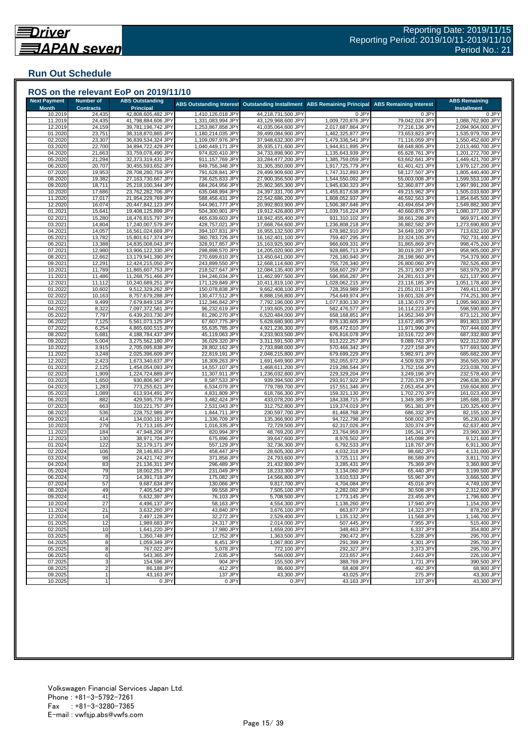Reporting Date: 2019/11/15
Reporting Period: 2019/10/11-2019/11/10
Period No.: 21

## Run Out Schedule

### ROS on the relevant EoP on 2019/11/10

| Next Payment Month | Number of Contracts | ABS Outstanding Principal | ABS Outstanding Interest | Outstanding Installment | ABS Remaining Principal | ABS Remaining Interest | ABS Remaining Installment |
|---|---|---|---|---|---|---|---|
| 10.2019 | 24,435 | 42,808,605,482 JPY | 1,410,126,018 JPY | 44,218,731,500 JPY | 0 JPY | 0 JPY | 0 JPY |
| 11.2019 | 24,435 | 41,798,884,606 JPY | 1,331,083,994 JPY | 43,129,968,600 JPY | 1,009,720,876 JPY | 79,042,024 JPY | 1,088,762,900 JPY |
| 12.2019 | 24,159 | 39,781,196,742 JPY | 1,253,867,858 JPY | 41,035,064,600 JPY | 2,017,687,864 JPY | 77,216,136 JPY | 2,094,904,000 JPY |
| 01.2020 | 23,751 | 38,318,870,865 JPY | 1,180,214,035 JPY | 39,499,084,900 JPY | 1,462,325,877 JPY | 73,653,823 JPY | 1,535,979,700 JPY |
| 02.2020 | 23,307 | 36,839,534,324 JPY | 1,109,097,976 JPY | 37,948,632,300 JPY | 1,479,336,541 JPY | 71,116,059 JPY | 1,550,452,600 JPY |
| 03.2020 | 22,700 | 34,894,722,429 JPY | 1,040,449,171 JPY | 35,935,171,600 JPY | 1,944,811,895 JPY | 68,648,805 JPY | 2,013,460,700 JPY |
| 04.2020 | 21,663 | 33,759,078,490 JPY | 974,820,410 JPY | 34,733,898,900 JPY | 1,135,643,939 JPY | 65,628,761 JPY | 1,201,272,700 JPY |
| 05.2020 | 21,294 | 32,373,319,431 JPY | 911,157,769 JPY | 33,284,477,200 JPY | 1,385,759,059 JPY | 63,662,641 JPY | 1,449,421,700 JPY |
| 06.2020 | 20,707 | 30,455,593,652 JPY | 849,756,348 JPY | 31,305,350,000 JPY | 1,917,725,779 JPY | 61,401,421 JPY | 1,979,127,200 JPY |
| 07.2020 | 19,953 | 28,708,280,759 JPY | 791,628,841 JPY | 29,499,909,600 JPY | 1,747,312,893 JPY | 58,127,507 JPY | 1,805,440,400 JPY |
| 08.2020 | 19,382 | 27,163,730,667 JPY | 736,625,833 JPY | 27,900,356,500 JPY | 1,544,550,092 JPY | 55,003,008 JPY | 1,599,553,100 JPY |
| 09.2020 | 18,711 | 25,218,100,344 JPY | 684,264,956 JPY | 25,902,365,300 JPY | 1,945,630,323 JPY | 52,360,877 JPY | 1,997,991,200 JPY |
| 10.2020 | 17,686 | 23,762,282,706 JPY | 635,048,994 JPY | 24,397,331,700 JPY | 1,455,817,638 JPY | 49,215,962 JPY | 1,505,033,600 JPY |
| 11.2020 | 17,017 | 21,954,229,769 JPY | 588,456,431 JPY | 22,542,686,200 JPY | 1,808,052,937 JPY | 46,592,563 JPY | 1,854,645,500 JPY |
| 12.2020 | 16,074 | 20,447,842,123 JPY | 544,961,777 JPY | 20,992,803,900 JPY | 1,506,387,646 JPY | 43,494,654 JPY | 1,549,882,300 JPY |
| 01.2021 | 15,641 | 19,408,125,899 JPY | 504,300,901 JPY | 19,912,426,800 JPY | 1,039,716,224 JPY | 40,660,876 JPY | 1,080,377,100 JPY |
| 02.2021 | 15,280 | 18,476,815,797 JPY | 465,639,603 JPY | 18,942,455,400 JPY | 931,310,102 JPY | 38,661,298 JPY | 969,971,400 JPY |
| 03.2021 | 14,804 | 17,240,007,579 JPY | 428,757,021 JPY | 17,668,764,600 JPY | 1,236,808,218 JPY | 36,882,582 JPY | 1,273,690,800 JPY |
| 04.2021 | 14,057 | 16,561,024,669 JPY | 394,107,831 JPY | 16,955,132,500 JPY | 678,982,910 JPY | 34,649,190 JPY | 713,632,100 JPY |
| 05.2021 | 13,782 | 15,801,617,374 JPY | 360,783,726 JPY | 16,162,401,100 JPY | 759,407,295 JPY | 33,324,105 JPY | 792,731,400 JPY |
| 06.2021 | 13,388 | 14,835,008,043 JPY | 328,917,857 JPY | 15,163,925,900 JPY | 966,609,331 JPY | 31,865,869 JPY | 998,475,200 JPY |
| 07.2021 | 12,980 | 13,906,122,330 JPY | 298,898,570 JPY | 14,205,020,900 JPY | 928,885,713 JPY | 30,019,287 JPY | 958,905,000 JPY |
| 08.2021 | 12,662 | 13,179,941,390 JPY | 270,699,610 JPY | 13,450,641,000 JPY | 726,180,940 JPY | 28,198,960 JPY | 754,379,900 JPY |
| 09.2021 | 12,291 | 12,424,215,050 JPY | 243,899,550 JPY | 12,668,114,600 JPY | 755,726,340 JPY | 26,800,060 JPY | 782,526,400 JPY |
| 10.2021 | 11,789 | 11,865,607,753 JPY | 218,527,647 JPY | 12,084,135,400 JPY | 558,607,297 JPY | 25,371,903 JPY | 583,979,200 JPY |
| 11.2021 | 11,486 | 11,268,751,466 JPY | 194,246,034 JPY | 11,462,997,500 JPY | 596,856,287 JPY | 24,281,613 JPY | 621,137,900 JPY |
| 12.2021 | 11,112 | 10,240,689,251 JPY | 171,129,849 JPY | 10,411,819,100 JPY | 1,028,062,215 JPY | 23,116,185 JPY | 1,051,178,400 JPY |
| 01.2022 | 10,602 | 9,512,329,262 JPY | 150,078,838 JPY | 9,662,408,100 JPY | 728,359,989 JPY | 21,051,011 JPY | 749,411,000 JPY |
| 02.2022 | 10,163 | 8,757,679,288 JPY | 130,477,512 JPY | 8,888,156,800 JPY | 754,649,974 JPY | 19,601,326 JPY | 774,251,300 JPY |
| 03.2022 | 9,499 | 7,679,849,158 JPY | 112,346,842 JPY | 7,792,196,000 JPY | 1,077,830,130 JPY | 18,130,670 JPY | 1,095,960,800 JPY |
| 04.2022 | 8,322 | 7,097,372,581 JPY | 96,232,619 JPY | 7,193,605,200 JPY | 582,476,577 JPY | 16,114,223 JPY | 598,590,800 JPY |
| 05.2022 | 7,797 | 6,439,203,730 JPY | 81,280,270 JPY | 6,520,484,000 JPY | 658,168,851 JPY | 14,952,349 JPY | 673,121,200 JPY |
| 06.2022 | 7,125 | 5,561,073,125 JPY | 67,607,775 JPY | 5,628,680,900 JPY | 878,130,605 JPY | 13,672,495 JPY | 891,803,100 JPY |
| 07.2022 | 6,254 | 4,865,600,515 JPY | 55,635,785 JPY | 4,921,236,300 JPY | 695,472,610 JPY | 11,971,990 JPY | 707,444,600 JPY |
| 08.2022 | 5,681 | 4,188,784,437 JPY | 45,119,063 JPY | 4,233,903,500 JPY | 676,816,078 JPY | 10,516,722 JPY | 687,332,800 JPY |
| 09.2022 | 5,004 | 3,275,562,180 JPY | 36,029,320 JPY | 3,311,591,500 JPY | 913,222,257 JPY | 9,089,743 JPY | 922,312,000 JPY |
| 10.2022 | 3,915 | 2,705,095,838 JPY | 28,802,162 JPY | 2,733,898,000 JPY | 570,466,342 JPY | 7,227,158 JPY | 577,693,500 JPY |
| 11.2022 | 3,248 | 2,025,396,609 JPY | 22,819,191 JPY | 2,048,215,800 JPY | 679,699,229 JPY | 5,982,971 JPY | 685,682,200 JPY |
| 12.2022 | 2,423 | 1,673,340,637 JPY | 18,309,263 JPY | 1,691,649,900 JPY | 352,055,972 JPY | 4,509,928 JPY | 356,565,900 JPY |
| 01.2023 | 2,125 | 1,454,054,093 JPY | 14,557,107 JPY | 1,468,611,200 JPY | 219,286,544 JPY | 3,752,156 JPY | 223,038,700 JPY |
| 02.2023 | 1,909 | 1,224,724,889 JPY | 11,307,911 JPY | 1,236,032,800 JPY | 229,329,204 JPY | 3,249,196 JPY | 232,578,400 JPY |
| 03.2023 | 1,650 | 930,806,967 JPY | 8,587,533 JPY | 939,394,500 JPY | 293,917,922 JPY | 2,720,378 JPY | 296,638,300 JPY |
| 04.2023 | 1,283 | 773,255,621 JPY | 6,534,079 JPY | 779,789,700 JPY | 157,551,346 JPY | 2,053,454 JPY | 159,604,800 JPY |
| 05.2023 | 1,089 | 613,934,491 JPY | 4,831,809 JPY | 618,766,300 JPY | 159,321,130 JPY | 1,702,270 JPY | 161,023,400 JPY |
| 06.2023 | 882 | 429,595,776 JPY | 3,482,424 JPY | 433,078,200 JPY | 184,338,715 JPY | 1,349,385 JPY | 185,688,100 JPY |
| 07.2023 | 663 | 310,221,757 JPY | 2,531,043 JPY | 312,752,800 JPY | 119,374,019 JPY | 951,381 JPY | 120,325,400 JPY |
| 08.2023 | 536 | 228,752,989 JPY | 1,844,711 JPY | 230,597,700 JPY | 81,468,768 JPY | 686,332 JPY | 82,155,100 JPY |
| 09.2023 | 414 | 134,030,191 JPY | 1,336,709 JPY | 135,366,900 JPY | 94,722,798 JPY | 508,002 JPY | 95,230,800 JPY |
| 10.2023 | 279 | 71,713,165 JPY | 1,016,335 JPY | 72,729,500 JPY | 62,317,026 JPY | 320,374 JPY | 62,637,400 JPY |
| 11.2023 | 184 | 47,948,206 JPY | 820,994 JPY | 48,769,200 JPY | 23,764,959 JPY | 195,341 JPY | 23,960,300 JPY |
| 12.2023 | 130 | 38,971,704 JPY | 675,896 JPY | 39,647,600 JPY | 8,976,502 JPY | 145,098 JPY | 9,121,600 JPY |
| 01.2024 | 122 | 32,179,171 JPY | 557,129 JPY | 32,736,300 JPY | 6,792,533 JPY | 118,767 JPY | 6,911,300 JPY |
| 02.2024 | 106 | 28,146,853 JPY | 458,447 JPY | 28,605,300 JPY | 4,032,318 JPY | 98,682 JPY | 4,131,000 JPY |
| 03.2024 | 98 | 24,421,742 JPY | 371,858 JPY | 24,793,600 JPY | 3,725,111 JPY | 86,589 JPY | 3,811,700 JPY |
| 04.2024 | 83 | 21,136,311 JPY | 296,489 JPY | 21,432,800 JPY | 3,285,431 JPY | 75,369 JPY | 3,360,800 JPY |
| 05.2024 | 79 | 18,002,251 JPY | 231,049 JPY | 18,233,300 JPY | 3,134,060 JPY | 65,440 JPY | 3,199,500 JPY |
| 06.2024 | 73 | 14,391,718 JPY | 175,082 JPY | 14,566,800 JPY | 3,610,533 JPY | 55,967 JPY | 3,666,500 JPY |
| 07.2024 | 57 | 9,687,634 JPY | 130,066 JPY | 9,817,700 JPY | 4,704,084 JPY | 45,016 JPY | 4,749,100 JPY |
| 08.2024 | 49 | 7,405,542 JPY | 99,558 JPY | 7,505,100 JPY | 2,282,092 JPY | 30,508 JPY | 2,312,600 JPY |
| 09.2024 | 41 | 5,632,397 JPY | 76,103 JPY | 5,708,500 JPY | 1,773,145 JPY | 23,455 JPY | 1,796,600 JPY |
| 10.2024 | 27 | 4,496,137 JPY | 58,163 JPY | 4,554,300 JPY | 1,136,260 JPY | 17,940 JPY | 1,154,200 JPY |
| 11.2024 | 21 | 3,632,260 JPY | 43,840 JPY | 3,676,100 JPY | 863,877 JPY | 14,323 JPY | 878,200 JPY |
| 12.2024 | 14 | 2,497,128 JPY | 32,272 JPY | 2,529,400 JPY | 1,135,132 JPY | 11,568 JPY | 1,146,700 JPY |
| 01.2025 | 12 | 1,989,683 JPY | 24,317 JPY | 2,014,000 JPY | 507,445 JPY | 7,955 JPY | 515,400 JPY |
| 02.2025 | 10 | 1,641,220 JPY | 17,980 JPY | 1,659,200 JPY | 348,463 JPY | 6,337 JPY | 354,800 JPY |
| 03.2025 | 8 | 1,350,748 JPY | 12,752 JPY | 1,363,500 JPY | 290,472 JPY | 5,228 JPY | 295,700 JPY |
| 04.2025 | 8 | 1,059,349 JPY | 8,451 JPY | 1,067,800 JPY | 291,399 JPY | 4,301 JPY | 295,700 JPY |
| 05.2025 | 8 | 767,022 JPY | 5,078 JPY | 772,100 JPY | 292,327 JPY | 3,373 JPY | 295,700 JPY |
| 06.2025 | 6 | 543,365 JPY | 2,635 JPY | 546,000 JPY | 223,657 JPY | 2,443 JPY | 226,100 JPY |
| 07.2025 | 3 | 154,596 JPY | 904 JPY | 155,500 JPY | 388,769 JPY | 1,731 JPY | 390,500 JPY |
| 08.2025 | 2 | 86,188 JPY | 412 JPY | 86,600 JPY | 68,408 JPY | 492 JPY | 68,900 JPY |
| 09.2025 | 1 | 43,163 JPY | 137 JPY | 43,300 JPY | 43,025 JPY | 275 JPY | 43,300 JPY |
| 10.2025 | 1 | 0 JPY | 0 JPY | 0 JPY | 43,163 JPY | 137 JPY | 43,300 JPY |

Volkswagen Financial Services Japan Ltd.
Phone : +81-3-5792-7261
Fax : +81-3-3280-7365
E-mail : vwfsjp.abs@vwfs.com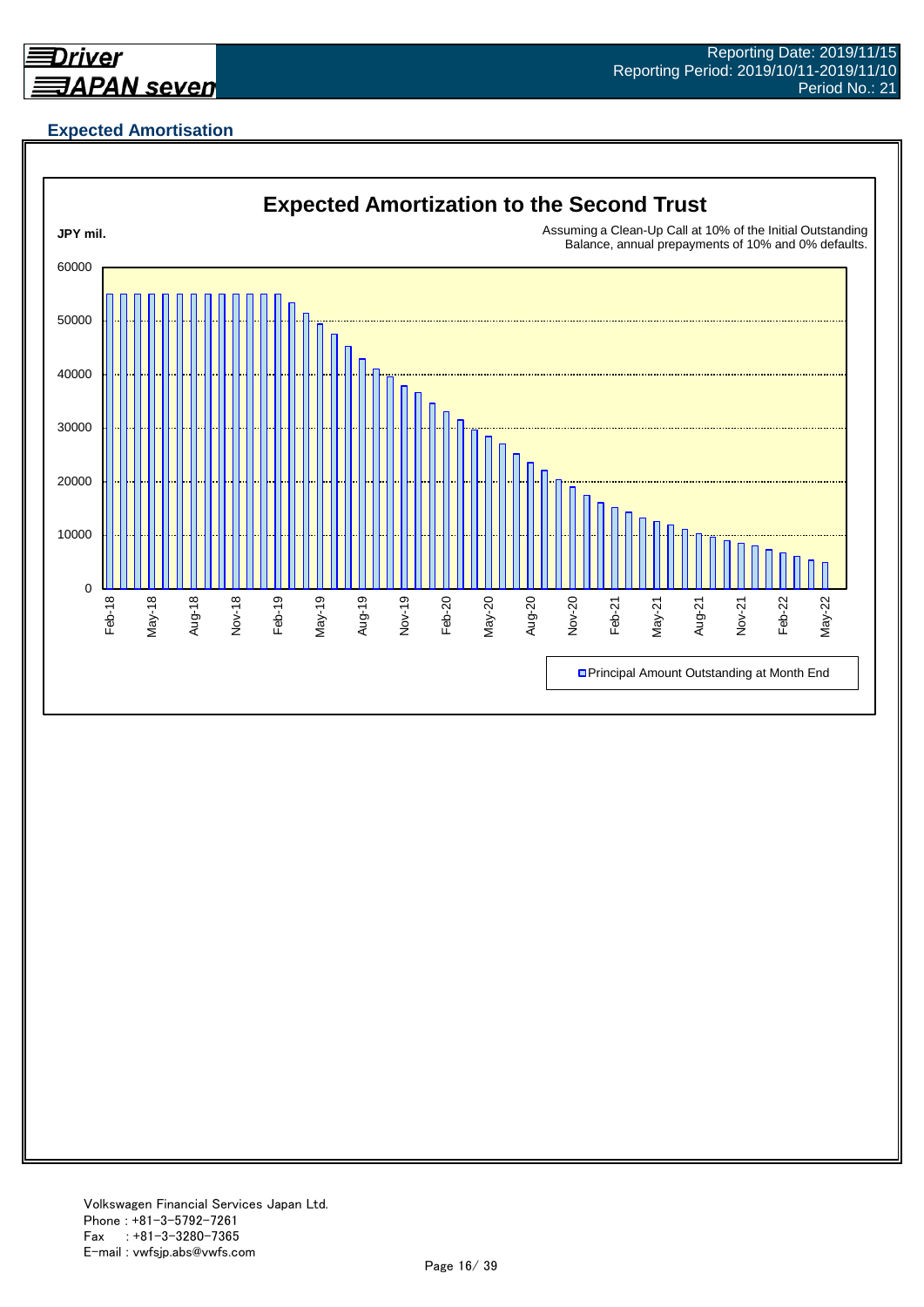## Expected Amortisation

**Expected Amortization to the Second Trust**

JPY mil.

Assuming a Clean-Up Call at 10% of the Initial Outstanding Balance, annual prepayments of 10% and 0% defaults.

60000
50000
40000
30000
20000
10000
0

Feb-18, May-18, Aug-18, Nov-18, Feb-19, May-19, Aug-19, Nov-19, Feb-20, May-20, Aug-20, Nov-20, Feb-21, May-21, Aug-21, Nov-21, Feb-22, May-22

Principal Amount Outstanding at Month End

Volkswagen Financial Services Japan Ltd.
Phone : +81-3-5792-7261
Fax : +81-3-3280-7365
E-mail : vwfsjp.abs@vwfs.com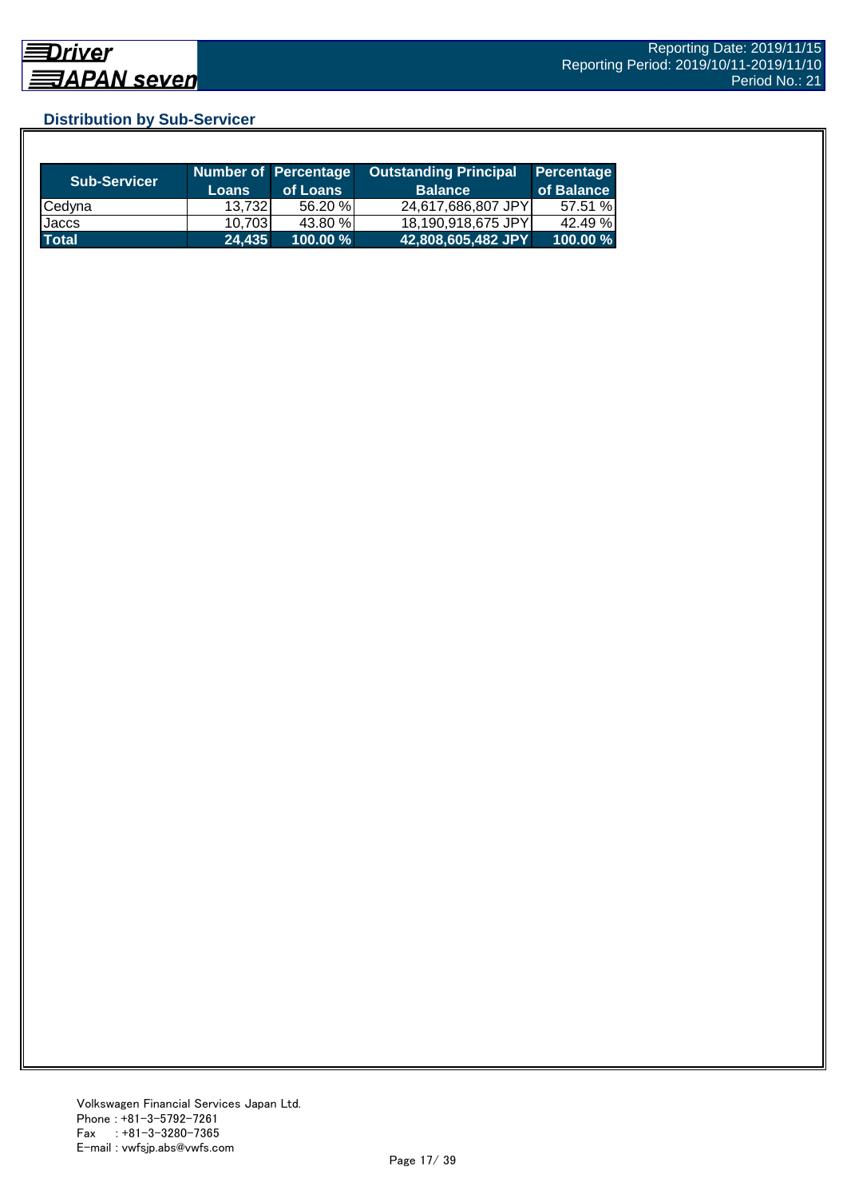## Distribution by Sub-Servicer

| Sub-Servicer | Number of Loans | Percentage of Loans | Outstanding Principal Balance | Percentage of Balance |
|---|---|---|---|---|
| Cedyna | 13,732 | 56.20 % | 24,617,686,807 JPY | 57.51 % |
| Jaccs | 10,703 | 43.80 % | 18,190,918,675 JPY | 42.49 % |
| **Total** | **24,435** | **100.00 %** | **42,808,605,482 JPY** | **100.00 %** |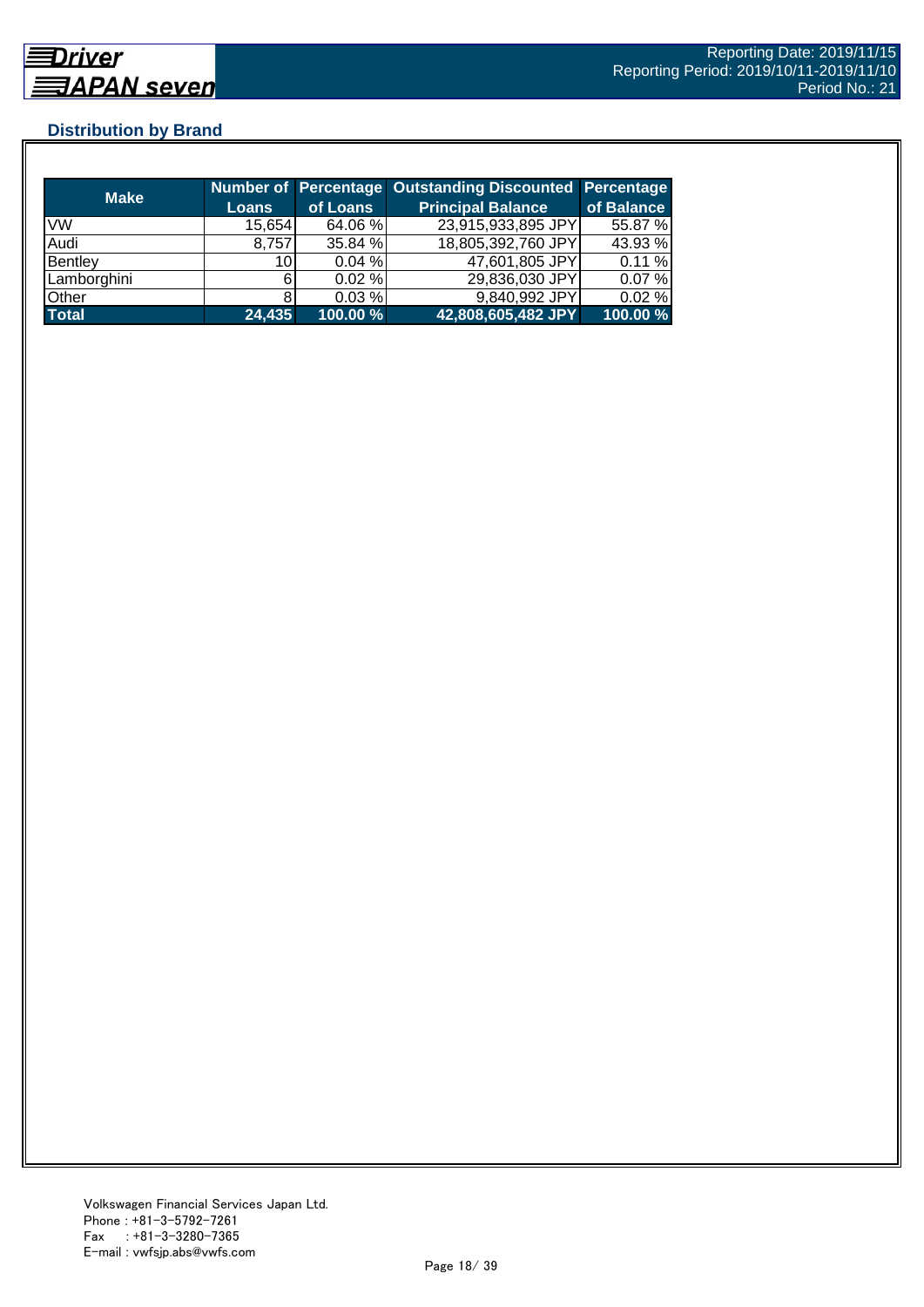Reporting Date: 2019/11/15
Reporting Period: 2019/10/11-2019/11/10
Period No.: 21

## Distribution by Brand

| Make | Number of Loans | Percentage of Loans | Outstanding Discounted Principal Balance | Percentage of Balance |
|---|---|---|---|---|
| VW | 15,654 | 64.06 % | 23,915,933,895 JPY | 55.87 % |
| Audi | 8,757 | 35.84 % | 18,805,392,760 JPY | 43.93 % |
| Bentley | 10 | 0.04 % | 47,601,805 JPY | 0.11 % |
| Lamborghini | 6 | 0.02 % | 29,836,030 JPY | 0.07 % |
| Other | 8 | 0.03 % | 9,840,992 JPY | 0.02 % |
| **Total** | **24,435** | **100.00 %** | **42,808,605,482 JPY** | **100.00 %** |

Volkswagen Financial Services Japan Ltd.
Phone : +81-3-5792-7261
Fax : +81-3-3280-7365
E-mail : vwfsjp.abs@vwfs.com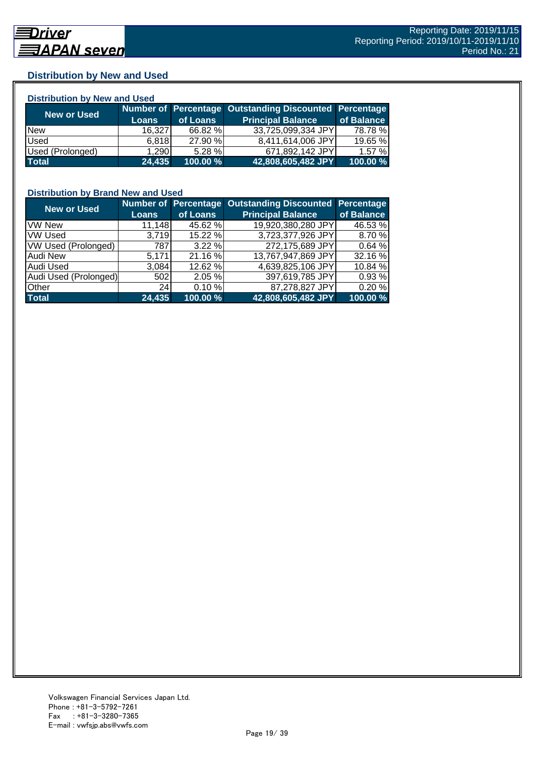## Distribution by New and Used

### Distribution by New and Used

| New or Used | Number of Loans | Percentage of Loans | Outstanding Discounted Principal Balance | Percentage of Balance |
|---|---|---|---|---|
| New | 16,327 | 66.82 % | 33,725,099,334 JPY | 78.78 % |
| Used | 6,818 | 27.90 % | 8,411,614,006 JPY | 19.65 % |
| Used (Prolonged) | 1,290 | 5.28 % | 671,892,142 JPY | 1.57 % |
| **Total** | **24,435** | **100.00 %** | **42,808,605,482 JPY** | **100.00 %** |

### Distribution by Brand New and Used

| New or Used | Number of Loans | Percentage of Loans | Outstanding Discounted Principal Balance | Percentage of Balance |
|---|---|---|---|---|
| VW New | 11,148 | 45.62 % | 19,920,380,280 JPY | 46.53 % |
| VW Used | 3,719 | 15.22 % | 3,723,377,926 JPY | 8.70 % |
| VW Used (Prolonged) | 787 | 3.22 % | 272,175,689 JPY | 0.64 % |
| Audi New | 5,171 | 21.16 % | 13,767,947,869 JPY | 32.16 % |
| Audi Used | 3,084 | 12.62 % | 4,639,825,106 JPY | 10.84 % |
| Audi Used (Prolonged) | 502 | 2.05 % | 397,619,785 JPY | 0.93 % |
| Other | 24 | 0.10 % | 87,278,827 JPY | 0.20 % |
| **Total** | **24,435** | **100.00 %** | **42,808,605,482 JPY** | **100.00 %** |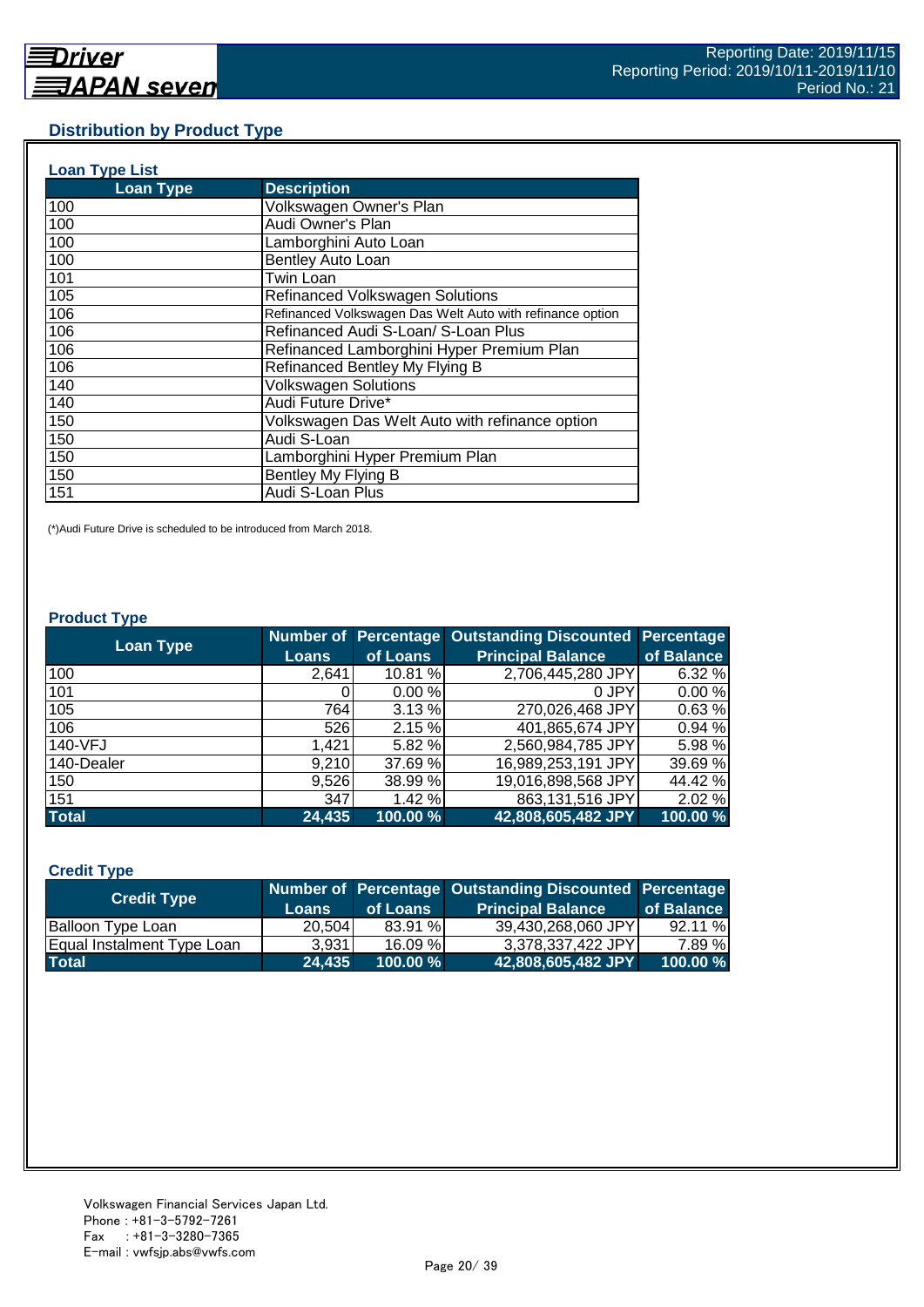## Distribution by Product Type

### Loan Type List

| Loan Type | Description |
|---|---|
| 100 | Volkswagen Owner's Plan |
| 100 | Audi Owner's Plan |
| 100 | Lamborghini Auto Loan |
| 100 | Bentley Auto Loan |
| 101 | Twin Loan |
| 105 | Refinanced Volkswagen Solutions |
| 106 | Refinanced Volkswagen Das Welt Auto with refinance option |
| 106 | Refinanced Audi S-Loan/ S-Loan Plus |
| 106 | Refinanced Lamborghini Hyper Premium Plan |
| 106 | Refinanced Bentley My Flying B |
| 140 | Volkswagen Solutions |
| 140 | Audi Future Drive* |
| 150 | Volkswagen Das Welt Auto with refinance option |
| 150 | Audi S-Loan |
| 150 | Lamborghini Hyper Premium Plan |
| 150 | Bentley My Flying B |
| 151 | Audi S-Loan Plus |

(*)Audi Future Drive is scheduled to be introduced from March 2018.

### Product Type

| Loan Type | Number of Loans | Percentage of Loans | Outstanding Discounted Principal Balance | Percentage of Balance |
|---|---|---|---|---|
| 100 | 2,641 | 10.81 % | 2,706,445,280 JPY | 6.32 % |
| 101 | 0 | 0.00 % | 0 JPY | 0.00 % |
| 105 | 764 | 3.13 % | 270,026,468 JPY | 0.63 % |
| 106 | 526 | 2.15 % | 401,865,674 JPY | 0.94 % |
| 140-VFJ | 1,421 | 5.82 % | 2,560,984,785 JPY | 5.98 % |
| 140-Dealer | 9,210 | 37.69 % | 16,989,253,191 JPY | 39.69 % |
| 150 | 9,526 | 38.99 % | 19,016,898,568 JPY | 44.42 % |
| 151 | 347 | 1.42 % | 863,131,516 JPY | 2.02 % |
| **Total** | **24,435** | **100.00 %** | **42,808,605,482 JPY** | **100.00 %** |

### Credit Type

| Credit Type | Number of Loans | Percentage of Loans | Outstanding Discounted Principal Balance | Percentage of Balance |
|---|---|---|---|---|
| Balloon Type Loan | 20,504 | 83.91 % | 39,430,268,060 JPY | 92.11 % |
| Equal Instalment Type Loan | 3,931 | 16.09 % | 3,378,337,422 JPY | 7.89 % |
| **Total** | **24,435** | **100.00 %** | **42,808,605,482 JPY** | **100.00 %** |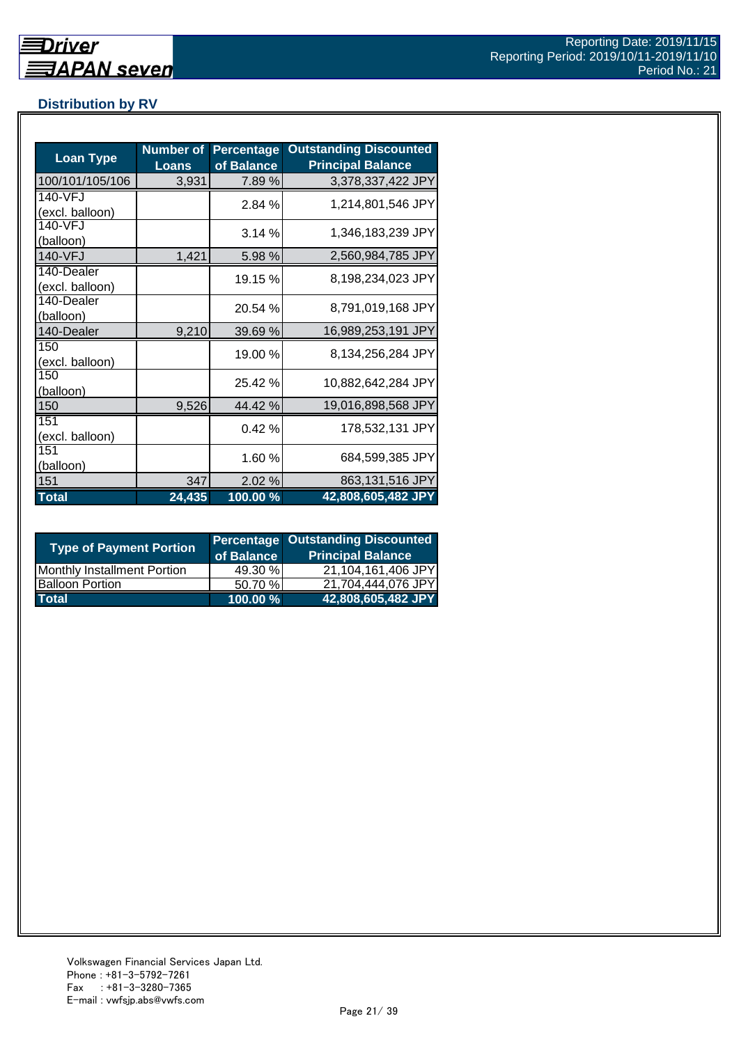Reporting Date: 2019/11/15
Reporting Period: 2019/10/11-2019/11/10
Period No.: 21

## Distribution by RV

| Loan Type | Number of Loans | Percentage of Balance | Outstanding Discounted Principal Balance |
|---|---|---|---|
| 100/101/105/106 | 3,931 | 7.89 % | 3,378,337,422 JPY |
| 140-VFJ (excl. balloon) | | 2.84 % | 1,214,801,546 JPY |
| 140-VFJ (balloon) | | 3.14 % | 1,346,183,239 JPY |
| 140-VFJ | 1,421 | 5.98 % | 2,560,984,785 JPY |
| 140-Dealer (excl. balloon) | | 19.15 % | 8,198,234,023 JPY |
| 140-Dealer (balloon) | | 20.54 % | 8,791,019,168 JPY |
| 140-Dealer | 9,210 | 39.69 % | 16,989,253,191 JPY |
| 150 (excl. balloon) | | 19.00 % | 8,134,256,284 JPY |
| 150 (balloon) | | 25.42 % | 10,882,642,284 JPY |
| 150 | 9,526 | 44.42 % | 19,016,898,568 JPY |
| 151 (excl. balloon) | | 0.42 % | 178,532,131 JPY |
| 151 (balloon) | | 1.60 % | 684,599,385 JPY |
| 151 | 347 | 2.02 % | 863,131,516 JPY |
| **Total** | **24,435** | **100.00 %** | **42,808,605,482 JPY** |

| Type of Payment Portion | Percentage of Balance | Outstanding Discounted Principal Balance |
|---|---|---|
| Monthly Installment Portion | 49.30 % | 21,104,161,406 JPY |
| Balloon Portion | 50.70 % | 21,704,444,076 JPY |
| **Total** | **100.00 %** | **42,808,605,482 JPY** |

Volkswagen Financial Services Japan Ltd.
Phone : +81-3-5792-7261
Fax : +81-3-3280-7365
E-mail : vwfsjp.abs@vwfs.com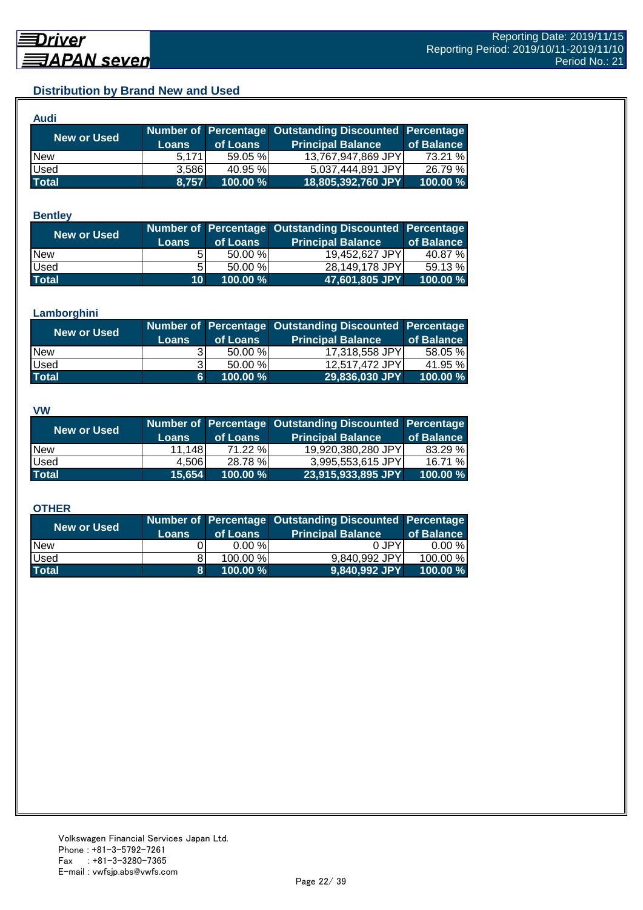## Distribution by Brand New and Used

### Audi

| New or Used | Number of Loans | Percentage of Loans | Outstanding Discounted Principal Balance | Percentage of Balance |
|---|---|---|---|---|
| New | 5,171 | 59.05 % | 13,767,947,869 JPY | 73.21 % |
| Used | 3,586 | 40.95 % | 5,037,444,891 JPY | 26.79 % |
| **Total** | **8,757** | **100.00 %** | **18,805,392,760 JPY** | **100.00 %** |

### Bentley

| New or Used | Number of Loans | Percentage of Loans | Outstanding Discounted Principal Balance | Percentage of Balance |
|---|---|---|---|---|
| New | 5 | 50.00 % | 19,452,627 JPY | 40.87 % |
| Used | 5 | 50.00 % | 28,149,178 JPY | 59.13 % |
| **Total** | **10** | **100.00 %** | **47,601,805 JPY** | **100.00 %** |

### Lamborghini

| New or Used | Number of Loans | Percentage of Loans | Outstanding Discounted Principal Balance | Percentage of Balance |
|---|---|---|---|---|
| New | 3 | 50.00 % | 17,318,558 JPY | 58.05 % |
| Used | 3 | 50.00 % | 12,517,472 JPY | 41.95 % |
| **Total** | **6** | **100.00 %** | **29,836,030 JPY** | **100.00 %** |

### VW

| New or Used | Number of Loans | Percentage of Loans | Outstanding Discounted Principal Balance | Percentage of Balance |
|---|---|---|---|---|
| New | 11,148 | 71.22 % | 19,920,380,280 JPY | 83.29 % |
| Used | 4,506 | 28.78 % | 3,995,553,615 JPY | 16.71 % |
| **Total** | **15,654** | **100.00 %** | **23,915,933,895 JPY** | **100.00 %** |

### OTHER

| New or Used | Number of Loans | Percentage of Loans | Outstanding Discounted Principal Balance | Percentage of Balance |
|---|---|---|---|---|
| New | 0 | 0.00 % | 0 JPY | 0.00 % |
| Used | 8 | 100.00 % | 9,840,992 JPY | 100.00 % |
| **Total** | **8** | **100.00 %** | **9,840,992 JPY** | **100.00 %** |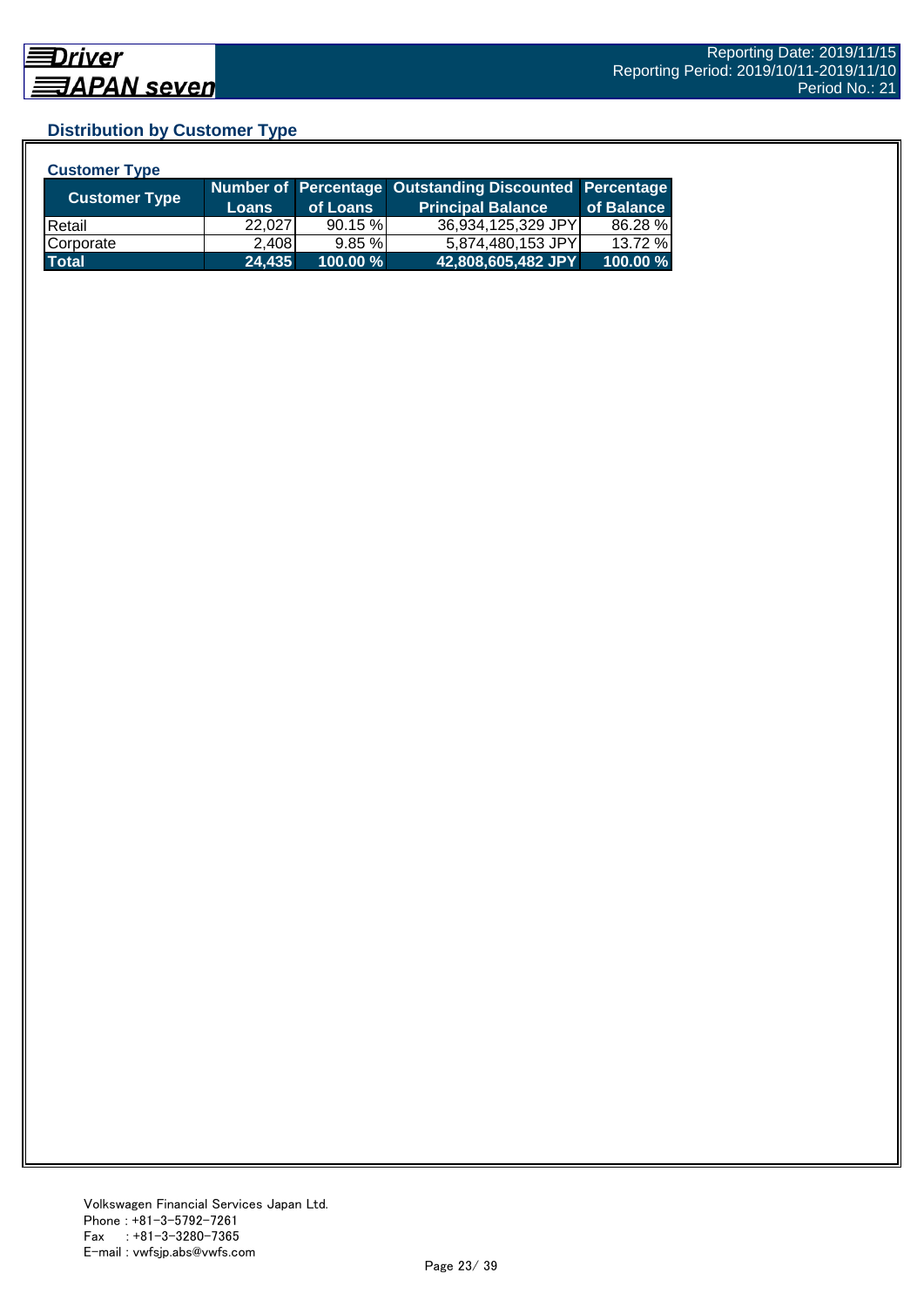## Distribution by Customer Type

### Customer Type

| Customer Type | Number of Loans | Percentage of Loans | Outstanding Discounted Principal Balance | Percentage of Balance |
|---|---|---|---|---|
| Retail | 22,027 | 90.15 % | 36,934,125,329 JPY | 86.28 % |
| Corporate | 2,408 | 9.85 % | 5,874,480,153 JPY | 13.72 % |
| **Total** | **24,435** | **100.00 %** | **42,808,605,482 JPY** | **100.00 %** |

Volkswagen Financial Services Japan Ltd.
Phone : +81-3-5792-7261
Fax : +81-3-3280-7365
E-mail : vwfsjp.abs@vwfs.com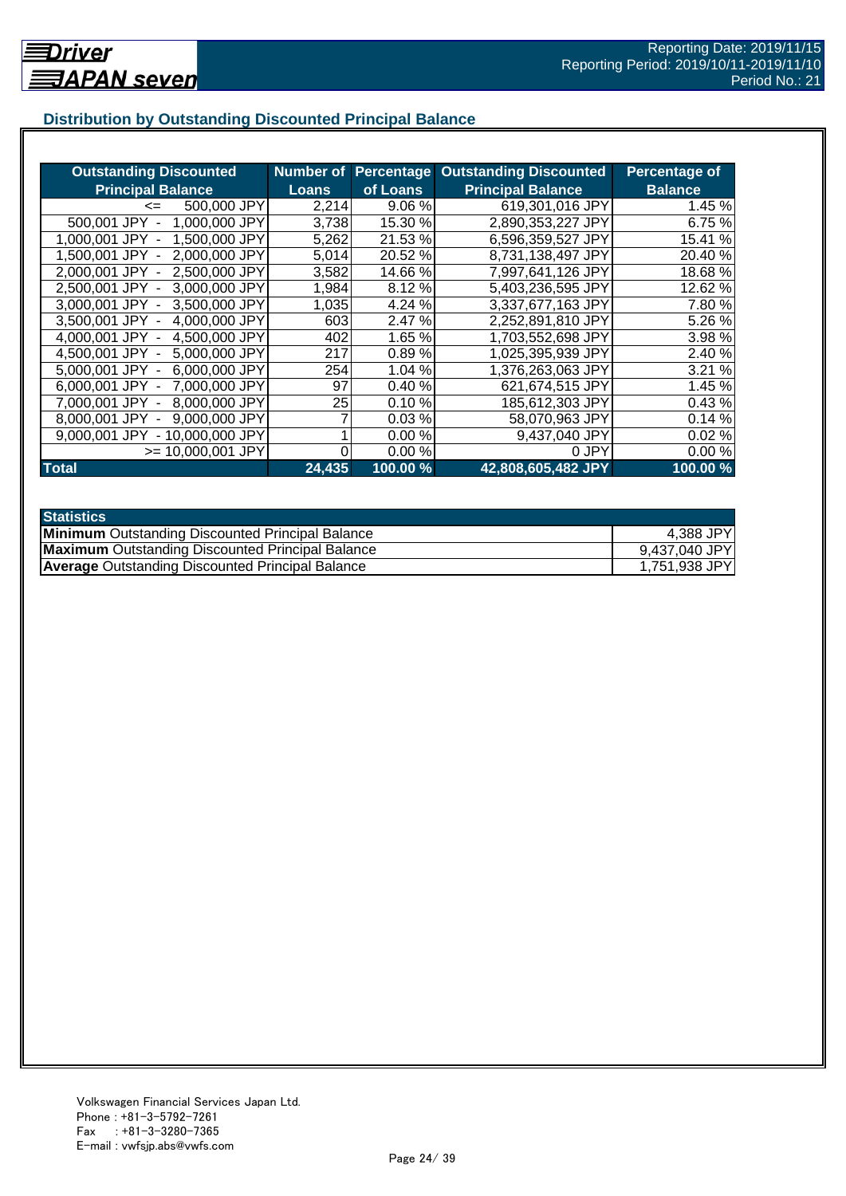## Distribution by Outstanding Discounted Principal Balance

| Outstanding Discounted Principal Balance | Number of Loans | Percentage of Loans | Outstanding Discounted Principal Balance | Percentage of Balance |
|---|---|---|---|---|
| <= 500,000 JPY | 2,214 | 9.06 % | 619,301,016 JPY | 1.45 % |
| 500,001 JPY - 1,000,000 JPY | 3,738 | 15.30 % | 2,890,353,227 JPY | 6.75 % |
| 1,000,001 JPY - 1,500,000 JPY | 5,262 | 21.53 % | 6,596,359,527 JPY | 15.41 % |
| 1,500,001 JPY - 2,000,000 JPY | 5,014 | 20.52 % | 8,731,138,497 JPY | 20.40 % |
| 2,000,001 JPY - 2,500,000 JPY | 3,582 | 14.66 % | 7,997,641,126 JPY | 18.68 % |
| 2,500,001 JPY - 3,000,000 JPY | 1,984 | 8.12 % | 5,403,236,595 JPY | 12.62 % |
| 3,000,001 JPY - 3,500,000 JPY | 1,035 | 4.24 % | 3,337,677,163 JPY | 7.80 % |
| 3,500,001 JPY - 4,000,000 JPY | 603 | 2.47 % | 2,252,891,810 JPY | 5.26 % |
| 4,000,001 JPY - 4,500,000 JPY | 402 | 1.65 % | 1,703,552,698 JPY | 3.98 % |
| 4,500,001 JPY - 5,000,000 JPY | 217 | 0.89 % | 1,025,395,939 JPY | 2.40 % |
| 5,000,001 JPY - 6,000,000 JPY | 254 | 1.04 % | 1,376,263,063 JPY | 3.21 % |
| 6,000,001 JPY - 7,000,000 JPY | 97 | 0.40 % | 621,674,515 JPY | 1.45 % |
| 7,000,001 JPY - 8,000,000 JPY | 25 | 0.10 % | 185,612,303 JPY | 0.43 % |
| 8,000,001 JPY - 9,000,000 JPY | 7 | 0.03 % | 58,070,963 JPY | 0.14 % |
| 9,000,001 JPY - 10,000,000 JPY | 1 | 0.00 % | 9,437,040 JPY | 0.02 % |
| >= 10,000,001 JPY | 0 | 0.00 % | 0 JPY | 0.00 % |
| **Total** | **24,435** | **100.00 %** | **42,808,605,482 JPY** | **100.00 %** |

| Statistics | |
|---|---|
| **Minimum** Outstanding Discounted Principal Balance | 4,388 JPY |
| **Maximum** Outstanding Discounted Principal Balance | 9,437,040 JPY |
| **Average** Outstanding Discounted Principal Balance | 1,751,938 JPY |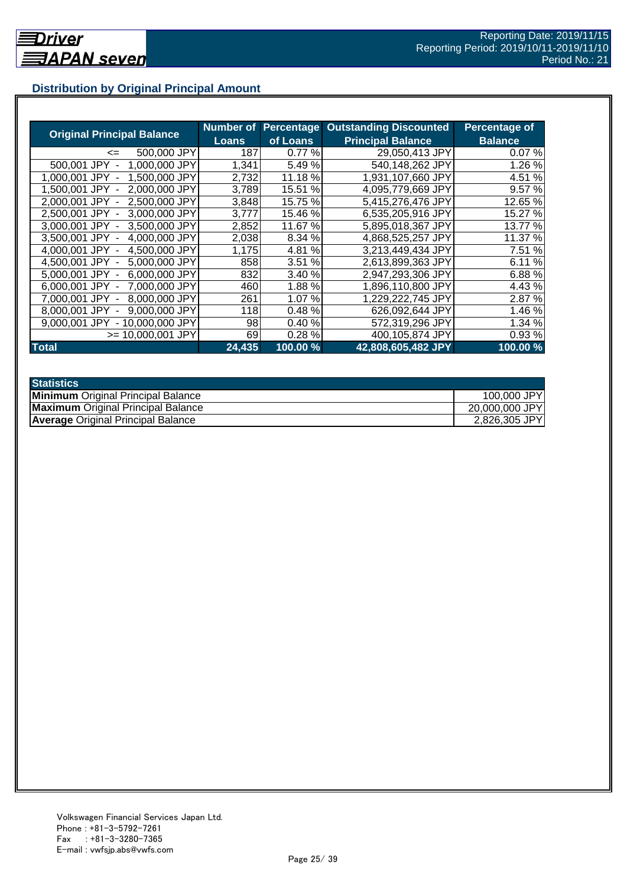## Distribution by Original Principal Amount

| Original Principal Balance | Number of Loans | Percentage of Loans | Outstanding Discounted Principal Balance | Percentage of Balance |
|---|---|---|---|---|
| <= 500,000 JPY | 187 | 0.77 % | 29,050,413 JPY | 0.07 % |
| 500,001 JPY - 1,000,000 JPY | 1,341 | 5.49 % | 540,148,262 JPY | 1.26 % |
| 1,000,001 JPY - 1,500,000 JPY | 2,732 | 11.18 % | 1,931,107,660 JPY | 4.51 % |
| 1,500,001 JPY - 2,000,000 JPY | 3,789 | 15.51 % | 4,095,779,669 JPY | 9.57 % |
| 2,000,001 JPY - 2,500,000 JPY | 3,848 | 15.75 % | 5,415,276,476 JPY | 12.65 % |
| 2,500,001 JPY - 3,000,000 JPY | 3,777 | 15.46 % | 6,535,205,916 JPY | 15.27 % |
| 3,000,001 JPY - 3,500,000 JPY | 2,852 | 11.67 % | 5,895,018,367 JPY | 13.77 % |
| 3,500,001 JPY - 4,000,000 JPY | 2,038 | 8.34 % | 4,868,525,257 JPY | 11.37 % |
| 4,000,001 JPY - 4,500,000 JPY | 1,175 | 4.81 % | 3,213,449,434 JPY | 7.51 % |
| 4,500,001 JPY - 5,000,000 JPY | 858 | 3.51 % | 2,613,899,363 JPY | 6.11 % |
| 5,000,001 JPY - 6,000,000 JPY | 832 | 3.40 % | 2,947,293,306 JPY | 6.88 % |
| 6,000,001 JPY - 7,000,000 JPY | 460 | 1.88 % | 1,896,110,800 JPY | 4.43 % |
| 7,000,001 JPY - 8,000,000 JPY | 261 | 1.07 % | 1,229,222,745 JPY | 2.87 % |
| 8,000,001 JPY - 9,000,000 JPY | 118 | 0.48 % | 626,092,644 JPY | 1.46 % |
| 9,000,001 JPY - 10,000,000 JPY | 98 | 0.40 % | 572,319,296 JPY | 1.34 % |
| >= 10,000,001 JPY | 69 | 0.28 % | 400,105,874 JPY | 0.93 % |
| **Total** | **24,435** | **100.00 %** | **42,808,605,482 JPY** | **100.00 %** |

| Statistics | |
|---|---|
| **Minimum** Original Principal Balance | 100,000 JPY |
| **Maximum** Original Principal Balance | 20,000,000 JPY |
| **Average** Original Principal Balance | 2,826,305 JPY |

Volkswagen Financial Services Japan Ltd.
Phone : +81-3-5792-7261
Fax : +81-3-3280-7365
E-mail : vwfsjp.abs@vwfs.com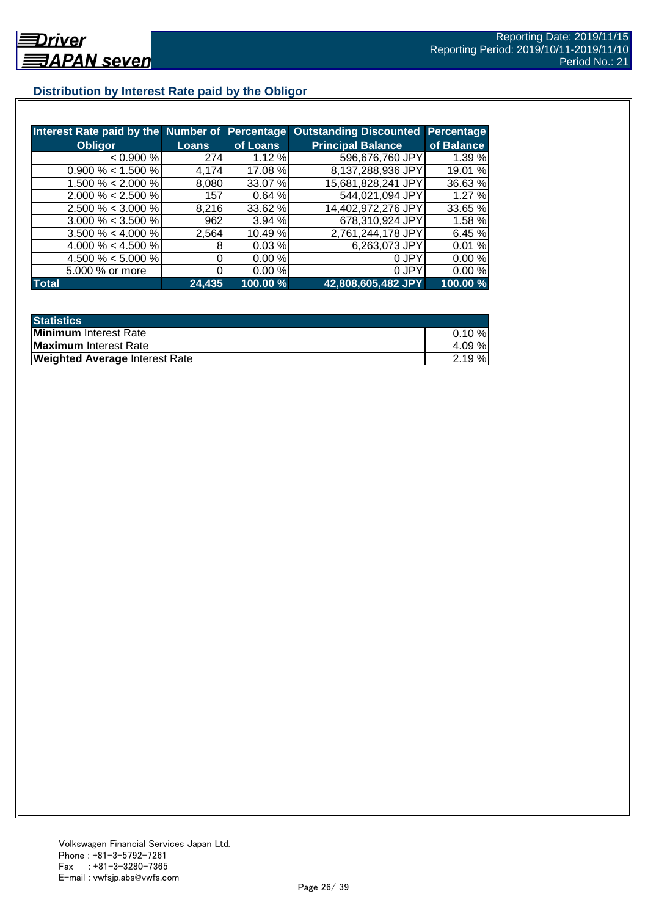## Distribution by Interest Rate paid by the Obligor

| Interest Rate paid by the Obligor | Number of Loans | Percentage of Loans | Outstanding Discounted Principal Balance | Percentage of Balance |
|---|---|---|---|---|
| < 0.900 % | 274 | 1.12 % | 596,676,760 JPY | 1.39 % |
| 0.900 % < 1.500 % | 4,174 | 17.08 % | 8,137,288,936 JPY | 19.01 % |
| 1.500 % < 2.000 % | 8,080 | 33.07 % | 15,681,828,241 JPY | 36.63 % |
| 2.000 % < 2.500 % | 157 | 0.64 % | 544,021,094 JPY | 1.27 % |
| 2.500 % < 3.000 % | 8,216 | 33.62 % | 14,402,972,276 JPY | 33.65 % |
| 3.000 % < 3.500 % | 962 | 3.94 % | 678,310,924 JPY | 1.58 % |
| 3.500 % < 4.000 % | 2,564 | 10.49 % | 2,761,244,178 JPY | 6.45 % |
| 4.000 % < 4.500 % | 8 | 0.03 % | 6,263,073 JPY | 0.01 % |
| 4.500 % < 5.000 % | 0 | 0.00 % | 0 JPY | 0.00 % |
| 5.000 % or more | 0 | 0.00 % | 0 JPY | 0.00 % |
| **Total** | **24,435** | **100.00 %** | **42,808,605,482 JPY** | **100.00 %** |

| Statistics | |
|---|---|
| **Minimum** Interest Rate | 0.10 % |
| **Maximum** Interest Rate | 4.09 % |
| **Weighted Average** Interest Rate | 2.19 % |

Volkswagen Financial Services Japan Ltd.
Phone : +81-3-5792-7261
Fax : +81-3-3280-7365
E-mail : vwfsjp.abs@vwfs.com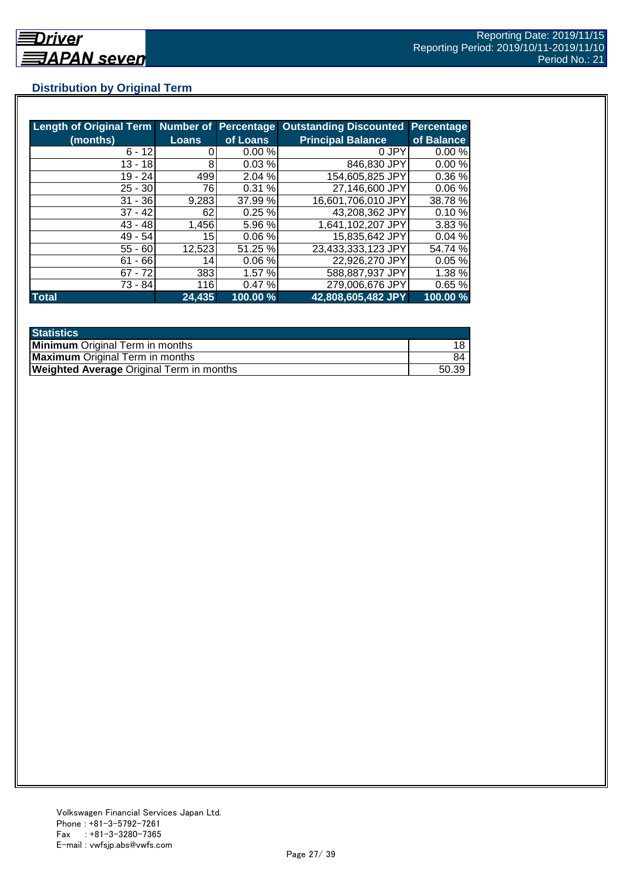## Distribution by Original Term

| Length of Original Term (months) | Number of Loans | Percentage of Loans | Outstanding Discounted Principal Balance | Percentage of Balance |
|---|---|---|---|---|
| 6 - 12 | 0 | 0.00 % | 0 JPY | 0.00 % |
| 13 - 18 | 8 | 0.03 % | 846,830 JPY | 0.00 % |
| 19 - 24 | 499 | 2.04 % | 154,605,825 JPY | 0.36 % |
| 25 - 30 | 76 | 0.31 % | 27,146,600 JPY | 0.06 % |
| 31 - 36 | 9,283 | 37.99 % | 16,601,706,010 JPY | 38.78 % |
| 37 - 42 | 62 | 0.25 % | 43,208,362 JPY | 0.10 % |
| 43 - 48 | 1,456 | 5.96 % | 1,641,102,207 JPY | 3.83 % |
| 49 - 54 | 15 | 0.06 % | 15,835,642 JPY | 0.04 % |
| 55 - 60 | 12,523 | 51.25 % | 23,433,333,123 JPY | 54.74 % |
| 61 - 66 | 14 | 0.06 % | 22,926,270 JPY | 0.05 % |
| 67 - 72 | 383 | 1.57 % | 588,887,937 JPY | 1.38 % |
| 73 - 84 | 116 | 0.47 % | 279,006,676 JPY | 0.65 % |
| **Total** | **24,435** | **100.00 %** | **42,808,605,482 JPY** | **100.00 %** |

| Statistics | |
|---|---|
| **Minimum** Original Term in months | 18 |
| **Maximum** Original Term in months | 84 |
| **Weighted Average** Original Term in months | 50.39 |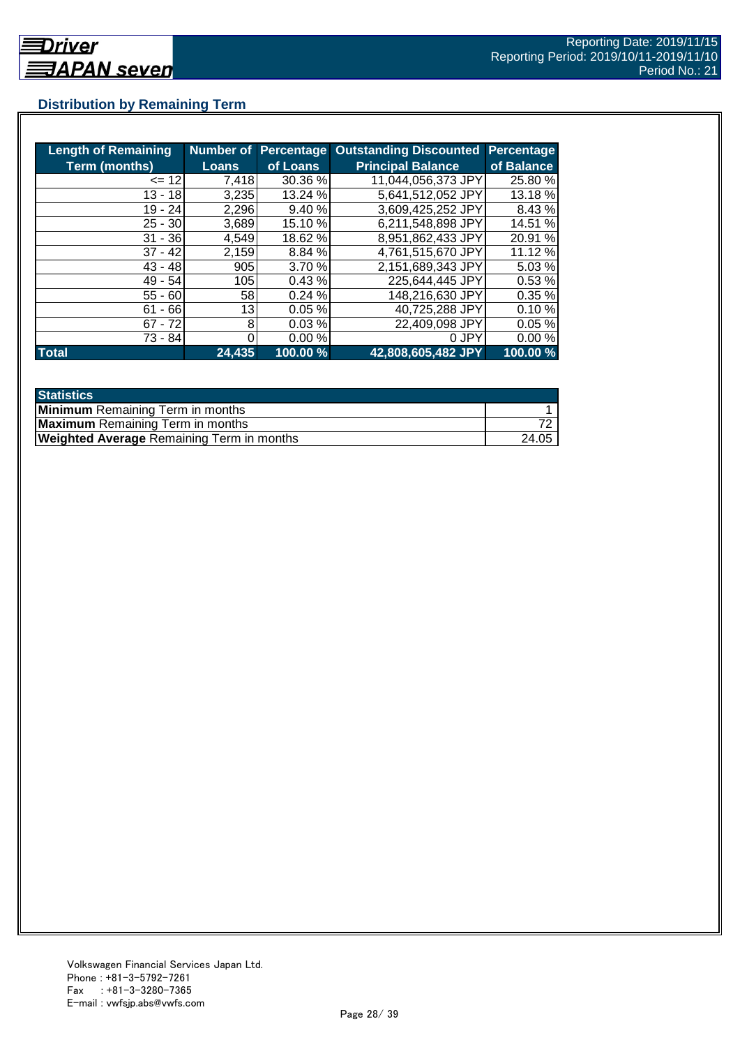## Distribution by Remaining Term

| Length of Remaining Term (months) | Number of Loans | Percentage of Loans | Outstanding Discounted Principal Balance | Percentage of Balance |
|---|---|---|---|---|
| <= 12 | 7,418 | 30.36 % | 11,044,056,373 JPY | 25.80 % |
| 13 - 18 | 3,235 | 13.24 % | 5,641,512,052 JPY | 13.18 % |
| 19 - 24 | 2,296 | 9.40 % | 3,609,425,252 JPY | 8.43 % |
| 25 - 30 | 3,689 | 15.10 % | 6,211,548,898 JPY | 14.51 % |
| 31 - 36 | 4,549 | 18.62 % | 8,951,862,433 JPY | 20.91 % |
| 37 - 42 | 2,159 | 8.84 % | 4,761,515,670 JPY | 11.12 % |
| 43 - 48 | 905 | 3.70 % | 2,151,689,343 JPY | 5.03 % |
| 49 - 54 | 105 | 0.43 % | 225,644,445 JPY | 0.53 % |
| 55 - 60 | 58 | 0.24 % | 148,216,630 JPY | 0.35 % |
| 61 - 66 | 13 | 0.05 % | 40,725,288 JPY | 0.10 % |
| 67 - 72 | 8 | 0.03 % | 22,409,098 JPY | 0.05 % |
| 73 - 84 | 0 | 0.00 % | 0 JPY | 0.00 % |
| **Total** | **24,435** | **100.00 %** | **42,808,605,482 JPY** | **100.00 %** |

| Statistics | |
|---|---|
| **Minimum** Remaining Term in months | 1 |
| **Maximum** Remaining Term in months | 72 |
| **Weighted Average** Remaining Term in months | 24.05 |

Volkswagen Financial Services Japan Ltd.
Phone : +81-3-5792-7261
Fax : +81-3-3280-7365
E-mail : vwfsjp.abs@vwfs.com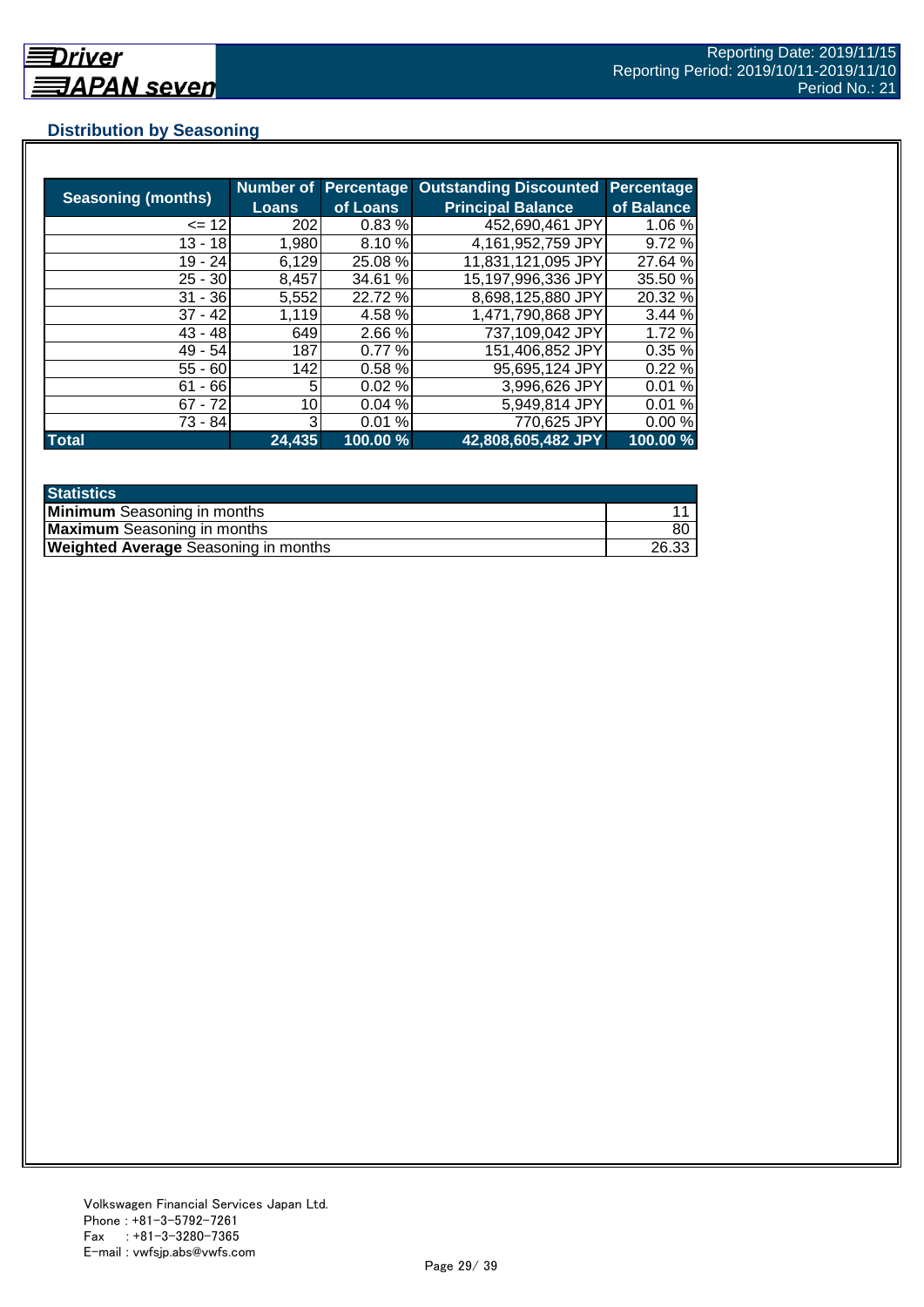## Distribution by Seasoning

| Seasoning (months) | Number of Loans | Percentage of Loans | Outstanding Discounted Principal Balance | Percentage of Balance |
|---|---|---|---|---|
| <= 12 | 202 | 0.83 % | 452,690,461 JPY | 1.06 % |
| 13 - 18 | 1,980 | 8.10 % | 4,161,952,759 JPY | 9.72 % |
| 19 - 24 | 6,129 | 25.08 % | 11,831,121,095 JPY | 27.64 % |
| 25 - 30 | 8,457 | 34.61 % | 15,197,996,336 JPY | 35.50 % |
| 31 - 36 | 5,552 | 22.72 % | 8,698,125,880 JPY | 20.32 % |
| 37 - 42 | 1,119 | 4.58 % | 1,471,790,868 JPY | 3.44 % |
| 43 - 48 | 649 | 2.66 % | 737,109,042 JPY | 1.72 % |
| 49 - 54 | 187 | 0.77 % | 151,406,852 JPY | 0.35 % |
| 55 - 60 | 142 | 0.58 % | 95,695,124 JPY | 0.22 % |
| 61 - 66 | 5 | 0.02 % | 3,996,626 JPY | 0.01 % |
| 67 - 72 | 10 | 0.04 % | 5,949,814 JPY | 0.01 % |
| 73 - 84 | 3 | 0.01 % | 770,625 JPY | 0.00 % |
| **Total** | **24,435** | **100.00 %** | **42,808,605,482 JPY** | **100.00 %** |

| Statistics | |
|---|---|
| **Minimum** Seasoning in months | 11 |
| **Maximum** Seasoning in months | 80 |
| **Weighted Average** Seasoning in months | 26.33 |

Volkswagen Financial Services Japan Ltd.
Phone : +81-3-5792-7261
Fax : +81-3-3280-7365
E-mail : vwfsjp.abs@vwfs.com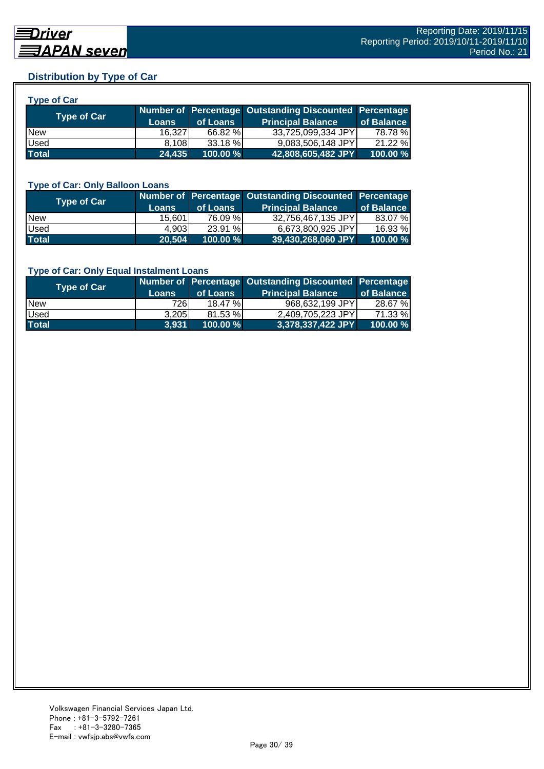## Distribution by Type of Car

### Type of Car

| Type of Car | Number of Loans | Percentage of Loans | Outstanding Discounted Principal Balance | Percentage of Balance |
|---|---|---|---|---|
| New | 16,327 | 66.82 % | 33,725,099,334 JPY | 78.78 % |
| Used | 8,108 | 33.18 % | 9,083,506,148 JPY | 21.22 % |
| **Total** | **24,435** | **100.00 %** | **42,808,605,482 JPY** | **100.00 %** |

### Type of Car: Only Balloon Loans

| Type of Car | Number of Loans | Percentage of Loans | Outstanding Discounted Principal Balance | Percentage of Balance |
|---|---|---|---|---|
| New | 15,601 | 76.09 % | 32,756,467,135 JPY | 83.07 % |
| Used | 4,903 | 23.91 % | 6,673,800,925 JPY | 16.93 % |
| **Total** | **20,504** | **100.00 %** | **39,430,268,060 JPY** | **100.00 %** |

### Type of Car: Only Equal Instalment Loans

| Type of Car | Number of Loans | Percentage of Loans | Outstanding Discounted Principal Balance | Percentage of Balance |
|---|---|---|---|---|
| New | 726 | 18.47 % | 968,632,199 JPY | 28.67 % |
| Used | 3,205 | 81.53 % | 2,409,705,223 JPY | 71.33 % |
| **Total** | **3,931** | **100.00 %** | **3,378,337,422 JPY** | **100.00 %** |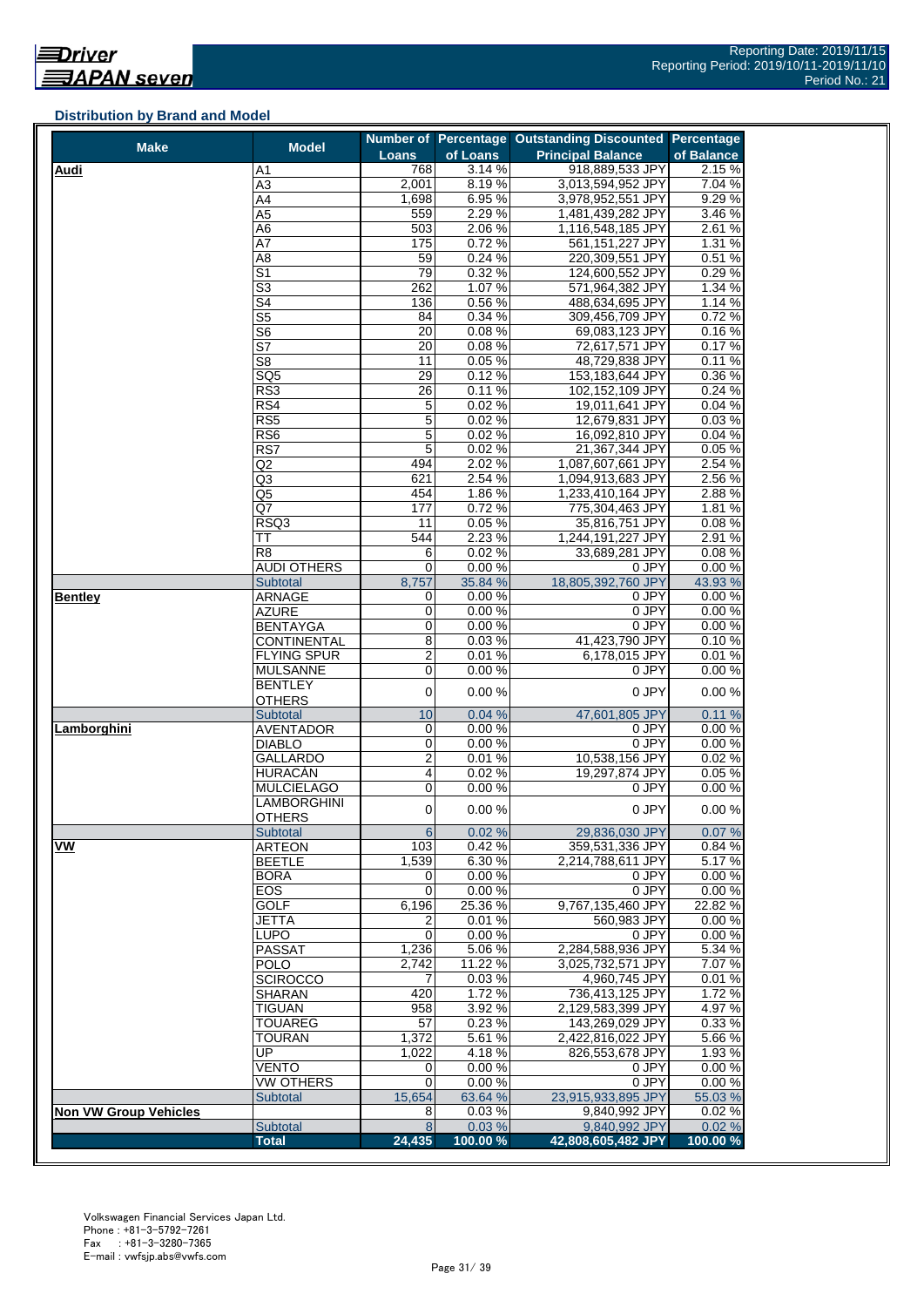## Distribution by Brand and Model

| Make | Model | Number of Loans | Percentage of Loans | Outstanding Discounted Principal Balance | Percentage of Balance |
|---|---|---|---|---|---|
| **Audi** | A1 | 768 | 3.14 % | 918,889,533 JPY | 2.15 % |
| | A3 | 2,001 | 8.19 % | 3,013,594,952 JPY | 7.04 % |
| | A4 | 1,698 | 6.95 % | 3,978,952,551 JPY | 9.29 % |
| | A5 | 559 | 2.29 % | 1,481,439,282 JPY | 3.46 % |
| | A6 | 503 | 2.06 % | 1,116,548,185 JPY | 2.61 % |
| | A7 | 175 | 0.72 % | 561,151,227 JPY | 1.31 % |
| | A8 | 59 | 0.24 % | 220,309,551 JPY | 0.51 % |
| | S1 | 79 | 0.32 % | 124,600,552 JPY | 0.29 % |
| | S3 | 262 | 1.07 % | 571,964,382 JPY | 1.34 % |
| | S4 | 136 | 0.56 % | 488,634,695 JPY | 1.14 % |
| | S5 | 84 | 0.34 % | 309,456,709 JPY | 0.72 % |
| | S6 | 20 | 0.08 % | 69,083,123 JPY | 0.16 % |
| | S7 | 20 | 0.08 % | 72,617,571 JPY | 0.17 % |
| | S8 | 11 | 0.05 % | 48,729,838 JPY | 0.11 % |
| | SQ5 | 29 | 0.12 % | 153,183,644 JPY | 0.36 % |
| | RS3 | 26 | 0.11 % | 102,152,109 JPY | 0.24 % |
| | RS4 | 5 | 0.02 % | 19,011,641 JPY | 0.04 % |
| | RS5 | 5 | 0.02 % | 12,679,831 JPY | 0.03 % |
| | RS6 | 5 | 0.02 % | 16,092,810 JPY | 0.04 % |
| | RS7 | 5 | 0.02 % | 21,367,344 JPY | 0.05 % |
| | Q2 | 494 | 2.02 % | 1,087,607,661 JPY | 2.54 % |
| | Q3 | 621 | 2.54 % | 1,094,913,683 JPY | 2.56 % |
| | Q5 | 454 | 1.86 % | 1,233,410,164 JPY | 2.88 % |
| | Q7 | 177 | 0.72 % | 775,304,463 JPY | 1.81 % |
| | RSQ3 | 11 | 0.05 % | 35,816,751 JPY | 0.08 % |
| | TT | 544 | 2.23 % | 1,244,191,227 JPY | 2.91 % |
| | R8 | 6 | 0.02 % | 33,689,281 JPY | 0.08 % |
| | AUDI OTHERS | 0 | 0.00 % | 0 JPY | 0.00 % |
| | Subtotal | 8,757 | 35.84 % | 18,805,392,760 JPY | 43.93 % |
| **Bentley** | ARNAGE | 0 | 0.00 % | 0 JPY | 0.00 % |
| | AZURE | 0 | 0.00 % | 0 JPY | 0.00 % |
| | BENTAYGA | 0 | 0.00 % | 0 JPY | 0.00 % |
| | CONTINENTAL | 8 | 0.03 % | 41,423,790 JPY | 0.10 % |
| | FLYING SPUR | 2 | 0.01 % | 6,178,015 JPY | 0.01 % |
| | MULSANNE | 0 | 0.00 % | 0 JPY | 0.00 % |
| | BENTLEY OTHERS | 0 | 0.00 % | 0 JPY | 0.00 % |
| | Subtotal | 10 | 0.04 % | 47,601,805 JPY | 0.11 % |
| **Lamborghini** | AVENTADOR | 0 | 0.00 % | 0 JPY | 0.00 % |
| | DIABLO | 0 | 0.00 % | 0 JPY | 0.00 % |
| | GALLARDO | 2 | 0.01 % | 10,538,156 JPY | 0.02 % |
| | HURACAN | 4 | 0.02 % | 19,297,874 JPY | 0.05 % |
| | MULCIELAGO | 0 | 0.00 % | 0 JPY | 0.00 % |
| | LAMBORGHINI OTHERS | 0 | 0.00 % | 0 JPY | 0.00 % |
| | Subtotal | 6 | 0.02 % | 29,836,030 JPY | 0.07 % |
| **VW** | ARTEON | 103 | 0.42 % | 359,531,336 JPY | 0.84 % |
| | BEETLE | 1,539 | 6.30 % | 2,214,788,611 JPY | 5.17 % |
| | BORA | 0 | 0.00 % | 0 JPY | 0.00 % |
| | EOS | 0 | 0.00 % | 0 JPY | 0.00 % |
| | GOLF | 6,196 | 25.36 % | 9,767,135,460 JPY | 22.82 % |
| | JETTA | 2 | 0.01 % | 560,983 JPY | 0.00 % |
| | LUPO | 0 | 0.00 % | 0 JPY | 0.00 % |
| | PASSAT | 1,236 | 5.06 % | 2,284,588,936 JPY | 5.34 % |
| | POLO | 2,742 | 11.22 % | 3,025,732,571 JPY | 7.07 % |
| | SCIROCCO | 7 | 0.03 % | 4,960,745 JPY | 0.01 % |
| | SHARAN | 420 | 1.72 % | 736,413,125 JPY | 1.72 % |
| | TIGUAN | 958 | 3.92 % | 2,129,583,399 JPY | 4.97 % |
| | TOUAREG | 57 | 0.23 % | 143,269,029 JPY | 0.33 % |
| | TOURAN | 1,372 | 5.61 % | 2,422,816,022 JPY | 5.66 % |
| | UP | 1,022 | 4.18 % | 826,553,678 JPY | 1.93 % |
| | VENTO | 0 | 0.00 % | 0 JPY | 0.00 % |
| | VW OTHERS | 0 | 0.00 % | 0 JPY | 0.00 % |
| | Subtotal | 15,654 | 63.64 % | 23,915,933,895 JPY | 55.03 % |
| **Non VW Group Vehicles** | | 8 | 0.03 % | 9,840,992 JPY | 0.02 % |
| | Subtotal | 8 | 0.03 % | 9,840,992 JPY | 0.02 % |
| | **Total** | **24,435** | **100.00 %** | **42,808,605,482 JPY** | **100.00 %** |

Volkswagen Financial Services Japan Ltd.
Phone : +81-3-5792-7261
Fax : +81-3-3280-7365
E-mail : vwfsjp.abs@vwfs.com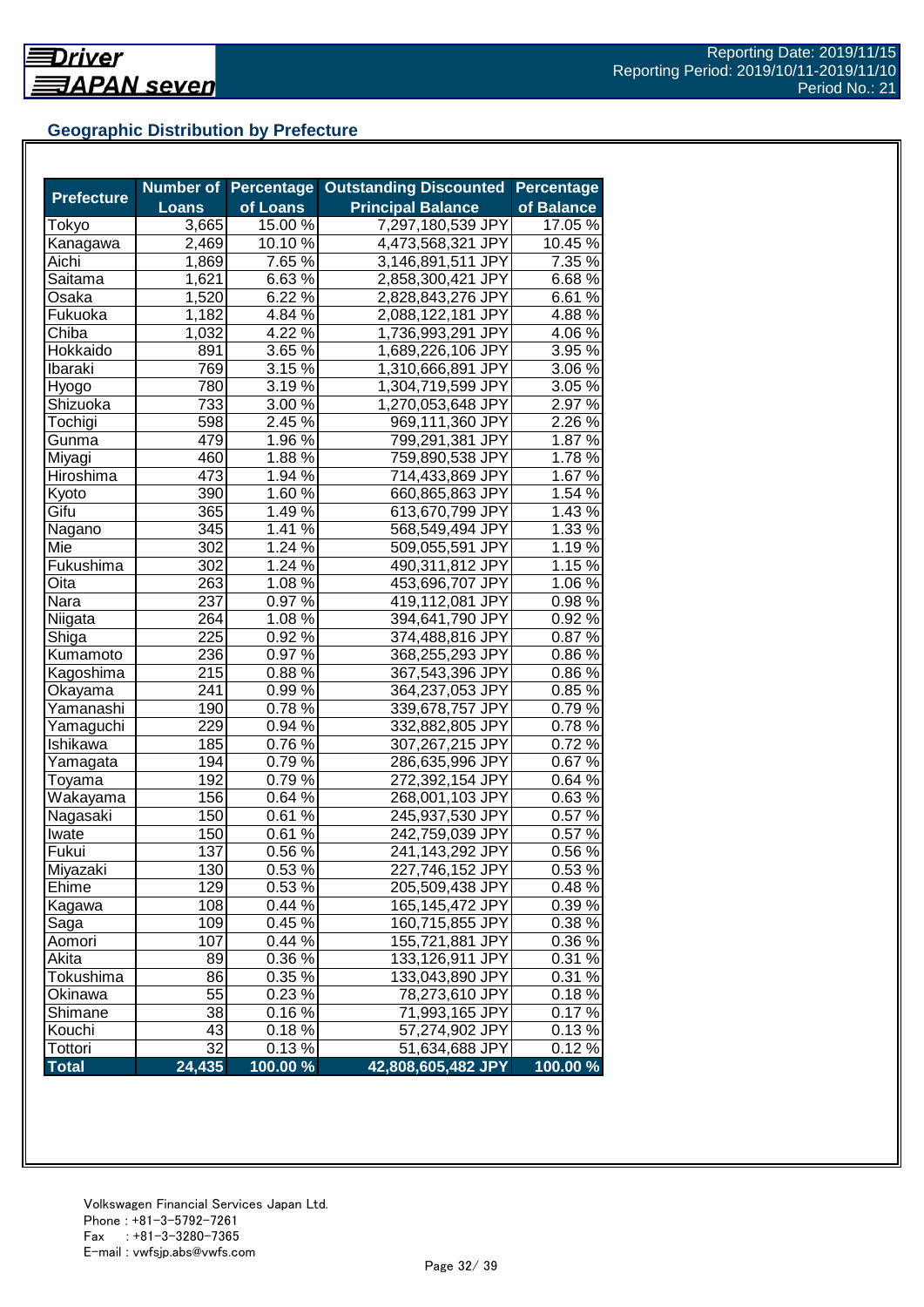## Geographic Distribution by Prefecture

| Prefecture | Number of Loans | Percentage of Loans | Outstanding Discounted Principal Balance | Percentage of Balance |
|---|---|---|---|---|
| Tokyo | 3,665 | 15.00 % | 7,297,180,539 JPY | 17.05 % |
| Kanagawa | 2,469 | 10.10 % | 4,473,568,321 JPY | 10.45 % |
| Aichi | 1,869 | 7.65 % | 3,146,891,511 JPY | 7.35 % |
| Saitama | 1,621 | 6.63 % | 2,858,300,421 JPY | 6.68 % |
| Osaka | 1,520 | 6.22 % | 2,828,843,276 JPY | 6.61 % |
| Fukuoka | 1,182 | 4.84 % | 2,088,122,181 JPY | 4.88 % |
| Chiba | 1,032 | 4.22 % | 1,736,993,291 JPY | 4.06 % |
| Hokkaido | 891 | 3.65 % | 1,689,226,106 JPY | 3.95 % |
| Ibaraki | 769 | 3.15 % | 1,310,666,891 JPY | 3.06 % |
| Hyogo | 780 | 3.19 % | 1,304,719,599 JPY | 3.05 % |
| Shizuoka | 733 | 3.00 % | 1,270,053,648 JPY | 2.97 % |
| Tochigi | 598 | 2.45 % | 969,111,360 JPY | 2.26 % |
| Gunma | 479 | 1.96 % | 799,291,381 JPY | 1.87 % |
| Miyagi | 460 | 1.88 % | 759,890,538 JPY | 1.78 % |
| Hiroshima | 473 | 1.94 % | 714,433,869 JPY | 1.67 % |
| Kyoto | 390 | 1.60 % | 660,865,863 JPY | 1.54 % |
| Gifu | 365 | 1.49 % | 613,670,799 JPY | 1.43 % |
| Nagano | 345 | 1.41 % | 568,549,494 JPY | 1.33 % |
| Mie | 302 | 1.24 % | 509,055,591 JPY | 1.19 % |
| Fukushima | 302 | 1.24 % | 490,311,812 JPY | 1.15 % |
| Oita | 263 | 1.08 % | 453,696,707 JPY | 1.06 % |
| Nara | 237 | 0.97 % | 419,112,081 JPY | 0.98 % |
| Niigata | 264 | 1.08 % | 394,641,790 JPY | 0.92 % |
| Shiga | 225 | 0.92 % | 374,488,816 JPY | 0.87 % |
| Kumamoto | 236 | 0.97 % | 368,255,293 JPY | 0.86 % |
| Kagoshima | 215 | 0.88 % | 367,543,396 JPY | 0.86 % |
| Okayama | 241 | 0.99 % | 364,237,053 JPY | 0.85 % |
| Yamanashi | 190 | 0.78 % | 339,678,757 JPY | 0.79 % |
| Yamaguchi | 229 | 0.94 % | 332,882,805 JPY | 0.78 % |
| Ishikawa | 185 | 0.76 % | 307,267,215 JPY | 0.72 % |
| Yamagata | 194 | 0.79 % | 286,635,996 JPY | 0.67 % |
| Toyama | 192 | 0.79 % | 272,392,154 JPY | 0.64 % |
| Wakayama | 156 | 0.64 % | 268,001,103 JPY | 0.63 % |
| Nagasaki | 150 | 0.61 % | 245,937,530 JPY | 0.57 % |
| Iwate | 150 | 0.61 % | 242,759,039 JPY | 0.57 % |
| Fukui | 137 | 0.56 % | 241,143,292 JPY | 0.56 % |
| Miyazaki | 130 | 0.53 % | 227,746,152 JPY | 0.53 % |
| Ehime | 129 | 0.53 % | 205,509,438 JPY | 0.48 % |
| Kagawa | 108 | 0.44 % | 165,145,472 JPY | 0.39 % |
| Saga | 109 | 0.45 % | 160,715,855 JPY | 0.38 % |
| Aomori | 107 | 0.44 % | 155,721,881 JPY | 0.36 % |
| Akita | 89 | 0.36 % | 133,126,911 JPY | 0.31 % |
| Tokushima | 86 | 0.35 % | 133,043,890 JPY | 0.31 % |
| Okinawa | 55 | 0.23 % | 78,273,610 JPY | 0.18 % |
| Shimane | 38 | 0.16 % | 71,993,165 JPY | 0.17 % |
| Kouchi | 43 | 0.18 % | 57,274,902 JPY | 0.13 % |
| Tottori | 32 | 0.13 % | 51,634,688 JPY | 0.12 % |
| **Total** | **24,435** | **100.00 %** | **42,808,605,482 JPY** | **100.00 %** |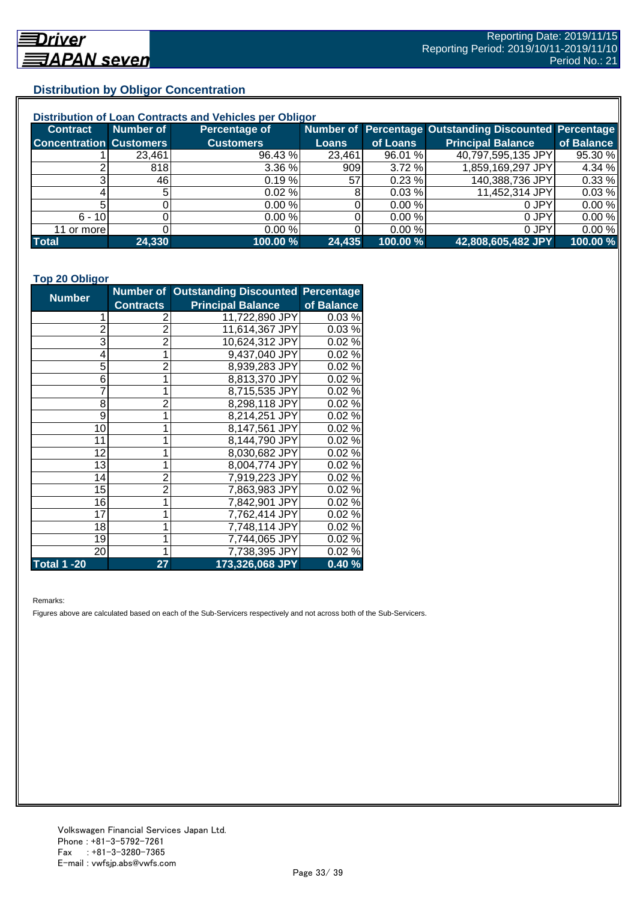## Distribution by Obligor Concentration

### Distribution of Loan Contracts and Vehicles per Obligor

| Contract Concentration | Number of Customers | Percentage of Customers | Number of Loans | Percentage of Loans | Outstanding Discounted Principal Balance | Percentage of Balance |
|---|---|---|---|---|---|---|
| 1 | 23,461 | 96.43 % | 23,461 | 96.01 % | 40,797,595,135 JPY | 95.30 % |
| 2 | 818 | 3.36 % | 909 | 3.72 % | 1,859,169,297 JPY | 4.34 % |
| 3 | 46 | 0.19 % | 57 | 0.23 % | 140,388,736 JPY | 0.33 % |
| 4 | 5 | 0.02 % | 8 | 0.03 % | 11,452,314 JPY | 0.03 % |
| 5 | 0 | 0.00 % | 0 | 0.00 % | 0 JPY | 0.00 % |
| 6 - 10 | 0 | 0.00 % | 0 | 0.00 % | 0 JPY | 0.00 % |
| 11 or more | 0 | 0.00 % | 0 | 0.00 % | 0 JPY | 0.00 % |
| **Total** | **24,330** | **100.00 %** | **24,435** | **100.00 %** | **42,808,605,482 JPY** | **100.00 %** |

### Top 20 Obligor

| Number | Number of Contracts | Outstanding Discounted Principal Balance | Percentage of Balance |
|---|---|---|---|
| 1 | 2 | 11,722,890 JPY | 0.03 % |
| 2 | 2 | 11,614,367 JPY | 0.03 % |
| 3 | 2 | 10,624,312 JPY | 0.02 % |
| 4 | 1 | 9,437,040 JPY | 0.02 % |
| 5 | 2 | 8,939,283 JPY | 0.02 % |
| 6 | 1 | 8,813,370 JPY | 0.02 % |
| 7 | 1 | 8,715,535 JPY | 0.02 % |
| 8 | 2 | 8,298,118 JPY | 0.02 % |
| 9 | 1 | 8,214,251 JPY | 0.02 % |
| 10 | 1 | 8,147,561 JPY | 0.02 % |
| 11 | 1 | 8,144,790 JPY | 0.02 % |
| 12 | 1 | 8,030,682 JPY | 0.02 % |
| 13 | 1 | 8,004,774 JPY | 0.02 % |
| 14 | 2 | 7,919,223 JPY | 0.02 % |
| 15 | 2 | 7,863,983 JPY | 0.02 % |
| 16 | 1 | 7,842,901 JPY | 0.02 % |
| 17 | 1 | 7,762,414 JPY | 0.02 % |
| 18 | 1 | 7,748,114 JPY | 0.02 % |
| 19 | 1 | 7,744,065 JPY | 0.02 % |
| 20 | 1 | 7,738,395 JPY | 0.02 % |
| **Total 1 -20** | **27** | **173,326,068 JPY** | **0.40 %** |

Remarks:

Figures above are calculated based on each of the Sub-Servicers respectively and not across both of the Sub-Servicers.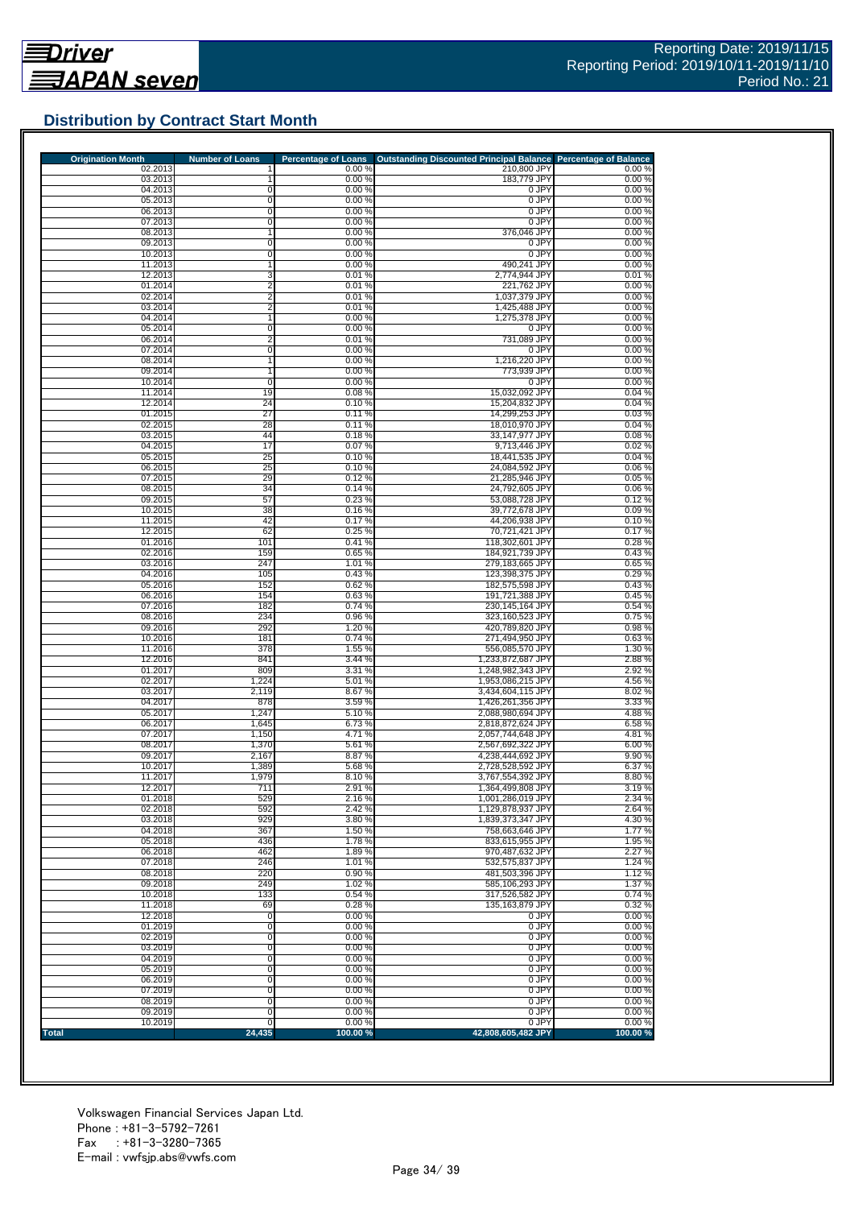## Distribution by Contract Start Month

| Origination Month | Number of Loans | Percentage of Loans | Outstanding Discounted Principal Balance | Percentage of Balance |
|---|---|---|---|---|
| 02.2013 | 1 | 0.00 % | 210,800 JPY | 0.00 % |
| 03.2013 | 1 | 0.00 % | 183,779 JPY | 0.00 % |
| 04.2013 | 0 | 0.00 % | 0 JPY | 0.00 % |
| 05.2013 | 0 | 0.00 % | 0 JPY | 0.00 % |
| 06.2013 | 0 | 0.00 % | 0 JPY | 0.00 % |
| 07.2013 | 0 | 0.00 % | 0 JPY | 0.00 % |
| 08.2013 | 1 | 0.00 % | 376,046 JPY | 0.00 % |
| 09.2013 | 0 | 0.00 % | 0 JPY | 0.00 % |
| 10.2013 | 0 | 0.00 % | 0 JPY | 0.00 % |
| 11.2013 | 1 | 0.00 % | 490,241 JPY | 0.00 % |
| 12.2013 | 3 | 0.01 % | 2,774,944 JPY | 0.01 % |
| 01.2014 | 2 | 0.01 % | 221,762 JPY | 0.00 % |
| 02.2014 | 2 | 0.01 % | 1,037,379 JPY | 0.00 % |
| 03.2014 | 2 | 0.01 % | 1,425,488 JPY | 0.00 % |
| 04.2014 | 1 | 0.00 % | 1,275,378 JPY | 0.00 % |
| 05.2014 | 0 | 0.00 % | 0 JPY | 0.00 % |
| 06.2014 | 2 | 0.01 % | 731,089 JPY | 0.00 % |
| 07.2014 | 0 | 0.00 % | 0 JPY | 0.00 % |
| 08.2014 | 1 | 0.00 % | 1,216,220 JPY | 0.00 % |
| 09.2014 | 1 | 0.00 % | 773,939 JPY | 0.00 % |
| 10.2014 | 0 | 0.00 % | 0 JPY | 0.00 % |
| 11.2014 | 19 | 0.08 % | 15,032,092 JPY | 0.04 % |
| 12.2014 | 24 | 0.10 % | 15,204,832 JPY | 0.04 % |
| 01.2015 | 27 | 0.11 % | 14,299,253 JPY | 0.03 % |
| 02.2015 | 28 | 0.11 % | 18,010,970 JPY | 0.04 % |
| 03.2015 | 44 | 0.18 % | 33,147,977 JPY | 0.08 % |
| 04.2015 | 17 | 0.07 % | 9,713,446 JPY | 0.02 % |
| 05.2015 | 25 | 0.10 % | 18,441,535 JPY | 0.04 % |
| 06.2015 | 25 | 0.10 % | 24,084,592 JPY | 0.06 % |
| 07.2015 | 29 | 0.12 % | 21,285,946 JPY | 0.05 % |
| 08.2015 | 34 | 0.14 % | 24,792,605 JPY | 0.06 % |
| 09.2015 | 57 | 0.23 % | 53,088,728 JPY | 0.12 % |
| 10.2015 | 38 | 0.16 % | 39,772,678 JPY | 0.09 % |
| 11.2015 | 42 | 0.17 % | 44,206,938 JPY | 0.10 % |
| 12.2015 | 62 | 0.25 % | 70,721,421 JPY | 0.17 % |
| 01.2016 | 101 | 0.41 % | 118,302,601 JPY | 0.28 % |
| 02.2016 | 159 | 0.65 % | 184,921,739 JPY | 0.43 % |
| 03.2016 | 247 | 1.01 % | 279,183,665 JPY | 0.65 % |
| 04.2016 | 105 | 0.43 % | 123,398,375 JPY | 0.29 % |
| 05.2016 | 152 | 0.62 % | 182,575,598 JPY | 0.43 % |
| 06.2016 | 154 | 0.63 % | 191,721,388 JPY | 0.45 % |
| 07.2016 | 182 | 0.74 % | 230,145,164 JPY | 0.54 % |
| 08.2016 | 234 | 0.96 % | 323,160,523 JPY | 0.75 % |
| 09.2016 | 292 | 1.20 % | 420,789,820 JPY | 0.98 % |
| 10.2016 | 181 | 0.74 % | 271,494,950 JPY | 0.63 % |
| 11.2016 | 378 | 1.55 % | 556,085,570 JPY | 1.30 % |
| 12.2016 | 841 | 3.44 % | 1,233,872,687 JPY | 2.88 % |
| 01.2017 | 809 | 3.31 % | 1,248,982,343 JPY | 2.92 % |
| 02.2017 | 1,224 | 5.01 % | 1,953,086,215 JPY | 4.56 % |
| 03.2017 | 2,119 | 8.67 % | 3,434,604,115 JPY | 8.02 % |
| 04.2017 | 878 | 3.59 % | 1,426,261,356 JPY | 3.33 % |
| 05.2017 | 1,247 | 5.10 % | 2,088,980,694 JPY | 4.88 % |
| 06.2017 | 1,645 | 6.73 % | 2,818,872,624 JPY | 6.58 % |
| 07.2017 | 1,150 | 4.71 % | 2,057,744,648 JPY | 4.81 % |
| 08.2017 | 1,370 | 5.61 % | 2,567,692,322 JPY | 6.00 % |
| 09.2017 | 2,167 | 8.87 % | 4,238,444,692 JPY | 9.90 % |
| 10.2017 | 1,389 | 5.68 % | 2,728,528,592 JPY | 6.37 % |
| 11.2017 | 1,979 | 8.10 % | 3,767,554,392 JPY | 8.80 % |
| 12.2017 | 711 | 2.91 % | 1,364,499,808 JPY | 3.19 % |
| 01.2018 | 529 | 2.16 % | 1,001,286,019 JPY | 2.34 % |
| 02.2018 | 592 | 2.42 % | 1,129,878,937 JPY | 2.64 % |
| 03.2018 | 929 | 3.80 % | 1,839,373,347 JPY | 4.30 % |
| 04.2018 | 367 | 1.50 % | 758,663,646 JPY | 1.77 % |
| 05.2018 | 436 | 1.78 % | 833,615,955 JPY | 1.95 % |
| 06.2018 | 462 | 1.89 % | 970,487,632 JPY | 2.27 % |
| 07.2018 | 246 | 1.01 % | 532,575,837 JPY | 1.24 % |
| 08.2018 | 220 | 0.90 % | 481,503,396 JPY | 1.12 % |
| 09.2018 | 249 | 1.02 % | 585,106,293 JPY | 1.37 % |
| 10.2018 | 133 | 0.54 % | 317,526,582 JPY | 0.74 % |
| 11.2018 | 69 | 0.28 % | 135,163,879 JPY | 0.32 % |
| 12.2018 | 0 | 0.00 % | 0 JPY | 0.00 % |
| 01.2019 | 0 | 0.00 % | 0 JPY | 0.00 % |
| 02.2019 | 0 | 0.00 % | 0 JPY | 0.00 % |
| 03.2019 | 0 | 0.00 % | 0 JPY | 0.00 % |
| 04.2019 | 0 | 0.00 % | 0 JPY | 0.00 % |
| 05.2019 | 0 | 0.00 % | 0 JPY | 0.00 % |
| 06.2019 | 0 | 0.00 % | 0 JPY | 0.00 % |
| 07.2019 | 0 | 0.00 % | 0 JPY | 0.00 % |
| 08.2019 | 0 | 0.00 % | 0 JPY | 0.00 % |
| 09.2019 | 0 | 0.00 % | 0 JPY | 0.00 % |
| 10.2019 | 0 | 0.00 % | 0 JPY | 0.00 % |
| **Total** | **24,435** | **100.00 %** | **42,808,605,482 JPY** | **100.00 %** |

Volkswagen Financial Services Japan Ltd.
Phone : +81-3-5792-7261
Fax : +81-3-3280-7365
E-mail : vwfsjp.abs@vwfs.com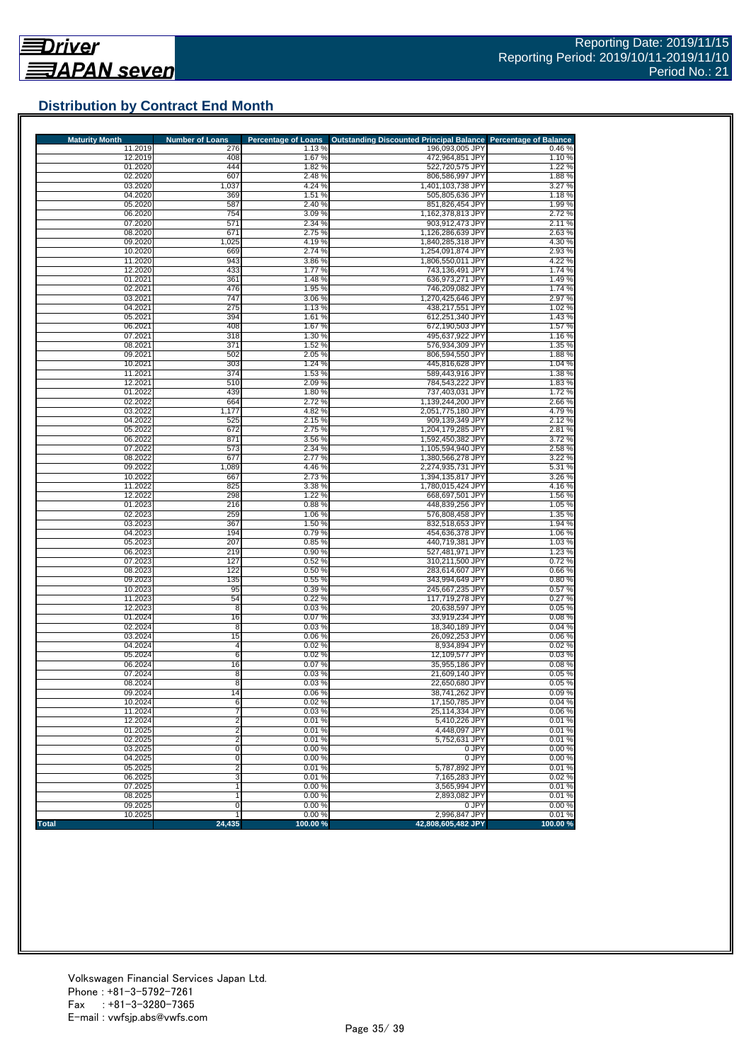Reporting Date: 2019/11/15
Reporting Period: 2019/10/11-2019/11/10
Period No.: 21

## Distribution by Contract End Month

| Maturity Month | Number of Loans | Percentage of Loans | Outstanding Discounted Principal Balance | Percentage of Balance |
|---|---|---|---|---|
| 11.2019 | 276 | 1.13 % | 196,093,005 JPY | 0.46 % |
| 12.2019 | 408 | 1.67 % | 472,964,851 JPY | 1.10 % |
| 01.2020 | 444 | 1.82 % | 522,720,575 JPY | 1.22 % |
| 02.2020 | 607 | 2.48 % | 806,586,997 JPY | 1.88 % |
| 03.2020 | 1,037 | 4.24 % | 1,401,103,738 JPY | 3.27 % |
| 04.2020 | 369 | 1.51 % | 505,805,636 JPY | 1.18 % |
| 05.2020 | 587 | 2.40 % | 851,826,454 JPY | 1.99 % |
| 06.2020 | 754 | 3.09 % | 1,162,378,813 JPY | 2.72 % |
| 07.2020 | 571 | 2.34 % | 903,912,473 JPY | 2.11 % |
| 08.2020 | 671 | 2.75 % | 1,126,286,639 JPY | 2.63 % |
| 09.2020 | 1,025 | 4.19 % | 1,840,285,318 JPY | 4.30 % |
| 10.2020 | 669 | 2.74 % | 1,254,091,874 JPY | 2.93 % |
| 11.2020 | 943 | 3.86 % | 1,806,550,011 JPY | 4.22 % |
| 12.2020 | 433 | 1.77 % | 743,136,491 JPY | 1.74 % |
| 01.2021 | 361 | 1.48 % | 636,973,271 JPY | 1.49 % |
| 02.2021 | 476 | 1.95 % | 746,209,082 JPY | 1.74 % |
| 03.2021 | 747 | 3.06 % | 1,270,425,646 JPY | 2.97 % |
| 04.2021 | 275 | 1.13 % | 438,217,551 JPY | 1.02 % |
| 05.2021 | 394 | 1.61 % | 612,251,340 JPY | 1.43 % |
| 06.2021 | 408 | 1.67 % | 672,190,503 JPY | 1.57 % |
| 07.2021 | 318 | 1.30 % | 495,637,922 JPY | 1.16 % |
| 08.2021 | 371 | 1.52 % | 576,934,309 JPY | 1.35 % |
| 09.2021 | 502 | 2.05 % | 806,594,550 JPY | 1.88 % |
| 10.2021 | 303 | 1.24 % | 445,816,628 JPY | 1.04 % |
| 11.2021 | 374 | 1.53 % | 589,443,916 JPY | 1.38 % |
| 12.2021 | 510 | 2.09 % | 784,543,222 JPY | 1.83 % |
| 01.2022 | 439 | 1.80 % | 737,403,031 JPY | 1.72 % |
| 02.2022 | 664 | 2.72 % | 1,139,244,200 JPY | 2.66 % |
| 03.2022 | 1,177 | 4.82 % | 2,051,775,180 JPY | 4.79 % |
| 04.2022 | 525 | 2.15 % | 909,139,349 JPY | 2.12 % |
| 05.2022 | 672 | 2.75 % | 1,204,179,285 JPY | 2.81 % |
| 06.2022 | 871 | 3.56 % | 1,592,450,382 JPY | 3.72 % |
| 07.2022 | 573 | 2.34 % | 1,105,594,940 JPY | 2.58 % |
| 08.2022 | 677 | 2.77 % | 1,380,566,278 JPY | 3.22 % |
| 09.2022 | 1,089 | 4.46 % | 2,274,935,731 JPY | 5.31 % |
| 10.2022 | 667 | 2.73 % | 1,394,135,817 JPY | 3.26 % |
| 11.2022 | 825 | 3.38 % | 1,780,015,424 JPY | 4.16 % |
| 12.2022 | 298 | 1.22 % | 668,697,501 JPY | 1.56 % |
| 01.2023 | 216 | 0.88 % | 448,839,256 JPY | 1.05 % |
| 02.2023 | 259 | 1.06 % | 576,808,458 JPY | 1.35 % |
| 03.2023 | 367 | 1.50 % | 832,518,653 JPY | 1.94 % |
| 04.2023 | 194 | 0.79 % | 454,636,378 JPY | 1.06 % |
| 05.2023 | 207 | 0.85 % | 440,719,381 JPY | 1.03 % |
| 06.2023 | 219 | 0.90 % | 527,481,971 JPY | 1.23 % |
| 07.2023 | 127 | 0.52 % | 310,211,500 JPY | 0.72 % |
| 08.2023 | 122 | 0.50 % | 283,614,607 JPY | 0.66 % |
| 09.2023 | 135 | 0.55 % | 343,994,649 JPY | 0.80 % |
| 10.2023 | 95 | 0.39 % | 245,667,235 JPY | 0.57 % |
| 11.2023 | 54 | 0.22 % | 117,719,278 JPY | 0.27 % |
| 12.2023 | 8 | 0.03 % | 20,638,597 JPY | 0.05 % |
| 01.2024 | 16 | 0.07 % | 33,919,234 JPY | 0.08 % |
| 02.2024 | 8 | 0.03 % | 18,340,189 JPY | 0.04 % |
| 03.2024 | 15 | 0.06 % | 26,092,253 JPY | 0.06 % |
| 04.2024 | 4 | 0.02 % | 8,934,894 JPY | 0.02 % |
| 05.2024 | 6 | 0.02 % | 12,109,577 JPY | 0.03 % |
| 06.2024 | 16 | 0.07 % | 35,955,186 JPY | 0.08 % |
| 07.2024 | 8 | 0.03 % | 21,609,140 JPY | 0.05 % |
| 08.2024 | 8 | 0.03 % | 22,650,680 JPY | 0.05 % |
| 09.2024 | 14 | 0.06 % | 38,741,262 JPY | 0.09 % |
| 10.2024 | 6 | 0.02 % | 17,150,785 JPY | 0.04 % |
| 11.2024 | 7 | 0.03 % | 25,114,334 JPY | 0.06 % |
| 12.2024 | 2 | 0.01 % | 5,410,226 JPY | 0.01 % |
| 01.2025 | 2 | 0.01 % | 4,448,097 JPY | 0.01 % |
| 02.2025 | 2 | 0.01 % | 5,752,631 JPY | 0.01 % |
| 03.2025 | 0 | 0.00 % | 0 JPY | 0.00 % |
| 04.2025 | 0 | 0.00 % | 0 JPY | 0.00 % |
| 05.2025 | 2 | 0.01 % | 5,787,892 JPY | 0.01 % |
| 06.2025 | 3 | 0.01 % | 7,165,283 JPY | 0.02 % |
| 07.2025 | 1 | 0.00 % | 3,565,994 JPY | 0.01 % |
| 08.2025 | 1 | 0.00 % | 2,893,082 JPY | 0.01 % |
| 09.2025 | 0 | 0.00 % | 0 JPY | 0.00 % |
| 10.2025 | 1 | 0.00 % | 2,996,847 JPY | 0.01 % |
| **Total** | **24,435** | **100.00 %** | **42,808,605,482 JPY** | **100.00 %** |

Volkswagen Financial Services Japan Ltd.
Phone : +81-3-5792-7261
Fax : +81-3-3280-7365
E-mail : vwfsjp.abs@vwfs.com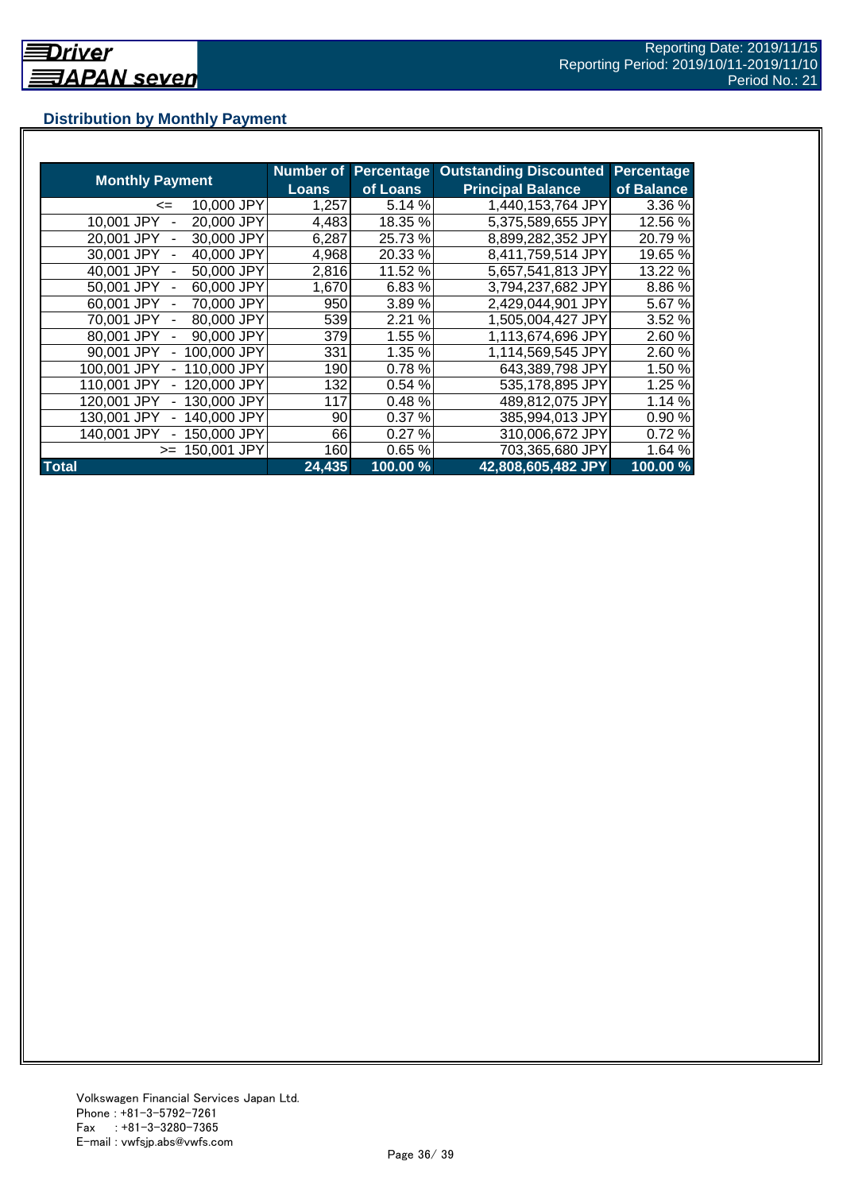Driver JAPAN seven

Reporting Date: 2019/11/15
Reporting Period: 2019/10/11-2019/11/10
Period No.: 21

## Distribution by Monthly Payment

| Monthly Payment | Number of Loans | Percentage of Loans | Outstanding Discounted Principal Balance | Percentage of Balance |
|---|---|---|---|---|
| <= 10,000 JPY | 1,257 | 5.14 % | 1,440,153,764 JPY | 3.36 % |
| 10,001 JPY - 20,000 JPY | 4,483 | 18.35 % | 5,375,589,655 JPY | 12.56 % |
| 20,001 JPY - 30,000 JPY | 6,287 | 25.73 % | 8,899,282,352 JPY | 20.79 % |
| 30,001 JPY - 40,000 JPY | 4,968 | 20.33 % | 8,411,759,514 JPY | 19.65 % |
| 40,001 JPY - 50,000 JPY | 2,816 | 11.52 % | 5,657,541,813 JPY | 13.22 % |
| 50,001 JPY - 60,000 JPY | 1,670 | 6.83 % | 3,794,237,682 JPY | 8.86 % |
| 60,001 JPY - 70,000 JPY | 950 | 3.89 % | 2,429,044,901 JPY | 5.67 % |
| 70,001 JPY - 80,000 JPY | 539 | 2.21 % | 1,505,004,427 JPY | 3.52 % |
| 80,001 JPY - 90,000 JPY | 379 | 1.55 % | 1,113,674,696 JPY | 2.60 % |
| 90,001 JPY - 100,000 JPY | 331 | 1.35 % | 1,114,569,545 JPY | 2.60 % |
| 100,001 JPY - 110,000 JPY | 190 | 0.78 % | 643,389,798 JPY | 1.50 % |
| 110,001 JPY - 120,000 JPY | 132 | 0.54 % | 535,178,895 JPY | 1.25 % |
| 120,001 JPY - 130,000 JPY | 117 | 0.48 % | 489,812,075 JPY | 1.14 % |
| 130,001 JPY - 140,000 JPY | 90 | 0.37 % | 385,994,013 JPY | 0.90 % |
| 140,001 JPY - 150,000 JPY | 66 | 0.27 % | 310,006,672 JPY | 0.72 % |
| >= 150,001 JPY | 160 | 0.65 % | 703,365,680 JPY | 1.64 % |
| **Total** | **24,435** | **100.00 %** | **42,808,605,482 JPY** | **100.00 %** |

Volkswagen Financial Services Japan Ltd.
Phone : +81-3-5792-7261
Fax : +81-3-3280-7365
E-mail : vwfsjp.abs@vwfs.com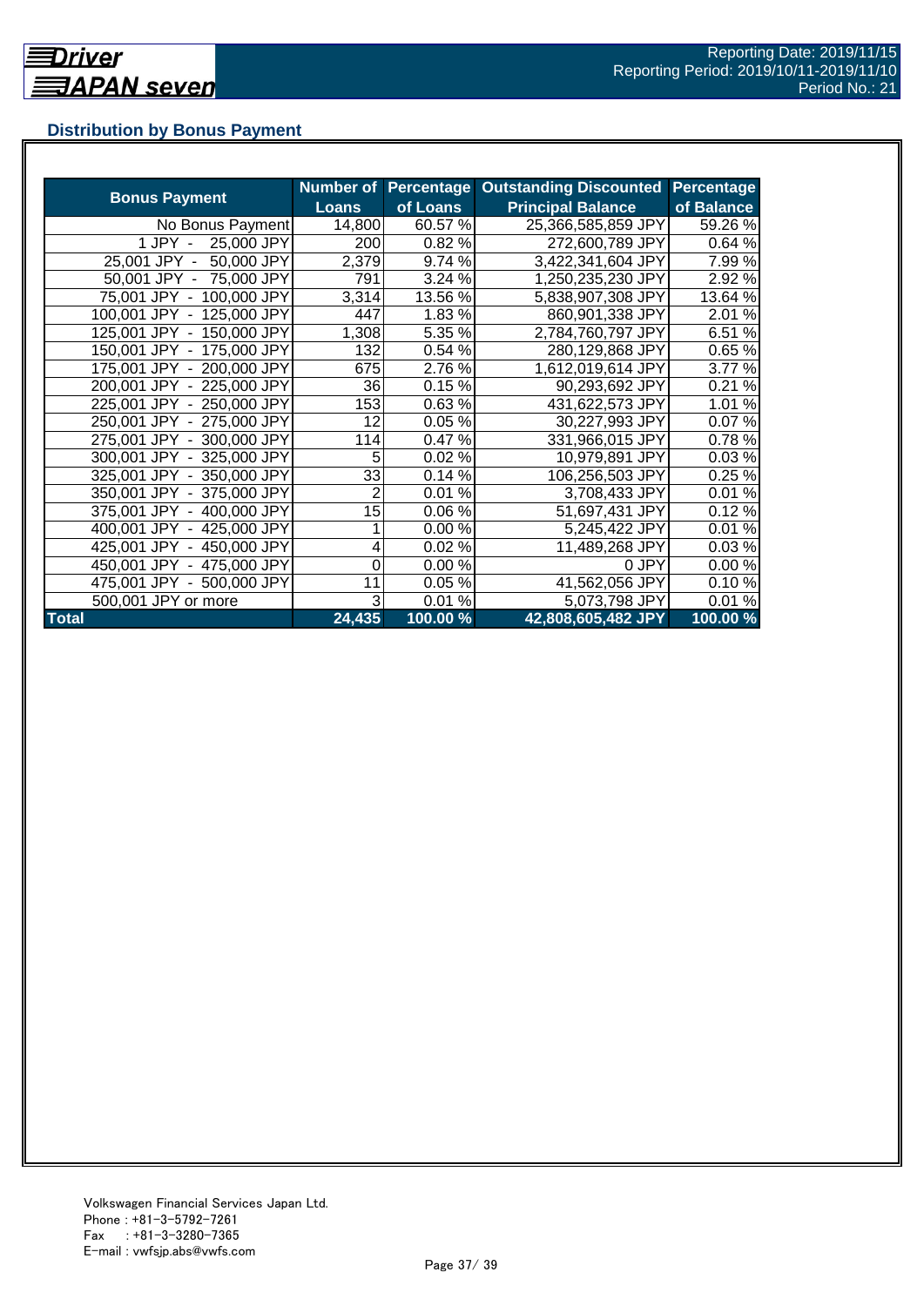Reporting Date: 2019/11/15
Reporting Period: 2019/10/11-2019/11/10
Period No.: 21

## Distribution by Bonus Payment

| Bonus Payment | Number of Loans | Percentage of Loans | Outstanding Discounted Principal Balance | Percentage of Balance |
|---|---|---|---|---|
| No Bonus Payment | 14,800 | 60.57 % | 25,366,585,859 JPY | 59.26 % |
| 1 JPY - 25,000 JPY | 200 | 0.82 % | 272,600,789 JPY | 0.64 % |
| 25,001 JPY - 50,000 JPY | 2,379 | 9.74 % | 3,422,341,604 JPY | 7.99 % |
| 50,001 JPY - 75,000 JPY | 791 | 3.24 % | 1,250,235,230 JPY | 2.92 % |
| 75,001 JPY - 100,000 JPY | 3,314 | 13.56 % | 5,838,907,308 JPY | 13.64 % |
| 100,001 JPY - 125,000 JPY | 447 | 1.83 % | 860,901,338 JPY | 2.01 % |
| 125,001 JPY - 150,000 JPY | 1,308 | 5.35 % | 2,784,760,797 JPY | 6.51 % |
| 150,001 JPY - 175,000 JPY | 132 | 0.54 % | 280,129,868 JPY | 0.65 % |
| 175,001 JPY - 200,000 JPY | 675 | 2.76 % | 1,612,019,614 JPY | 3.77 % |
| 200,001 JPY - 225,000 JPY | 36 | 0.15 % | 90,293,692 JPY | 0.21 % |
| 225,001 JPY - 250,000 JPY | 153 | 0.63 % | 431,622,573 JPY | 1.01 % |
| 250,001 JPY - 275,000 JPY | 12 | 0.05 % | 30,227,993 JPY | 0.07 % |
| 275,001 JPY - 300,000 JPY | 114 | 0.47 % | 331,966,015 JPY | 0.78 % |
| 300,001 JPY - 325,000 JPY | 5 | 0.02 % | 10,979,891 JPY | 0.03 % |
| 325,001 JPY - 350,000 JPY | 33 | 0.14 % | 106,256,503 JPY | 0.25 % |
| 350,001 JPY - 375,000 JPY | 2 | 0.01 % | 3,708,433 JPY | 0.01 % |
| 375,001 JPY - 400,000 JPY | 15 | 0.06 % | 51,697,431 JPY | 0.12 % |
| 400,001 JPY - 425,000 JPY | 1 | 0.00 % | 5,245,422 JPY | 0.01 % |
| 425,001 JPY - 450,000 JPY | 4 | 0.02 % | 11,489,268 JPY | 0.03 % |
| 450,001 JPY - 475,000 JPY | 0 | 0.00 % | 0 JPY | 0.00 % |
| 475,001 JPY - 500,000 JPY | 11 | 0.05 % | 41,562,056 JPY | 0.10 % |
| 500,001 JPY or more | 3 | 0.01 % | 5,073,798 JPY | 0.01 % |
| **Total** | **24,435** | **100.00 %** | **42,808,605,482 JPY** | **100.00 %** |

Volkswagen Financial Services Japan Ltd.
Phone : +81-3-5792-7261
Fax : +81-3-3280-7365
E-mail : vwfsjp.abs@vwfs.com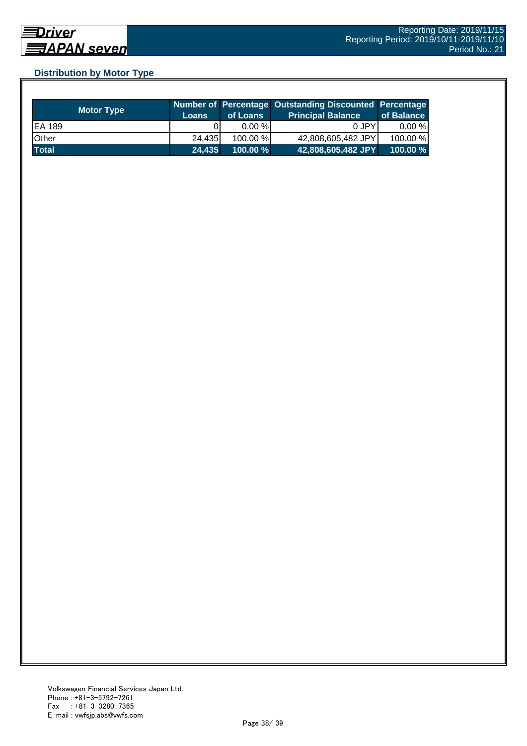## Distribution by Motor Type

| Motor Type | Number of Loans | Percentage of Loans | Outstanding Discounted Principal Balance | Percentage of Balance |
|---|---|---|---|---|
| EA 189 | 0 | 0.00 % | 0 JPY | 0.00 % |
| Other | 24,435 | 100.00 % | 42,808,605,482 JPY | 100.00 % |
| **Total** | **24,435** | **100.00 %** | **42,808,605,482 JPY** | **100.00 %** |

Volkswagen Financial Services Japan Ltd.
Phone : +81-3-5792-7261
Fax : +81-3-3280-7365
E-mail : vwfsjp.abs@vwfs.com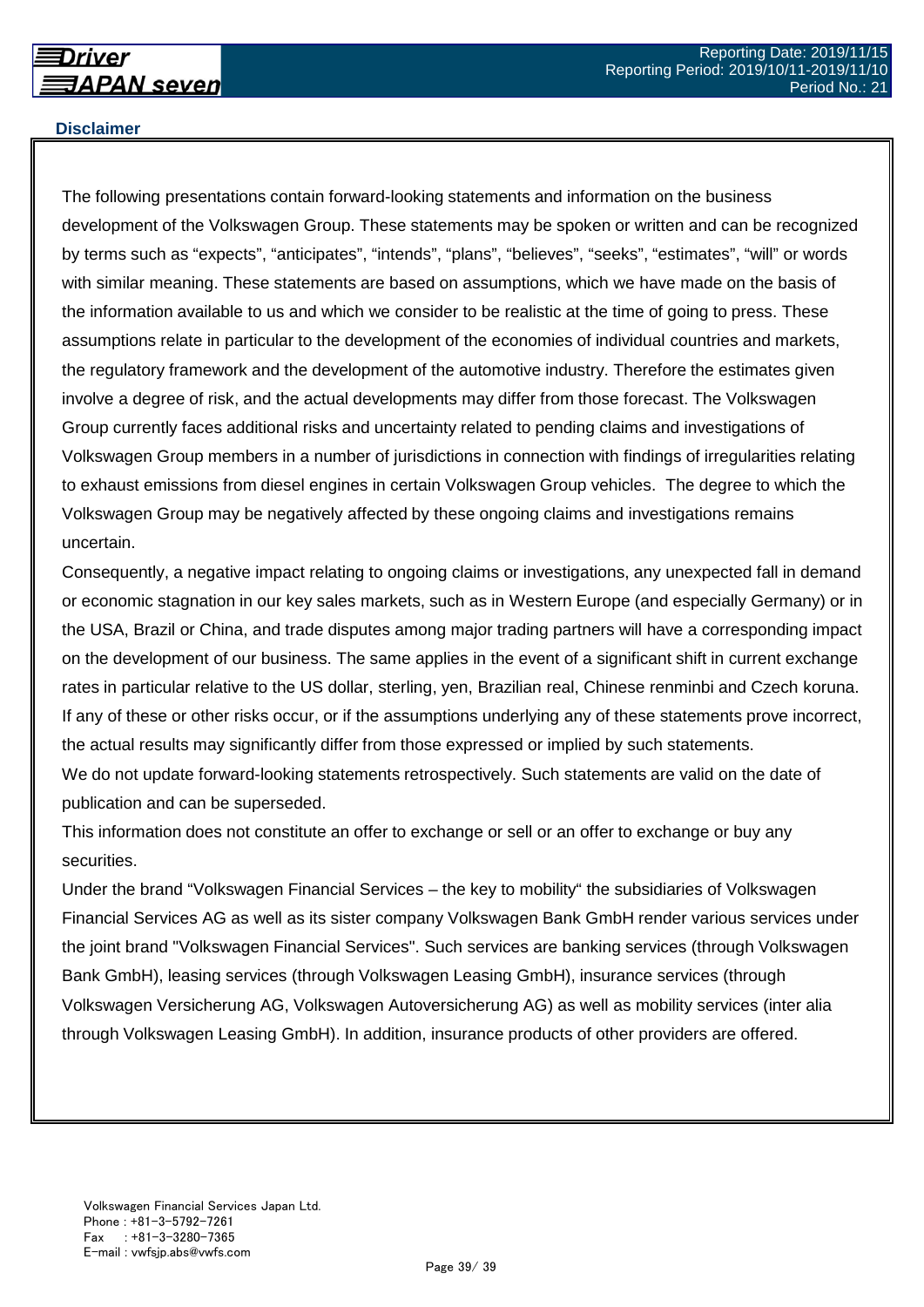## Disclaimer

The following presentations contain forward-looking statements and information on the business development of the Volkswagen Group. These statements may be spoken or written and can be recognized by terms such as “expects”, “anticipates”, “intends”, “plans”, “believes”, “seeks”, “estimates”, “will” or words with similar meaning. These statements are based on assumptions, which we have made on the basis of the information available to us and which we consider to be realistic at the time of going to press. These assumptions relate in particular to the development of the economies of individual countries and markets, the regulatory framework and the development of the automotive industry. Therefore the estimates given involve a degree of risk, and the actual developments may differ from those forecast. The Volkswagen Group currently faces additional risks and uncertainty related to pending claims and investigations of Volkswagen Group members in a number of jurisdictions in connection with findings of irregularities relating to exhaust emissions from diesel engines in certain Volkswagen Group vehicles. The degree to which the Volkswagen Group may be negatively affected by these ongoing claims and investigations remains uncertain.

Consequently, a negative impact relating to ongoing claims or investigations, any unexpected fall in demand or economic stagnation in our key sales markets, such as in Western Europe (and especially Germany) or in the USA, Brazil or China, and trade disputes among major trading partners will have a corresponding impact on the development of our business. The same applies in the event of a significant shift in current exchange rates in particular relative to the US dollar, sterling, yen, Brazilian real, Chinese renminbi and Czech koruna. If any of these or other risks occur, or if the assumptions underlying any of these statements prove incorrect, the actual results may significantly differ from those expressed or implied by such statements.

We do not update forward-looking statements retrospectively. Such statements are valid on the date of publication and can be superseded.

This information does not constitute an offer to exchange or sell or an offer to exchange or buy any securities.

Under the brand “Volkswagen Financial Services – the key to mobility“ the subsidiaries of Volkswagen Financial Services AG as well as its sister company Volkswagen Bank GmbH render various services under the joint brand "Volkswagen Financial Services". Such services are banking services (through Volkswagen Bank GmbH), leasing services (through Volkswagen Leasing GmbH), insurance services (through Volkswagen Versicherung AG, Volkswagen Autoversicherung AG) as well as mobility services (inter alia through Volkswagen Leasing GmbH). In addition, insurance products of other providers are offered.